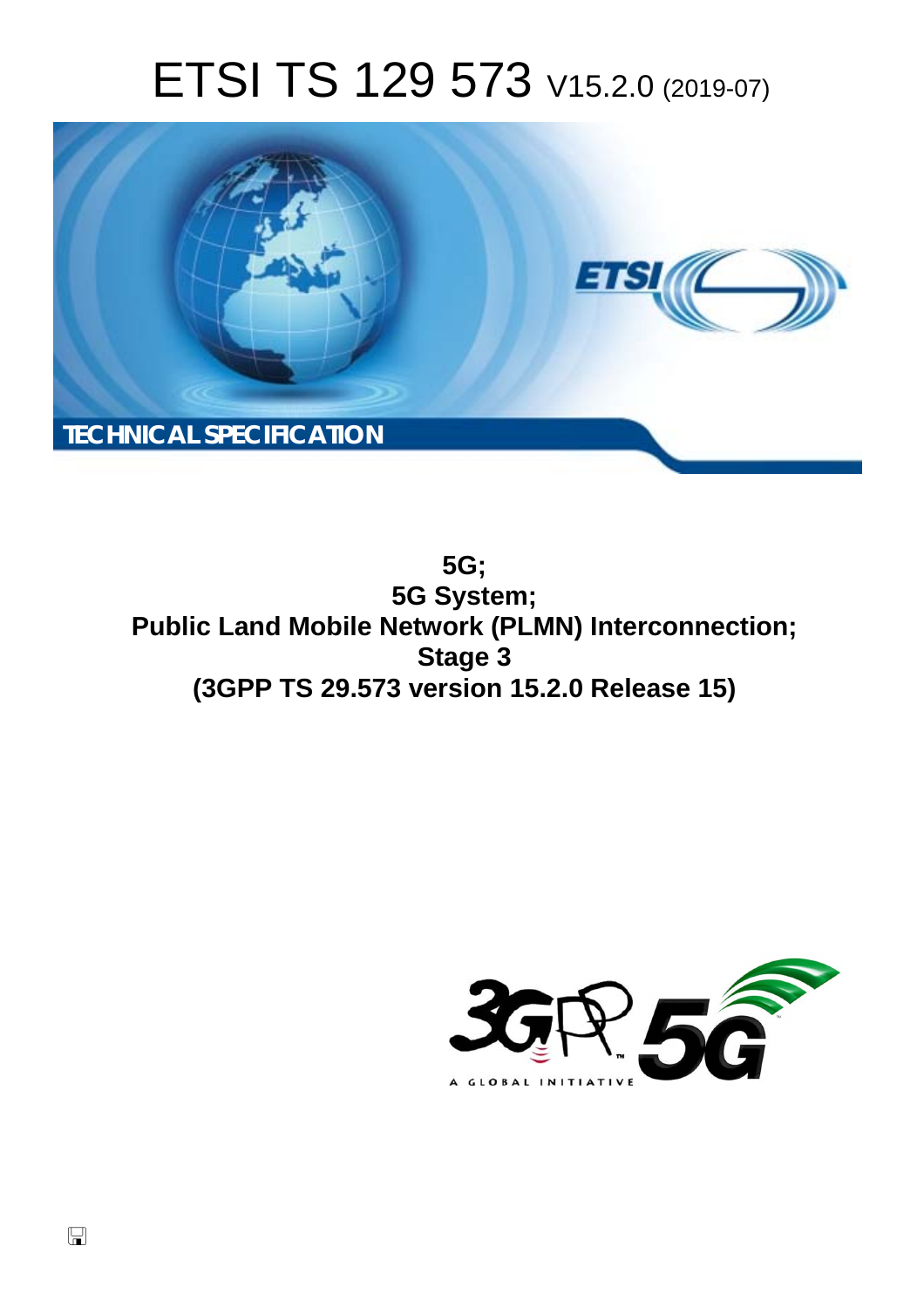# ETSI TS 129 573 V15.2.0 (2019-07)

TECHNICAL SPECIFICATION

**5G;**
**5G System;**
**Public Land Mobile Network (PLMN) Interconnection;**
**Stage 3**
**(3GPP TS 29.573 version 15.2.0 Release 15)**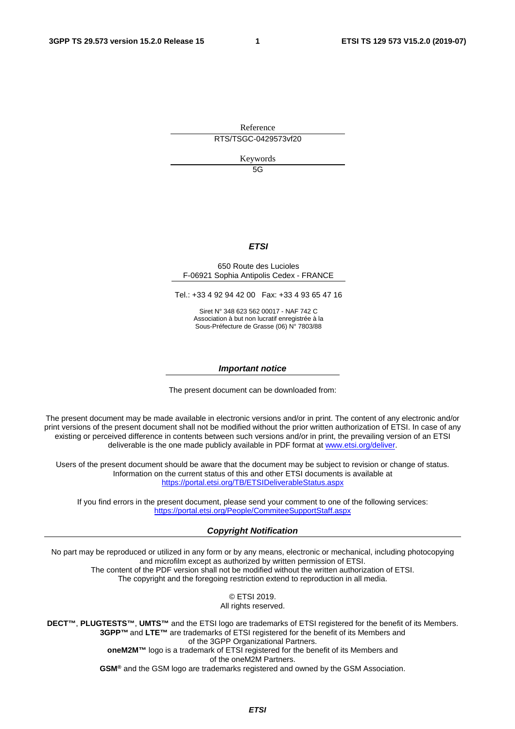Reference

RTS/TSGC-0429573vf20

Keywords

5G

***ETSI***

650 Route des Lucioles
F-06921 Sophia Antipolis Cedex - FRANCE

Tel.: +33 4 92 94 42 00 Fax: +33 4 93 65 47 16

Siret N° 348 623 562 00017 - NAF 742 C
Association à but non lucratif enregistrée à la
Sous-Préfecture de Grasse (06) N° 7803/88

***Important notice***

The present document can be downloaded from:

The present document may be made available in electronic versions and/or in print. The content of any electronic and/or print versions of the present document shall not be modified without the prior written authorization of ETSI. In case of any existing or perceived difference in contents between such versions and/or in print, the prevailing version of an ETSI deliverable is the one made publicly available in PDF format at www.etsi.org/deliver.

Users of the present document should be aware that the document may be subject to revision or change of status. Information on the current status of this and other ETSI documents is available at https://portal.etsi.org/TB/ETSIDeliverableStatus.aspx

If you find errors in the present document, please send your comment to one of the following services: https://portal.etsi.org/People/CommiteeSupportStaff.aspx

***Copyright Notification***

No part may be reproduced or utilized in any form or by any means, electronic or mechanical, including photocopying and microfilm except as authorized by written permission of ETSI.
The content of the PDF version shall not be modified without the written authorization of ETSI.
The copyright and the foregoing restriction extend to reproduction in all media.

© ETSI 2019.
All rights reserved.

**DECT™**, **PLUGTESTS™**, **UMTS™** and the ETSI logo are trademarks of ETSI registered for the benefit of its Members.
**3GPP™** and **LTE™** are trademarks of ETSI registered for the benefit of its Members and of the 3GPP Organizational Partners.
**oneM2M™** logo is a trademark of ETSI registered for the benefit of its Members and of the oneM2M Partners.
**GSM®** and the GSM logo are trademarks registered and owned by the GSM Association.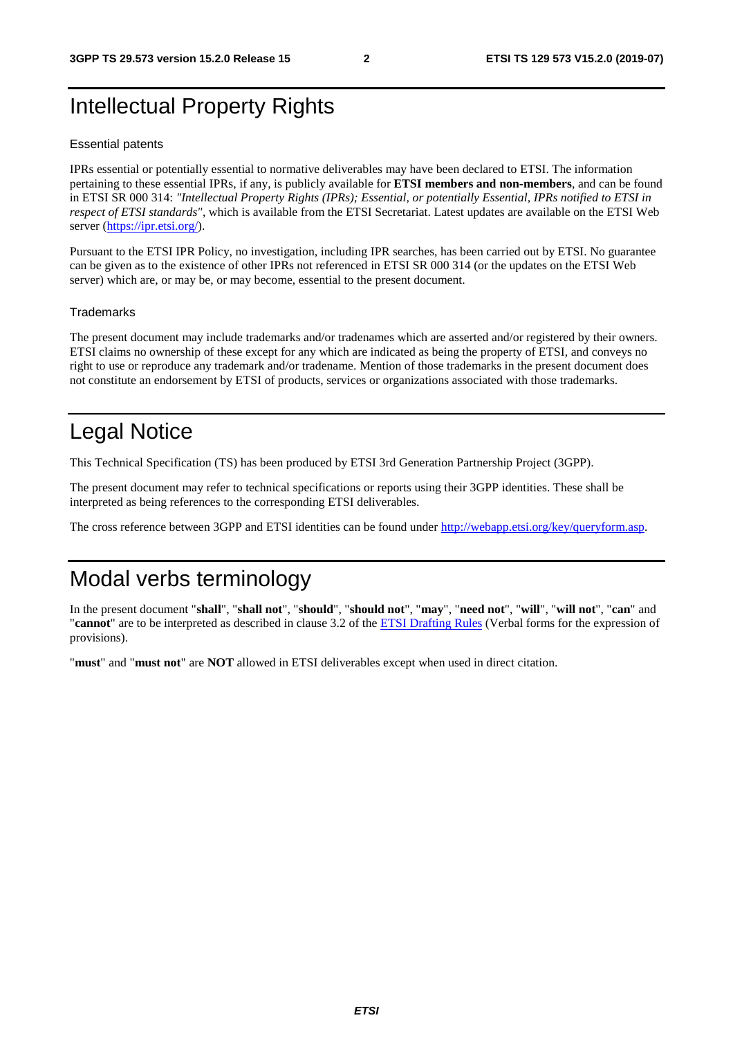# Intellectual Property Rights

Essential patents

IPRs essential or potentially essential to normative deliverables may have been declared to ETSI. The information pertaining to these essential IPRs, if any, is publicly available for **ETSI members and non-members**, and can be found in ETSI SR 000 314: *"Intellectual Property Rights (IPRs); Essential, or potentially Essential, IPRs notified to ETSI in respect of ETSI standards"*, which is available from the ETSI Secretariat. Latest updates are available on the ETSI Web server (https://ipr.etsi.org/).

Pursuant to the ETSI IPR Policy, no investigation, including IPR searches, has been carried out by ETSI. No guarantee can be given as to the existence of other IPRs not referenced in ETSI SR 000 314 (or the updates on the ETSI Web server) which are, or may be, or may become, essential to the present document.

Trademarks

The present document may include trademarks and/or tradenames which are asserted and/or registered by their owners. ETSI claims no ownership of these except for any which are indicated as being the property of ETSI, and conveys no right to use or reproduce any trademark and/or tradename. Mention of those trademarks in the present document does not constitute an endorsement by ETSI of products, services or organizations associated with those trademarks.

# Legal Notice

This Technical Specification (TS) has been produced by ETSI 3rd Generation Partnership Project (3GPP).

The present document may refer to technical specifications or reports using their 3GPP identities. These shall be interpreted as being references to the corresponding ETSI deliverables.

The cross reference between 3GPP and ETSI identities can be found under http://webapp.etsi.org/key/queryform.asp.

# Modal verbs terminology

In the present document "**shall**", "**shall not**", "**should**", "**should not**", "**may**", "**need not**", "**will**", "**will not**", "**can**" and "**cannot**" are to be interpreted as described in clause 3.2 of the ETSI Drafting Rules (Verbal forms for the expression of provisions).

"**must**" and "**must not**" are **NOT** allowed in ETSI deliverables except when used in direct citation.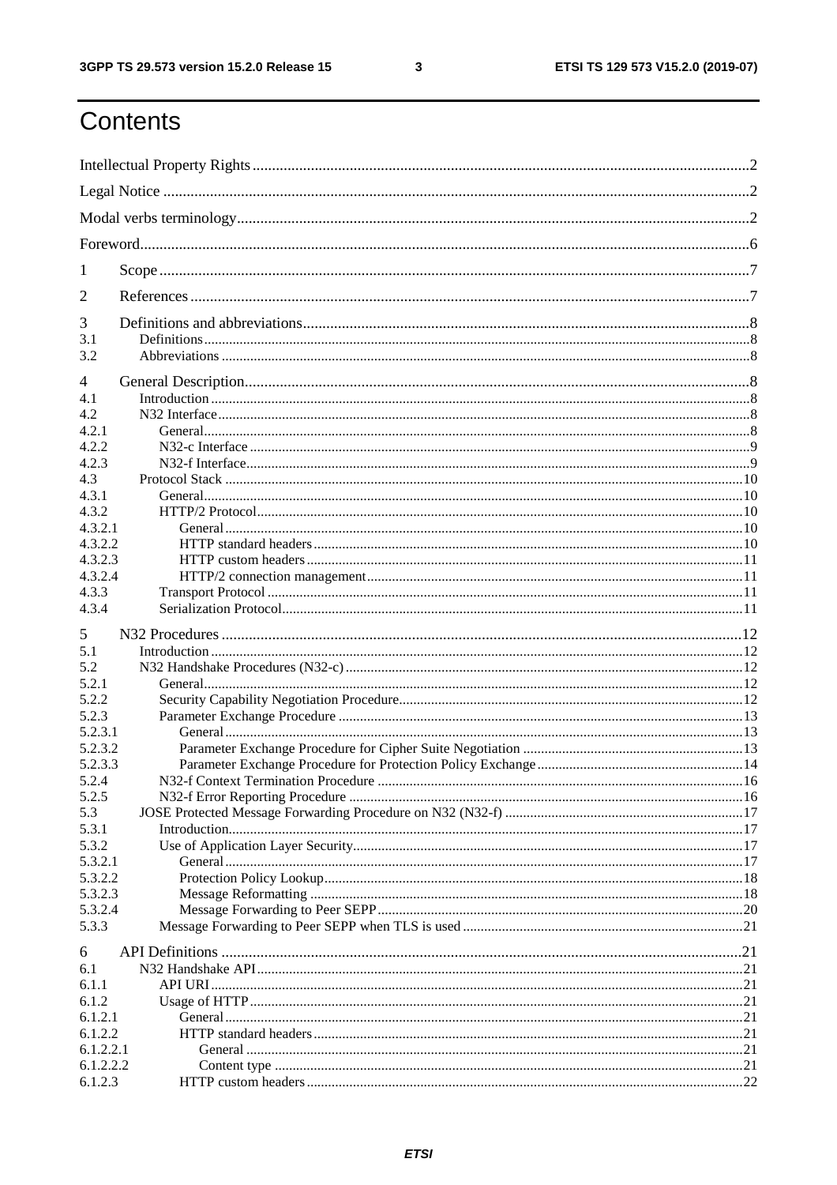# Contents

Intellectual Property Rights .......... 2
Legal Notice .......... 2
Modal verbs terminology .......... 2
Foreword .......... 6
1 Scope .......... 7
2 References .......... 7
3 Definitions and abbreviations .......... 8
3.1 Definitions .......... 8
3.2 Abbreviations .......... 8
4 General Description .......... 8
4.1 Introduction .......... 8
4.2 N32 Interface .......... 8
4.2.1 General .......... 8
4.2.2 N32-c Interface .......... 9
4.2.3 N32-f Interface .......... 9
4.3 Protocol Stack .......... 10
4.3.1 General .......... 10
4.3.2 HTTP/2 Protocol .......... 10
4.3.2.1 General .......... 10
4.3.2.2 HTTP standard headers .......... 10
4.3.2.3 HTTP custom headers .......... 11
4.3.2.4 HTTP/2 connection management .......... 11
4.3.3 Transport Protocol .......... 11
4.3.4 Serialization Protocol .......... 11
5 N32 Procedures .......... 12
5.1 Introduction .......... 12
5.2 N32 Handshake Procedures (N32-c) .......... 12
5.2.1 General .......... 12
5.2.2 Security Capability Negotiation Procedure .......... 12
5.2.3 Parameter Exchange Procedure .......... 13
5.2.3.1 General .......... 13
5.2.3.2 Parameter Exchange Procedure for Cipher Suite Negotiation .......... 13
5.2.3.3 Parameter Exchange Procedure for Protection Policy Exchange .......... 14
5.2.4 N32-f Context Termination Procedure .......... 16
5.2.5 N32-f Error Reporting Procedure .......... 16
5.3 JOSE Protected Message Forwarding Procedure on N32 (N32-f) .......... 17
5.3.1 Introduction .......... 17
5.3.2 Use of Application Layer Security .......... 17
5.3.2.1 General .......... 17
5.3.2.2 Protection Policy Lookup .......... 18
5.3.2.3 Message Reformatting .......... 18
5.3.2.4 Message Forwarding to Peer SEPP .......... 20
5.3.3 Message Forwarding to Peer SEPP when TLS is used .......... 21
6 API Definitions .......... 21
6.1 N32 Handshake API .......... 21
6.1.1 API URI .......... 21
6.1.2 Usage of HTTP .......... 21
6.1.2.1 General .......... 21
6.1.2.2 HTTP standard headers .......... 21
6.1.2.2.1 General .......... 21
6.1.2.2.2 Content type .......... 21
6.1.2.3 HTTP custom headers .......... 22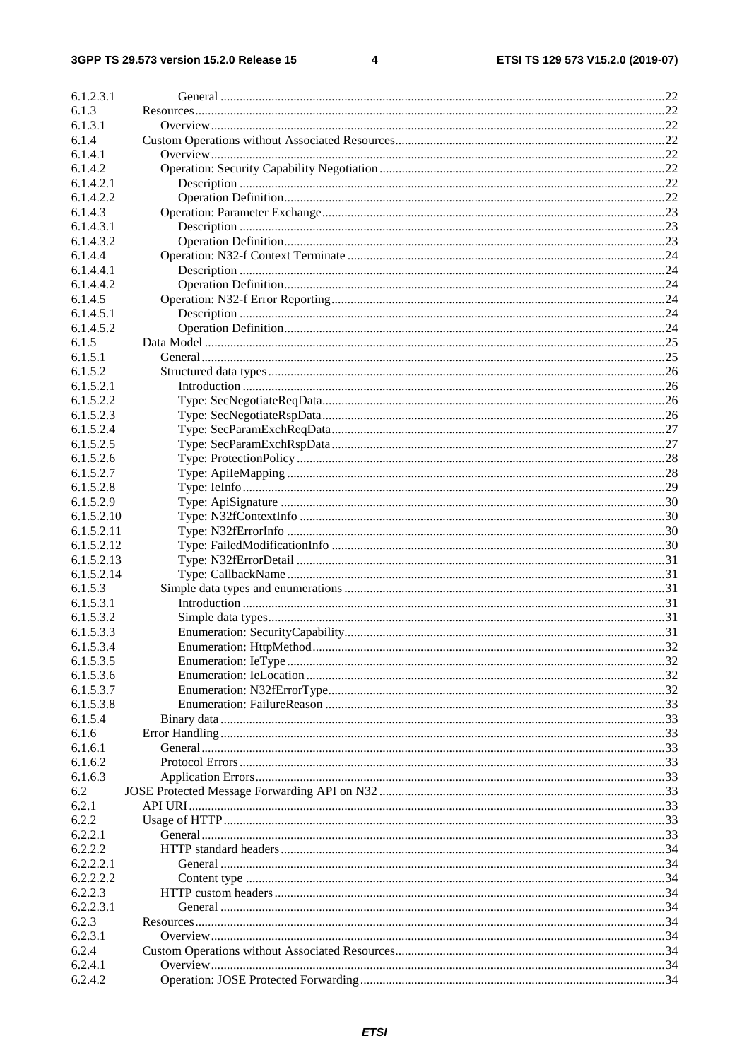6.1.2.3.1 General ...........................................................................................................................................22
6.1.3 Resources...................................................................................................................................................22
6.1.3.1 Overview...............................................................................................................................................22
6.1.4 Custom Operations without Associated Resources....................................................................................22
6.1.4.1 Overview...............................................................................................................................................22
6.1.4.2 Operation: Security Capability Negotiation.........................................................................................22
6.1.4.2.1 Description .....................................................................................................................................22
6.1.4.2.2 Operation Definition.......................................................................................................................22
6.1.4.3 Operation: Parameter Exchange...........................................................................................................23
6.1.4.3.1 Description .....................................................................................................................................23
6.1.4.3.2 Operation Definition.......................................................................................................................23
6.1.4.4 Operation: N32-f Context Terminate ...................................................................................................24
6.1.4.4.1 Description .....................................................................................................................................24
6.1.4.4.2 Operation Definition.......................................................................................................................24
6.1.4.5 Operation: N32-f Error Reporting........................................................................................................24
6.1.4.5.1 Description .....................................................................................................................................24
6.1.4.5.2 Operation Definition.......................................................................................................................24
6.1.5 Data Model .................................................................................................................................................25
6.1.5.1 General..................................................................................................................................................25
6.1.5.2 Structured data types............................................................................................................................26
6.1.5.2.1 Introduction ....................................................................................................................................26
6.1.5.2.2 Type: SecNegotiateReqData...........................................................................................................26
6.1.5.2.3 Type: SecNegotiateRspData...........................................................................................................26
6.1.5.2.4 Type: SecParamExchReqData........................................................................................................27
6.1.5.2.5 Type: SecParamExchRspData........................................................................................................27
6.1.5.2.6 Type: ProtectionPolicy...................................................................................................................28
6.1.5.2.7 Type: ApiIeMapping ......................................................................................................................28
6.1.5.2.8 Type: IeInfo....................................................................................................................................29
6.1.5.2.9 Type: ApiSignature ........................................................................................................................30
6.1.5.2.10 Type: N32fContextInfo ..................................................................................................................30
6.1.5.2.11 Type: N32fErrorInfo ......................................................................................................................30
6.1.5.2.12 Type: FailedModificationInfo ........................................................................................................30
6.1.5.2.13 Type: N32fErrorDetail ...................................................................................................................31
6.1.5.2.14 Type: CallbackName ......................................................................................................................31
6.1.5.3 Simple data types and enumerations ....................................................................................................31
6.1.5.3.1 Introduction ....................................................................................................................................31
6.1.5.3.2 Simple data types............................................................................................................................31
6.1.5.3.3 Enumeration: SecurityCapability....................................................................................................31
6.1.5.3.4 Enumeration: HttpMethod..............................................................................................................32
6.1.5.3.5 Enumeration: IeType ......................................................................................................................32
6.1.5.3.6 Enumeration: IeLocation ................................................................................................................32
6.1.5.3.7 Enumeration: N32fErrorType.........................................................................................................32
6.1.5.3.8 Enumeration: FailureReason ..........................................................................................................33
6.1.5.4 Binary data ...........................................................................................................................................33
6.1.6 Error Handling...........................................................................................................................................33
6.1.6.1 General..................................................................................................................................................33
6.1.6.2 Protocol Errors .....................................................................................................................................33
6.1.6.3 Application Errors................................................................................................................................33
6.2 JOSE Protected Message Forwarding API on N32 .........................................................................................33
6.2.1 API URI .....................................................................................................................................................33
6.2.2 Usage of HTTP..........................................................................................................................................33
6.2.2.1 General..................................................................................................................................................33
6.2.2.2 HTTP standard headers........................................................................................................................34
6.2.2.2.1 General ...........................................................................................................................................34
6.2.2.2.2 Content type ...................................................................................................................................34
6.2.2.3 HTTP custom headers..........................................................................................................................34
6.2.2.3.1 General ...........................................................................................................................................34
6.2.3 Resources...................................................................................................................................................34
6.2.3.1 Overview...............................................................................................................................................34
6.2.4 Custom Operations without Associated Resources....................................................................................34
6.2.4.1 Overview...............................................................................................................................................34
6.2.4.2 Operation: JOSE Protected Forwarding...............................................................................................34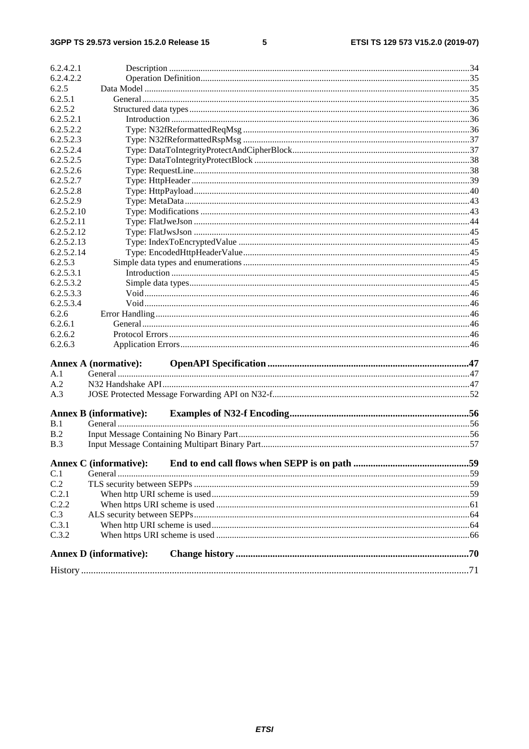| | | |
|---|---|---|
| 6.2.4.2.1 | Description | 34 |
| 6.2.4.2.2 | Operation Definition | 35 |
| 6.2.5 | Data Model | 35 |
| 6.2.5.1 | General | 35 |
| 6.2.5.2 | Structured data types | 36 |
| 6.2.5.2.1 | Introduction | 36 |
| 6.2.5.2.2 | Type: N32fReformattedReqMsg | 36 |
| 6.2.5.2.3 | Type: N32fReformattedRspMsg | 37 |
| 6.2.5.2.4 | Type: DataToIntegrityProtectAndCipherBlock | 37 |
| 6.2.5.2.5 | Type: DataToIntegrityProtectBlock | 38 |
| 6.2.5.2.6 | Type: RequestLine | 38 |
| 6.2.5.2.7 | Type: HttpHeader | 39 |
| 6.2.5.2.8 | Type: HttpPayload | 40 |
| 6.2.5.2.9 | Type: MetaData | 43 |
| 6.2.5.2.10 | Type: Modifications | 43 |
| 6.2.5.2.11 | Type: FlatJweJson | 44 |
| 6.2.5.2.12 | Type: FlatJwsJson | 45 |
| 6.2.5.2.13 | Type: IndexToEncryptedValue | 45 |
| 6.2.5.2.14 | Type: EncodedHttpHeaderValue | 45 |
| 6.2.5.3 | Simple data types and enumerations | 45 |
| 6.2.5.3.1 | Introduction | 45 |
| 6.2.5.3.2 | Simple data types | 45 |
| 6.2.5.3.3 | Void | 46 |
| 6.2.5.3.4 | Void | 46 |
| 6.2.6 | Error Handling | 46 |
| 6.2.6.1 | General | 46 |
| 6.2.6.2 | Protocol Errors | 46 |
| 6.2.6.3 | Application Errors | 46 |
| **Annex A (normative):** | **OpenAPI Specification** | **47** |
| A.1 | General | 47 |
| A.2 | N32 Handshake API | 47 |
| A.3 | JOSE Protected Message Forwarding API on N32-f | 52 |
| **Annex B (informative):** | **Examples of N32-f Encoding** | **56** |
| B.1 | General | 56 |
| B.2 | Input Message Containing No Binary Part | 56 |
| B.3 | Input Message Containing Multipart Binary Part | 57 |
| **Annex C (informative):** | **End to end call flows when SEPP is on path** | **59** |
| C.1 | General | 59 |
| C.2 | TLS security between SEPPs | 59 |
| C.2.1 | When http URI scheme is used | 59 |
| C.2.2 | When https URI scheme is used | 61 |
| C.3 | ALS security between SEPPs | 64 |
| C.3.1 | When http URI scheme is used | 64 |
| C.3.2 | When https URI scheme is used | 66 |
| **Annex D (informative):** | **Change history** | **70** |
| History | | 71 |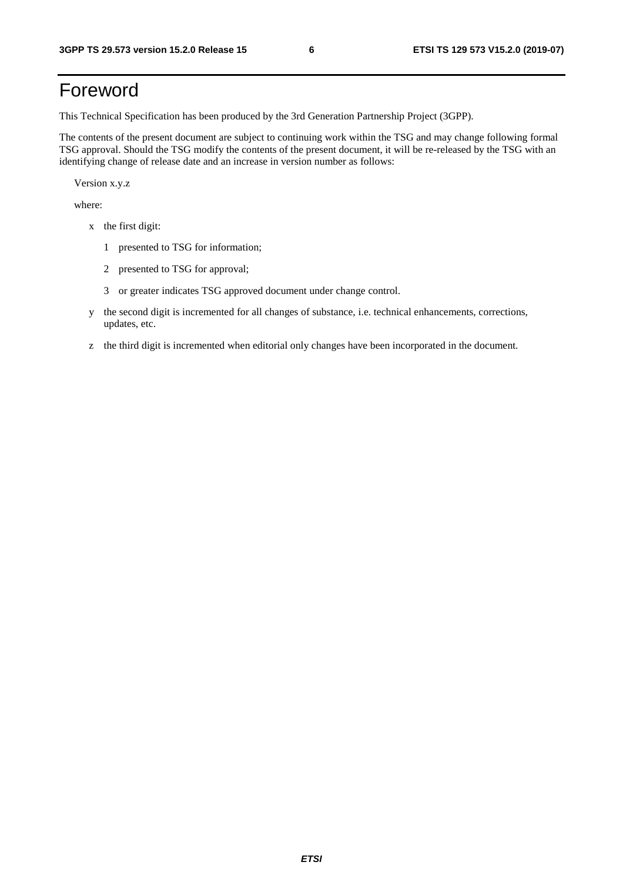# Foreword

This Technical Specification has been produced by the 3rd Generation Partnership Project (3GPP).

The contents of the present document are subject to continuing work within the TSG and may change following formal TSG approval. Should the TSG modify the contents of the present document, it will be re-released by the TSG with an identifying change of release date and an increase in version number as follows:

Version x.y.z

where:

- x the first digit:
  - 1 presented to TSG for information;
  - 2 presented to TSG for approval;
  - 3 or greater indicates TSG approved document under change control.
- y the second digit is incremented for all changes of substance, i.e. technical enhancements, corrections, updates, etc.
- z the third digit is incremented when editorial only changes have been incorporated in the document.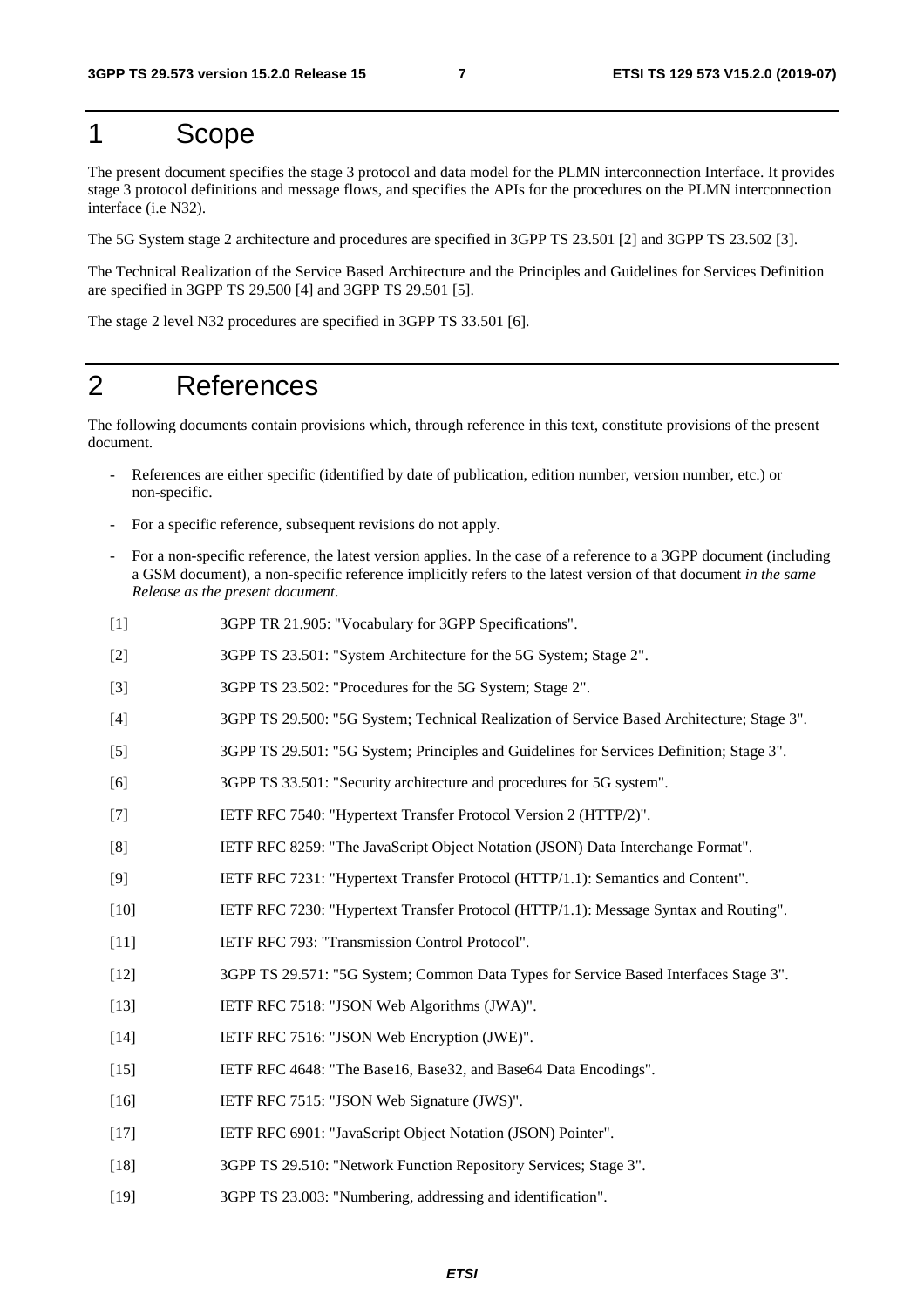# 1 Scope

The present document specifies the stage 3 protocol and data model for the PLMN interconnection Interface. It provides stage 3 protocol definitions and message flows, and specifies the APIs for the procedures on the PLMN interconnection interface (i.e N32).

The 5G System stage 2 architecture and procedures are specified in 3GPP TS 23.501 [2] and 3GPP TS 23.502 [3].

The Technical Realization of the Service Based Architecture and the Principles and Guidelines for Services Definition are specified in 3GPP TS 29.500 [4] and 3GPP TS 29.501 [5].

The stage 2 level N32 procedures are specified in 3GPP TS 33.501 [6].

# 2 References

The following documents contain provisions which, through reference in this text, constitute provisions of the present document.

- References are either specific (identified by date of publication, edition number, version number, etc.) or non-specific.
- For a specific reference, subsequent revisions do not apply.
- For a non-specific reference, the latest version applies. In the case of a reference to a 3GPP document (including a GSM document), a non-specific reference implicitly refers to the latest version of that document *in the same Release as the present document*.

[1] 3GPP TR 21.905: "Vocabulary for 3GPP Specifications".

[2] 3GPP TS 23.501: "System Architecture for the 5G System; Stage 2".

[3] 3GPP TS 23.502: "Procedures for the 5G System; Stage 2".

[4] 3GPP TS 29.500: "5G System; Technical Realization of Service Based Architecture; Stage 3".

[5] 3GPP TS 29.501: "5G System; Principles and Guidelines for Services Definition; Stage 3".

[6] 3GPP TS 33.501: "Security architecture and procedures for 5G system".

[7] IETF RFC 7540: "Hypertext Transfer Protocol Version 2 (HTTP/2)".

[8] IETF RFC 8259: "The JavaScript Object Notation (JSON) Data Interchange Format".

[9] IETF RFC 7231: "Hypertext Transfer Protocol (HTTP/1.1): Semantics and Content".

[10] IETF RFC 7230: "Hypertext Transfer Protocol (HTTP/1.1): Message Syntax and Routing".

[11] IETF RFC 793: "Transmission Control Protocol".

[12] 3GPP TS 29.571: "5G System; Common Data Types for Service Based Interfaces Stage 3".

[13] IETF RFC 7518: "JSON Web Algorithms (JWA)".

[14] IETF RFC 7516: "JSON Web Encryption (JWE)".

[15] IETF RFC 4648: "The Base16, Base32, and Base64 Data Encodings".

[16] IETF RFC 7515: "JSON Web Signature (JWS)".

[17] IETF RFC 6901: "JavaScript Object Notation (JSON) Pointer".

[18] 3GPP TS 29.510: "Network Function Repository Services; Stage 3".

[19] 3GPP TS 23.003: "Numbering, addressing and identification".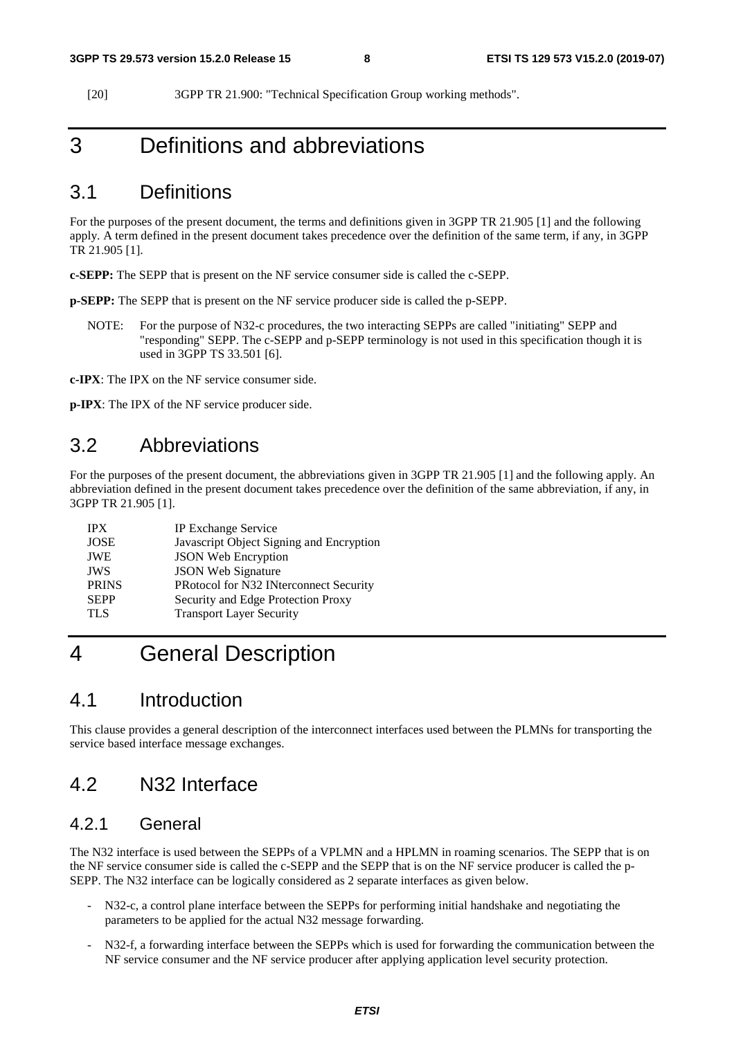[20] 3GPP TR 21.900: "Technical Specification Group working methods".

# 3 Definitions and abbreviations

## 3.1 Definitions

For the purposes of the present document, the terms and definitions given in 3GPP TR 21.905 [1] and the following apply. A term defined in the present document takes precedence over the definition of the same term, if any, in 3GPP TR 21.905 [1].

**c-SEPP:** The SEPP that is present on the NF service consumer side is called the c-SEPP.

**p-SEPP:** The SEPP that is present on the NF service producer side is called the p-SEPP.

NOTE: For the purpose of N32-c procedures, the two interacting SEPPs are called "initiating" SEPP and "responding" SEPP. The c-SEPP and p-SEPP terminology is not used in this specification though it is used in 3GPP TS 33.501 [6].

**c-IPX**: The IPX on the NF service consumer side.

**p-IPX**: The IPX of the NF service producer side.

## 3.2 Abbreviations

For the purposes of the present document, the abbreviations given in 3GPP TR 21.905 [1] and the following apply. An abbreviation defined in the present document takes precedence over the definition of the same abbreviation, if any, in 3GPP TR 21.905 [1].

| | |
|---|---|
| IPX | IP Exchange Service |
| JOSE | Javascript Object Signing and Encryption |
| JWE | JSON Web Encryption |
| JWS | JSON Web Signature |
| PRINS | PRotocol for N32 INterconnect Security |
| SEPP | Security and Edge Protection Proxy |
| TLS | Transport Layer Security |

# 4 General Description

## 4.1 Introduction

This clause provides a general description of the interconnect interfaces used between the PLMNs for transporting the service based interface message exchanges.

## 4.2 N32 Interface

### 4.2.1 General

The N32 interface is used between the SEPPs of a VPLMN and a HPLMN in roaming scenarios. The SEPP that is on the NF service consumer side is called the c-SEPP and the SEPP that is on the NF service producer is called the p-SEPP. The N32 interface can be logically considered as 2 separate interfaces as given below.

- N32-c, a control plane interface between the SEPPs for performing initial handshake and negotiating the parameters to be applied for the actual N32 message forwarding.
- N32-f, a forwarding interface between the SEPPs which is used for forwarding the communication between the NF service consumer and the NF service producer after applying application level security protection.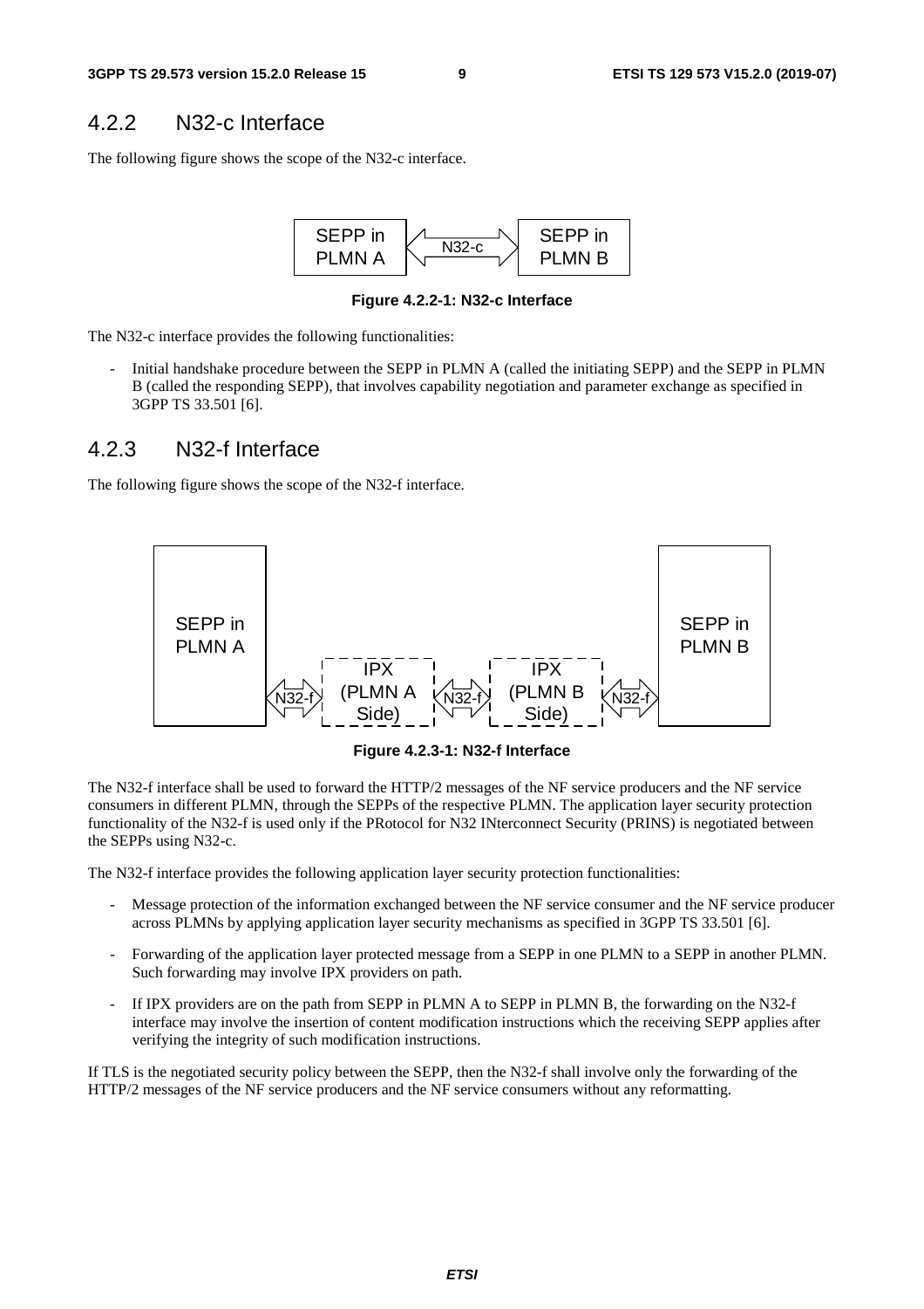### 4.2.2 N32-c Interface

The following figure shows the scope of the N32-c interface.

SEPP in PLMN A

N32-c

SEPP in PLMN B

**Figure 4.2.2-1: N32-c Interface**

The N32-c interface provides the following functionalities:

- Initial handshake procedure between the SEPP in PLMN A (called the initiating SEPP) and the SEPP in PLMN B (called the responding SEPP), that involves capability negotiation and parameter exchange as specified in 3GPP TS 33.501 [6].

### 4.2.3 N32-f Interface

The following figure shows the scope of the N32-f interface.

SEPP in PLMN A

N32-f

IPX (PLMN A Side)

N32-f

IPX (PLMN B Side)

N32-f

SEPP in PLMN B

**Figure 4.2.3-1: N32-f Interface**

The N32-f interface shall be used to forward the HTTP/2 messages of the NF service producers and the NF service consumers in different PLMN, through the SEPPs of the respective PLMN. The application layer security protection functionality of the N32-f is used only if the PRotocol for N32 INterconnect Security (PRINS) is negotiated between the SEPPs using N32-c.

The N32-f interface provides the following application layer security protection functionalities:

- Message protection of the information exchanged between the NF service consumer and the NF service producer across PLMNs by applying application layer security mechanisms as specified in 3GPP TS 33.501 [6].
- Forwarding of the application layer protected message from a SEPP in one PLMN to a SEPP in another PLMN. Such forwarding may involve IPX providers on path.
- If IPX providers are on the path from SEPP in PLMN A to SEPP in PLMN B, the forwarding on the N32-f interface may involve the insertion of content modification instructions which the receiving SEPP applies after verifying the integrity of such modification instructions.

If TLS is the negotiated security policy between the SEPP, then the N32-f shall involve only the forwarding of the HTTP/2 messages of the NF service producers and the NF service consumers without any reformatting.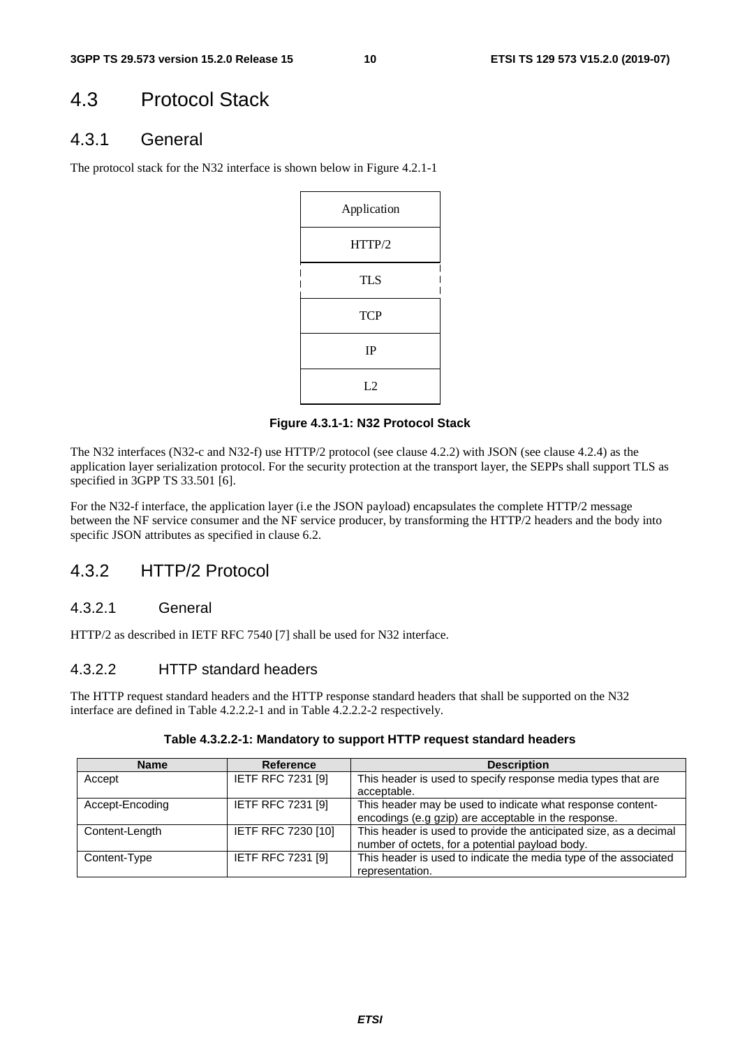# 4.3 Protocol Stack

## 4.3.1 General

The protocol stack for the N32 interface is shown below in Figure 4.2.1-1

| |
|---|
| Application |
| HTTP/2 |
| TLS |
| TCP |
| IP |
| L2 |

**Figure 4.3.1-1: N32 Protocol Stack**

The N32 interfaces (N32-c and N32-f) use HTTP/2 protocol (see clause 4.2.2) with JSON (see clause 4.2.4) as the application layer serialization protocol. For the security protection at the transport layer, the SEPPs shall support TLS as specified in 3GPP TS 33.501 [6].

For the N32-f interface, the application layer (i.e the JSON payload) encapsulates the complete HTTP/2 message between the NF service consumer and the NF service producer, by transforming the HTTP/2 headers and the body into specific JSON attributes as specified in clause 6.2.

## 4.3.2 HTTP/2 Protocol

### 4.3.2.1 General

HTTP/2 as described in IETF RFC 7540 [7] shall be used for N32 interface.

### 4.3.2.2 HTTP standard headers

The HTTP request standard headers and the HTTP response standard headers that shall be supported on the N32 interface are defined in Table 4.2.2.2-1 and in Table 4.2.2.2-2 respectively.

**Table 4.3.2.2-1: Mandatory to support HTTP request standard headers**

| Name | Reference | Description |
|---|---|---|
| Accept | IETF RFC 7231 [9] | This header is used to specify response media types that are acceptable. |
| Accept-Encoding | IETF RFC 7231 [9] | This header may be used to indicate what response content-encodings (e.g gzip) are acceptable in the response. |
| Content-Length | IETF RFC 7230 [10] | This header is used to provide the anticipated size, as a decimal number of octets, for a potential payload body. |
| Content-Type | IETF RFC 7231 [9] | This header is used to indicate the media type of the associated representation. |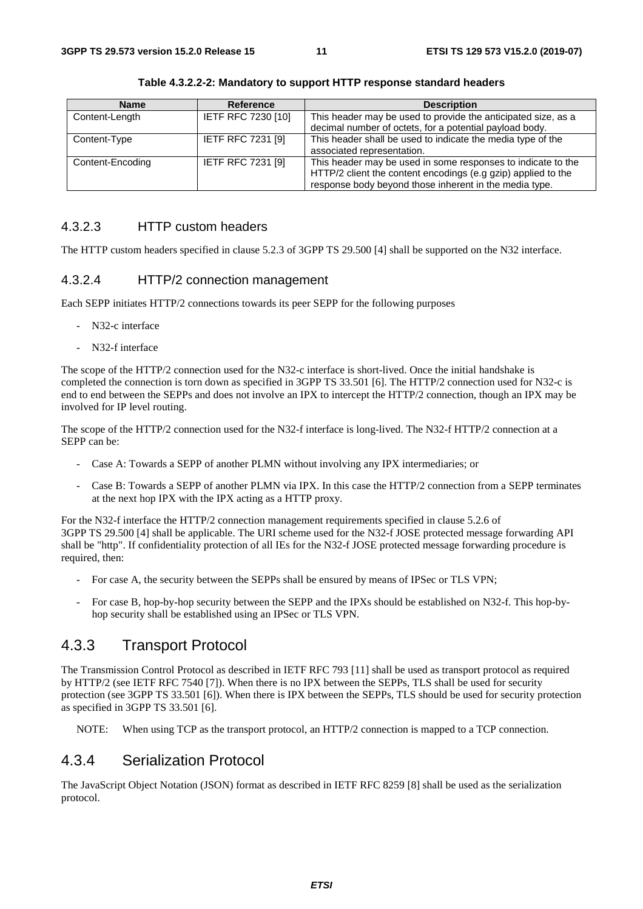Table 4.3.2.2-2: Mandatory to support HTTP response standard headers

| Name | Reference | Description |
|---|---|---|
| Content-Length | IETF RFC 7230 [10] | This header may be used to provide the anticipated size, as a decimal number of octets, for a potential payload body. |
| Content-Type | IETF RFC 7231 [9] | This header shall be used to indicate the media type of the associated representation. |
| Content-Encoding | IETF RFC 7231 [9] | This header may be used in some responses to indicate to the HTTP/2 client the content encodings (e.g gzip) applied to the response body beyond those inherent in the media type. |

#### 4.3.2.3 HTTP custom headers

The HTTP custom headers specified in clause 5.2.3 of 3GPP TS 29.500 [4] shall be supported on the N32 interface.

#### 4.3.2.4 HTTP/2 connection management

Each SEPP initiates HTTP/2 connections towards its peer SEPP for the following purposes

- N32-c interface
- N32-f interface

The scope of the HTTP/2 connection used for the N32-c interface is short-lived. Once the initial handshake is completed the connection is torn down as specified in 3GPP TS 33.501 [6]. The HTTP/2 connection used for N32-c is end to end between the SEPPs and does not involve an IPX to intercept the HTTP/2 connection, though an IPX may be involved for IP level routing.

The scope of the HTTP/2 connection used for the N32-f interface is long-lived. The N32-f HTTP/2 connection at a SEPP can be:

- Case A: Towards a SEPP of another PLMN without involving any IPX intermediaries; or
- Case B: Towards a SEPP of another PLMN via IPX. In this case the HTTP/2 connection from a SEPP terminates at the next hop IPX with the IPX acting as a HTTP proxy.

For the N32-f interface the HTTP/2 connection management requirements specified in clause 5.2.6 of 3GPP TS 29.500 [4] shall be applicable. The URI scheme used for the N32-f JOSE protected message forwarding API shall be "http". If confidentiality protection of all IEs for the N32-f JOSE protected message forwarding procedure is required, then:

- For case A, the security between the SEPPs shall be ensured by means of IPSec or TLS VPN;
- For case B, hop-by-hop security between the SEPP and the IPXs should be established on N32-f. This hop-by-hop security shall be established using an IPSec or TLS VPN.

### 4.3.3 Transport Protocol

The Transmission Control Protocol as described in IETF RFC 793 [11] shall be used as transport protocol as required by HTTP/2 (see IETF RFC 7540 [7]). When there is no IPX between the SEPPs, TLS shall be used for security protection (see 3GPP TS 33.501 [6]). When there is IPX between the SEPPs, TLS should be used for security protection as specified in 3GPP TS 33.501 [6].

NOTE: When using TCP as the transport protocol, an HTTP/2 connection is mapped to a TCP connection.

### 4.3.4 Serialization Protocol

The JavaScript Object Notation (JSON) format as described in IETF RFC 8259 [8] shall be used as the serialization protocol.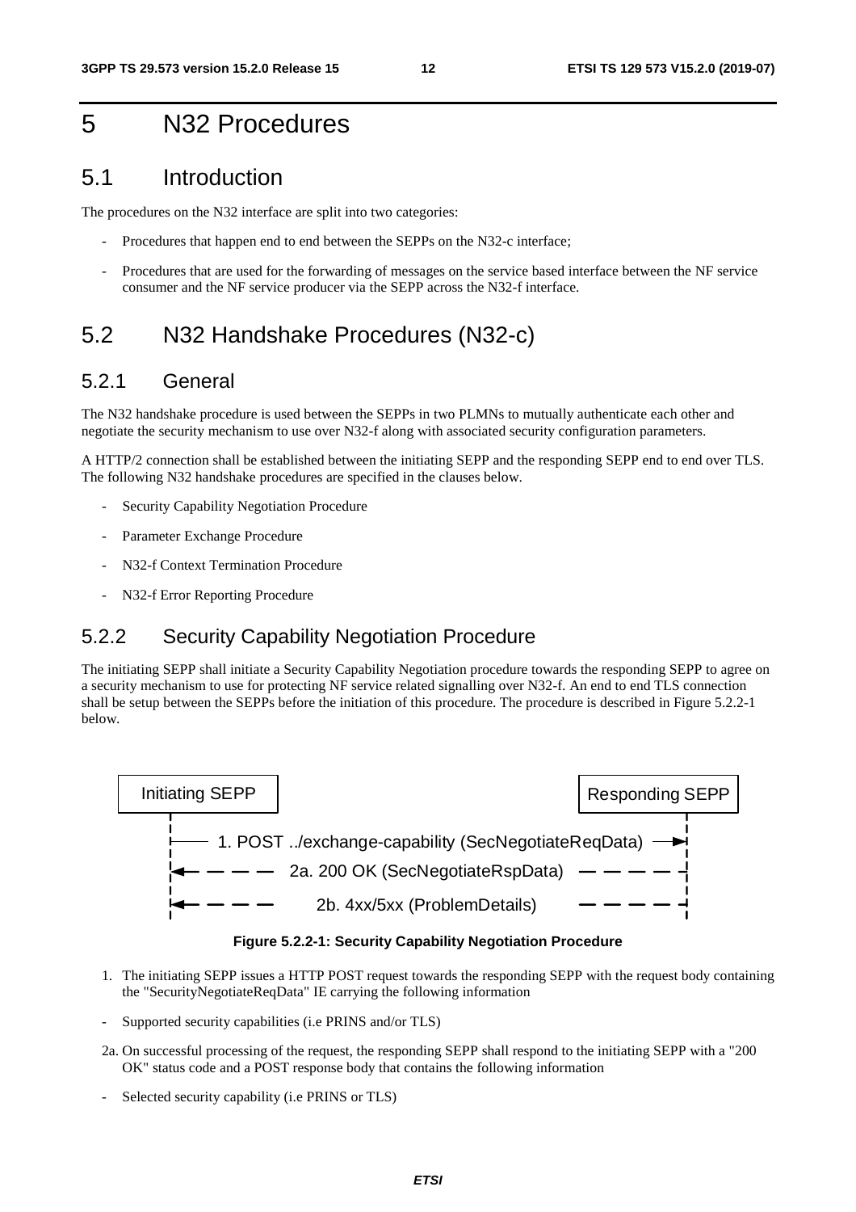# 5 N32 Procedures

## 5.1 Introduction

The procedures on the N32 interface are split into two categories:

- Procedures that happen end to end between the SEPPs on the N32-c interface;
- Procedures that are used for the forwarding of messages on the service based interface between the NF service consumer and the NF service producer via the SEPP across the N32-f interface.

## 5.2 N32 Handshake Procedures (N32-c)

### 5.2.1 General

The N32 handshake procedure is used between the SEPPs in two PLMNs to mutually authenticate each other and negotiate the security mechanism to use over N32-f along with associated security configuration parameters.

A HTTP/2 connection shall be established between the initiating SEPP and the responding SEPP end to end over TLS. The following N32 handshake procedures are specified in the clauses below.

- Security Capability Negotiation Procedure
- Parameter Exchange Procedure
- N32-f Context Termination Procedure
- N32-f Error Reporting Procedure

### 5.2.2 Security Capability Negotiation Procedure

The initiating SEPP shall initiate a Security Capability Negotiation procedure towards the responding SEPP to agree on a security mechanism to use for protecting NF service related signalling over N32-f. An end to end TLS connection shall be setup between the SEPPs before the initiation of this procedure. The procedure is described in Figure 5.2.2-1 below.

Initiating SEPP

Responding SEPP

1. POST ../exchange-capability (SecNegotiateReqData)

2a. 200 OK (SecNegotiateRspData)

2b. 4xx/5xx (ProblemDetails)

**Figure 5.2.2-1: Security Capability Negotiation Procedure**

1. The initiating SEPP issues a HTTP POST request towards the responding SEPP with the request body containing the "SecurityNegotiateReqData" IE carrying the following information

- Supported security capabilities (i.e PRINS and/or TLS)

2a. On successful processing of the request, the responding SEPP shall respond to the initiating SEPP with a "200 OK" status code and a POST response body that contains the following information

- Selected security capability (i.e PRINS or TLS)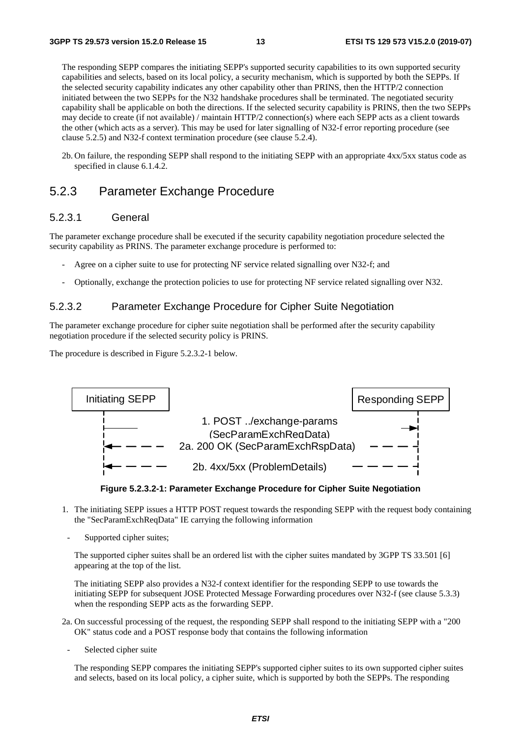The responding SEPP compares the initiating SEPP's supported security capabilities to its own supported security capabilities and selects, based on its local policy, a security mechanism, which is supported by both the SEPPs. If the selected security capability indicates any other capability other than PRINS, then the HTTP/2 connection initiated between the two SEPPs for the N32 handshake procedures shall be terminated. The negotiated security capability shall be applicable on both the directions. If the selected security capability is PRINS, then the two SEPPs may decide to create (if not available) / maintain HTTP/2 connection(s) where each SEPP acts as a client towards the other (which acts as a server). This may be used for later signalling of N32-f error reporting procedure (see clause 5.2.5) and N32-f context termination procedure (see clause 5.2.4).

2b. On failure, the responding SEPP shall respond to the initiating SEPP with an appropriate 4xx/5xx status code as specified in clause 6.1.4.2.

## 5.2.3 Parameter Exchange Procedure

### 5.2.3.1 General

The parameter exchange procedure shall be executed if the security capability negotiation procedure selected the security capability as PRINS. The parameter exchange procedure is performed to:

- Agree on a cipher suite to use for protecting NF service related signalling over N32-f; and
- Optionally, exchange the protection policies to use for protecting NF service related signalling over N32.

### 5.2.3.2 Parameter Exchange Procedure for Cipher Suite Negotiation

The parameter exchange procedure for cipher suite negotiation shall be performed after the security capability negotiation procedure if the selected security policy is PRINS.

The procedure is described in Figure 5.2.3.2-1 below.

Initiating SEPP

Responding SEPP

1. POST ../exchange-params (SecParamExchReqData)

2a. 200 OK (SecParamExchRspData)

2b. 4xx/5xx (ProblemDetails)

**Figure 5.2.3.2-1: Parameter Exchange Procedure for Cipher Suite Negotiation**

1. The initiating SEPP issues a HTTP POST request towards the responding SEPP with the request body containing the "SecParamExchReqData" IE carrying the following information

   - Supported cipher suites;

   The supported cipher suites shall be an ordered list with the cipher suites mandated by 3GPP TS 33.501 [6] appearing at the top of the list.

   The initiating SEPP also provides a N32-f context identifier for the responding SEPP to use towards the initiating SEPP for subsequent JOSE Protected Message Forwarding procedures over N32-f (see clause 5.3.3) when the responding SEPP acts as the forwarding SEPP.

2a. On successful processing of the request, the responding SEPP shall respond to the initiating SEPP with a "200 OK" status code and a POST response body that contains the following information

   - Selected cipher suite

   The responding SEPP compares the initiating SEPP's supported cipher suites to its own supported cipher suites and selects, based on its local policy, a cipher suite, which is supported by both the SEPPs. The responding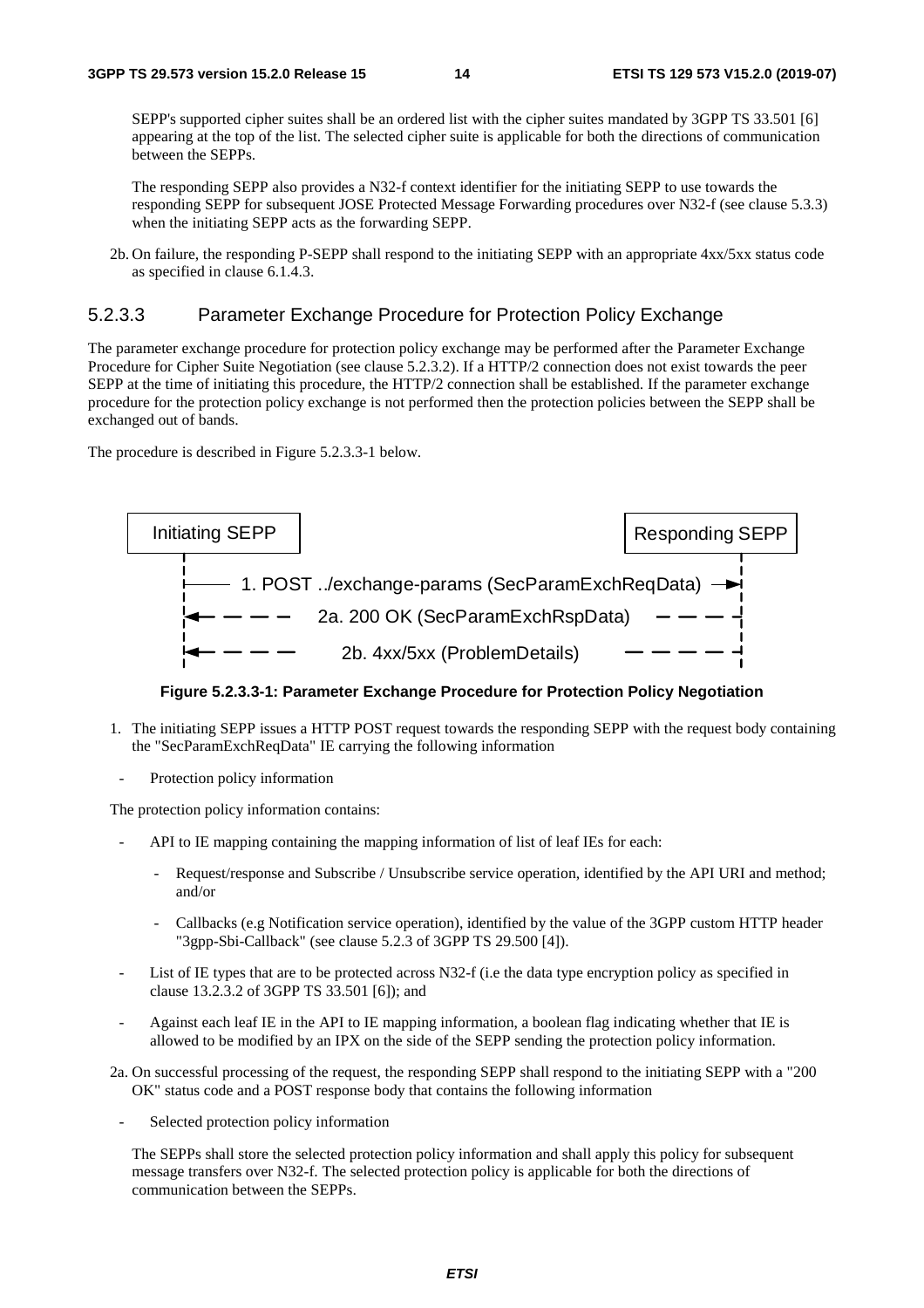SEPP's supported cipher suites shall be an ordered list with the cipher suites mandated by 3GPP TS 33.501 [6] appearing at the top of the list. The selected cipher suite is applicable for both the directions of communication between the SEPPs.

The responding SEPP also provides a N32-f context identifier for the initiating SEPP to use towards the responding SEPP for subsequent JOSE Protected Message Forwarding procedures over N32-f (see clause 5.3.3) when the initiating SEPP acts as the forwarding SEPP.

2b. On failure, the responding P-SEPP shall respond to the initiating SEPP with an appropriate 4xx/5xx status code as specified in clause 6.1.4.3.

### 5.2.3.3 Parameter Exchange Procedure for Protection Policy Exchange

The parameter exchange procedure for protection policy exchange may be performed after the Parameter Exchange Procedure for Cipher Suite Negotiation (see clause 5.2.3.2). If a HTTP/2 connection does not exist towards the peer SEPP at the time of initiating this procedure, the HTTP/2 connection shall be established. If the parameter exchange procedure for the protection policy exchange is not performed then the protection policies between the SEPP shall be exchanged out of bands.

The procedure is described in Figure 5.2.3.3-1 below.

Initiating SEPP

Responding SEPP

1. POST ../exchange-params (SecParamExchReqData)

2a. 200 OK (SecParamExchRspData)

2b. 4xx/5xx (ProblemDetails)

**Figure 5.2.3.3-1: Parameter Exchange Procedure for Protection Policy Negotiation**

1. The initiating SEPP issues a HTTP POST request towards the responding SEPP with the request body containing the "SecParamExchReqData" IE carrying the following information

- Protection policy information

The protection policy information contains:

- API to IE mapping containing the mapping information of list of leaf IEs for each:
  - Request/response and Subscribe / Unsubscribe service operation, identified by the API URI and method; and/or
  - Callbacks (e.g Notification service operation), identified by the value of the 3GPP custom HTTP header "3gpp-Sbi-Callback" (see clause 5.2.3 of 3GPP TS 29.500 [4]).
- List of IE types that are to be protected across N32-f (i.e the data type encryption policy as specified in clause 13.2.3.2 of 3GPP TS 33.501 [6]); and
- Against each leaf IE in the API to IE mapping information, a boolean flag indicating whether that IE is allowed to be modified by an IPX on the side of the SEPP sending the protection policy information.

2a. On successful processing of the request, the responding SEPP shall respond to the initiating SEPP with a "200 OK" status code and a POST response body that contains the following information

- Selected protection policy information

The SEPPs shall store the selected protection policy information and shall apply this policy for subsequent message transfers over N32-f. The selected protection policy is applicable for both the directions of communication between the SEPPs.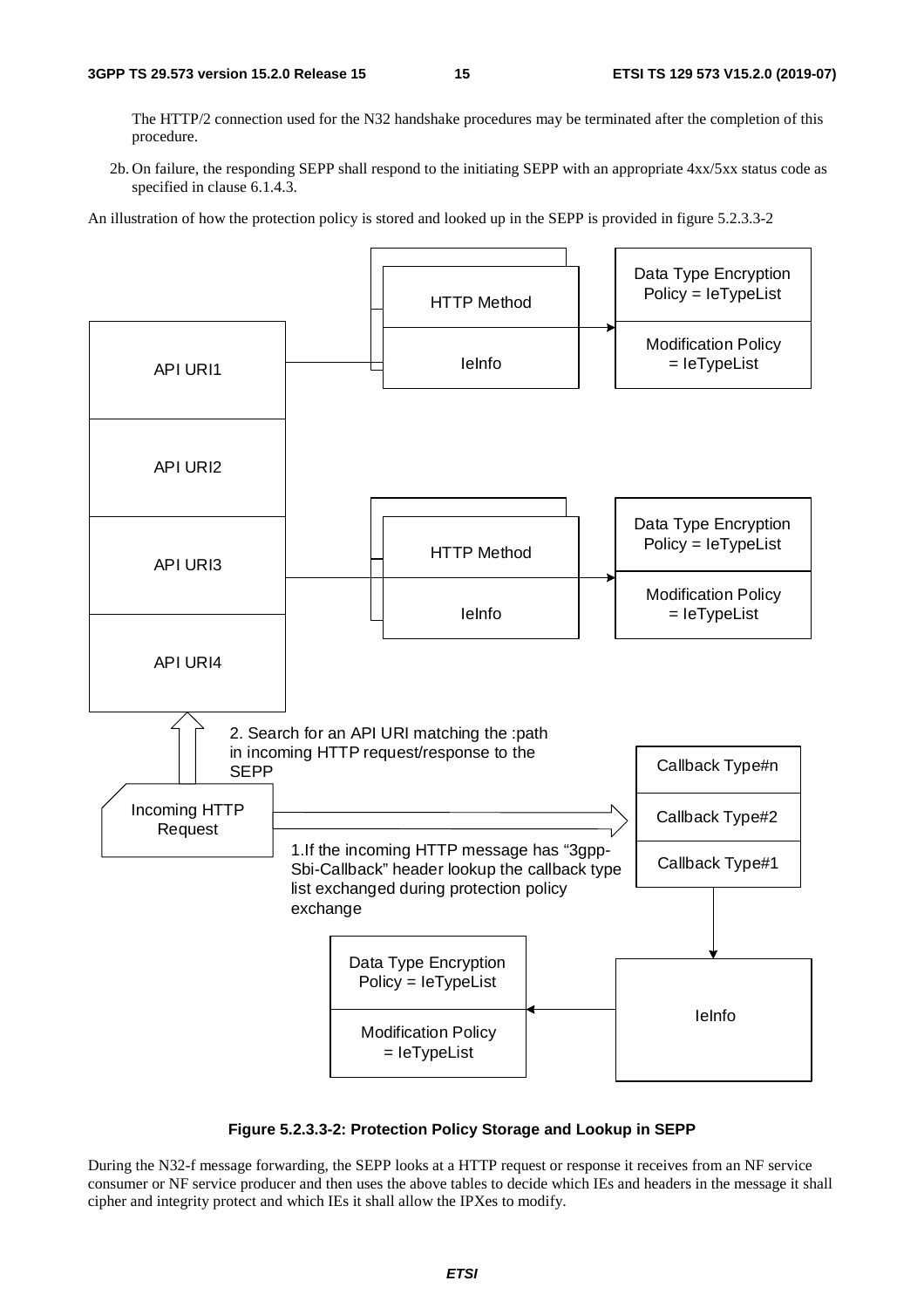The HTTP/2 connection used for the N32 handshake procedures may be terminated after the completion of this procedure.

2b. On failure, the responding SEPP shall respond to the initiating SEPP with an appropriate 4xx/5xx status code as specified in clause 6.1.4.3.

An illustration of how the protection policy is stored and looked up in the SEPP is provided in figure 5.2.3.3-2

HTTP Method
IeInfo
Data Type Encryption Policy = IeTypeList
Modification Policy = IeTypeList
API URI1
API URI2
API URI3
API URI4
HTTP Method
IeInfo
Data Type Encryption Policy = IeTypeList
Modification Policy = IeTypeList
2. Search for an API URI matching the :path in incoming HTTP request/response to the SEPP
Incoming HTTP Request
1.If the incoming HTTP message has "3gpp-Sbi-Callback" header lookup the callback type list exchanged during protection policy exchange
Callback Type#n
Callback Type#2
Callback Type#1
Data Type Encryption Policy = IeTypeList
Modification Policy = IeTypeList
IeInfo

**Figure 5.2.3.3-2: Protection Policy Storage and Lookup in SEPP**

During the N32-f message forwarding, the SEPP looks at a HTTP request or response it receives from an NF service consumer or NF service producer and then uses the above tables to decide which IEs and headers in the message it shall cipher and integrity protect and which IEs it shall allow the IPXes to modify.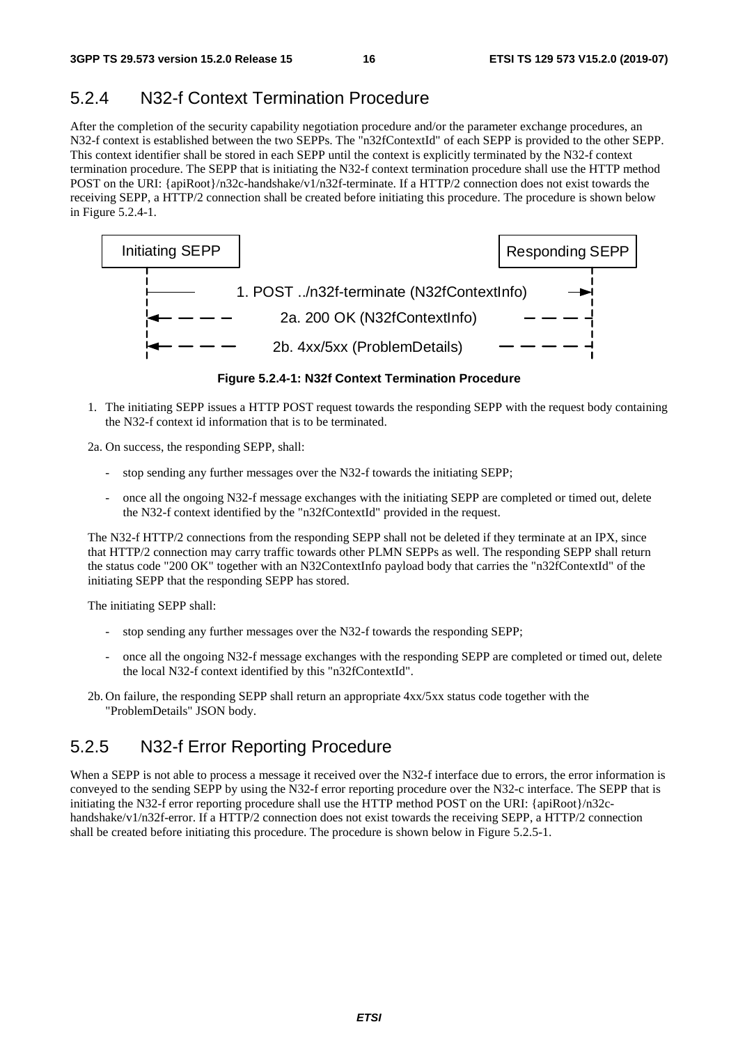### 5.2.4 N32-f Context Termination Procedure

After the completion of the security capability negotiation procedure and/or the parameter exchange procedures, an N32-f context is established between the two SEPPs. The "n32fContextId" of each SEPP is provided to the other SEPP. This context identifier shall be stored in each SEPP until the context is explicitly terminated by the N32-f context termination procedure. The SEPP that is initiating the N32-f context termination procedure shall use the HTTP method POST on the URI: {apiRoot}/n32c-handshake/v1/n32f-terminate. If a HTTP/2 connection does not exist towards the receiving SEPP, a HTTP/2 connection shall be created before initiating this procedure. The procedure is shown below in Figure 5.2.4-1.

Initiating SEPP

Responding SEPP

1. POST ../n32f-terminate (N32fContextInfo)

2a. 200 OK (N32fContextInfo)

2b. 4xx/5xx (ProblemDetails)

**Figure 5.2.4-1: N32f Context Termination Procedure**

1. The initiating SEPP issues a HTTP POST request towards the responding SEPP with the request body containing the N32-f context id information that is to be terminated.

2a. On success, the responding SEPP, shall:

- stop sending any further messages over the N32-f towards the initiating SEPP;
- once all the ongoing N32-f message exchanges with the initiating SEPP are completed or timed out, delete the N32-f context identified by the "n32fContextId" provided in the request.

The N32-f HTTP/2 connections from the responding SEPP shall not be deleted if they terminate at an IPX, since that HTTP/2 connection may carry traffic towards other PLMN SEPPs as well. The responding SEPP shall return the status code "200 OK" together with an N32ContextInfo payload body that carries the "n32fContextId" of the initiating SEPP that the responding SEPP has stored.

The initiating SEPP shall:

- stop sending any further messages over the N32-f towards the responding SEPP;
- once all the ongoing N32-f message exchanges with the responding SEPP are completed or timed out, delete the local N32-f context identified by this "n32fContextId".

2b. On failure, the responding SEPP shall return an appropriate 4xx/5xx status code together with the "ProblemDetails" JSON body.

### 5.2.5 N32-f Error Reporting Procedure

When a SEPP is not able to process a message it received over the N32-f interface due to errors, the error information is conveyed to the sending SEPP by using the N32-f error reporting procedure over the N32-c interface. The SEPP that is initiating the N32-f error reporting procedure shall use the HTTP method POST on the URI: {apiRoot}/n32c-handshake/v1/n32f-error. If a HTTP/2 connection does not exist towards the receiving SEPP, a HTTP/2 connection shall be created before initiating this procedure. The procedure is shown below in Figure 5.2.5-1.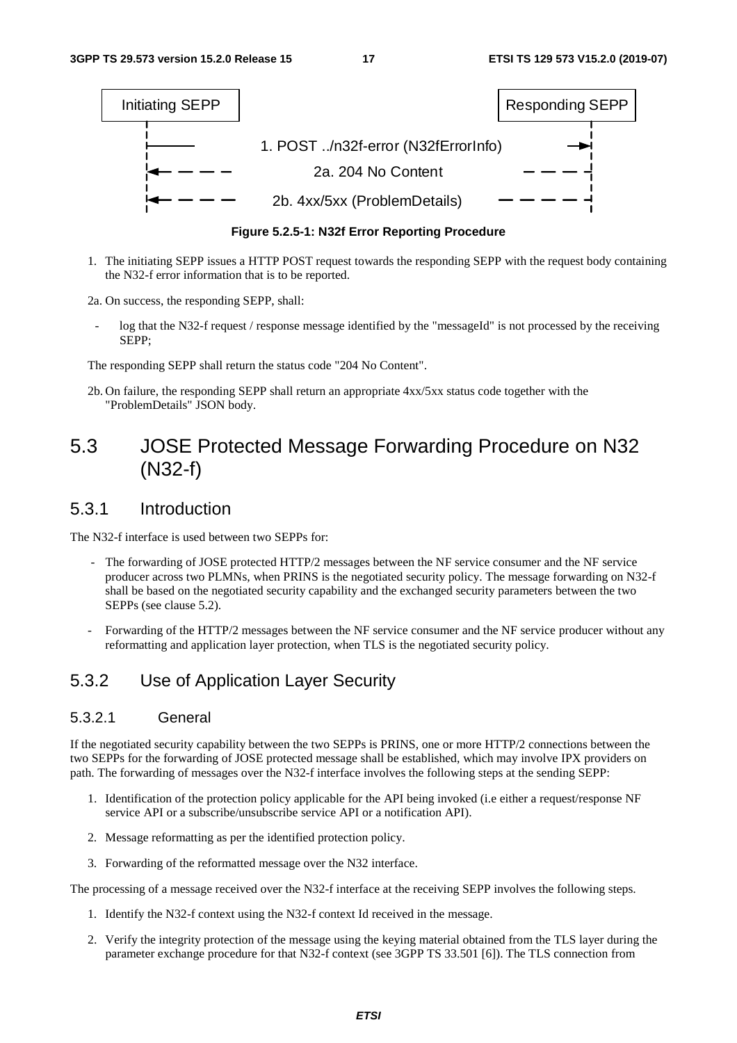Initiating SEPP

Responding SEPP

1. POST ../n32f-error (N32fErrorInfo)

2a. 204 No Content

2b. 4xx/5xx (ProblemDetails)

**Figure 5.2.5-1: N32f Error Reporting Procedure**

1. The initiating SEPP issues a HTTP POST request towards the responding SEPP with the request body containing the N32-f error information that is to be reported.

2a. On success, the responding SEPP, shall:

- log that the N32-f request / response message identified by the "messageId" is not processed by the receiving SEPP;

The responding SEPP shall return the status code "204 No Content".

2b. On failure, the responding SEPP shall return an appropriate 4xx/5xx status code together with the "ProblemDetails" JSON body.

# 5.3 JOSE Protected Message Forwarding Procedure on N32 (N32-f)

## 5.3.1 Introduction

The N32-f interface is used between two SEPPs for:

- The forwarding of JOSE protected HTTP/2 messages between the NF service consumer and the NF service producer across two PLMNs, when PRINS is the negotiated security policy. The message forwarding on N32-f shall be based on the negotiated security capability and the exchanged security parameters between the two SEPPs (see clause 5.2).
- Forwarding of the HTTP/2 messages between the NF service consumer and the NF service producer without any reformatting and application layer protection, when TLS is the negotiated security policy.

## 5.3.2 Use of Application Layer Security

### 5.3.2.1 General

If the negotiated security capability between the two SEPPs is PRINS, one or more HTTP/2 connections between the two SEPPs for the forwarding of JOSE protected message shall be established, which may involve IPX providers on path. The forwarding of messages over the N32-f interface involves the following steps at the sending SEPP:

1. Identification of the protection policy applicable for the API being invoked (i.e either a request/response NF service API or a subscribe/unsubscribe service API or a notification API).
2. Message reformatting as per the identified protection policy.
3. Forwarding of the reformatted message over the N32 interface.

The processing of a message received over the N32-f interface at the receiving SEPP involves the following steps.

1. Identify the N32-f context using the N32-f context Id received in the message.
2. Verify the integrity protection of the message using the keying material obtained from the TLS layer during the parameter exchange procedure for that N32-f context (see 3GPP TS 33.501 [6]). The TLS connection from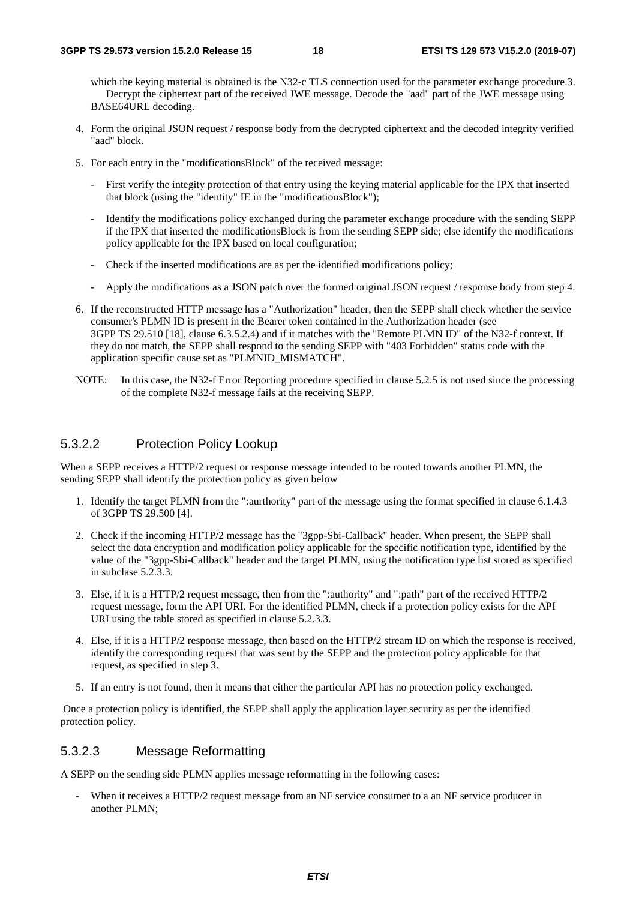which the keying material is obtained is the N32-c TLS connection used for the parameter exchange procedure.3. Decrypt the ciphertext part of the received JWE message. Decode the "aad" part of the JWE message using BASE64URL decoding.

4. Form the original JSON request / response body from the decrypted ciphertext and the decoded integrity verified "aad" block.

5. For each entry in the "modificationsBlock" of the received message:

   - First verify the integity protection of that entry using the keying material applicable for the IPX that inserted that block (using the "identity" IE in the "modificationsBlock");

   - Identify the modifications policy exchanged during the parameter exchange procedure with the sending SEPP if the IPX that inserted the modificationsBlock is from the sending SEPP side; else identify the modifications policy applicable for the IPX based on local configuration;

   - Check if the inserted modifications are as per the identified modifications policy;

   - Apply the modifications as a JSON patch over the formed original JSON request / response body from step 4.

6. If the reconstructed HTTP message has a "Authorization" header, then the SEPP shall check whether the service consumer's PLMN ID is present in the Bearer token contained in the Authorization header (see 3GPP TS 29.510 [18], clause 6.3.5.2.4) and if it matches with the "Remote PLMN ID" of the N32-f context. If they do not match, the SEPP shall respond to the sending SEPP with "403 Forbidden" status code with the application specific cause set as "PLMNID_MISMATCH".

NOTE: In this case, the N32-f Error Reporting procedure specified in clause 5.2.5 is not used since the processing of the complete N32-f message fails at the receiving SEPP.

#### 5.3.2.2 Protection Policy Lookup

When a SEPP receives a HTTP/2 request or response message intended to be routed towards another PLMN, the sending SEPP shall identify the protection policy as given below

1. Identify the target PLMN from the ":aurthority" part of the message using the format specified in clause 6.1.4.3 of 3GPP TS 29.500 [4].

2. Check if the incoming HTTP/2 message has the "3gpp-Sbi-Callback" header. When present, the SEPP shall select the data encryption and modification policy applicable for the specific notification type, identified by the value of the "3gpp-Sbi-Callback" header and the target PLMN, using the notification type list stored as specified in subclase 5.2.3.3.

3. Else, if it is a HTTP/2 request message, then from the ":authority" and ":path" part of the received HTTP/2 request message, form the API URI. For the identified PLMN, check if a protection policy exists for the API URI using the table stored as specified in clause 5.2.3.3.

4. Else, if it is a HTTP/2 response message, then based on the HTTP/2 stream ID on which the response is received, identify the corresponding request that was sent by the SEPP and the protection policy applicable for that request, as specified in step 3.

5. If an entry is not found, then it means that either the particular API has no protection policy exchanged.

Once a protection policy is identified, the SEPP shall apply the application layer security as per the identified protection policy.

#### 5.3.2.3 Message Reformatting

A SEPP on the sending side PLMN applies message reformatting in the following cases:

- When it receives a HTTP/2 request message from an NF service consumer to a an NF service producer in another PLMN;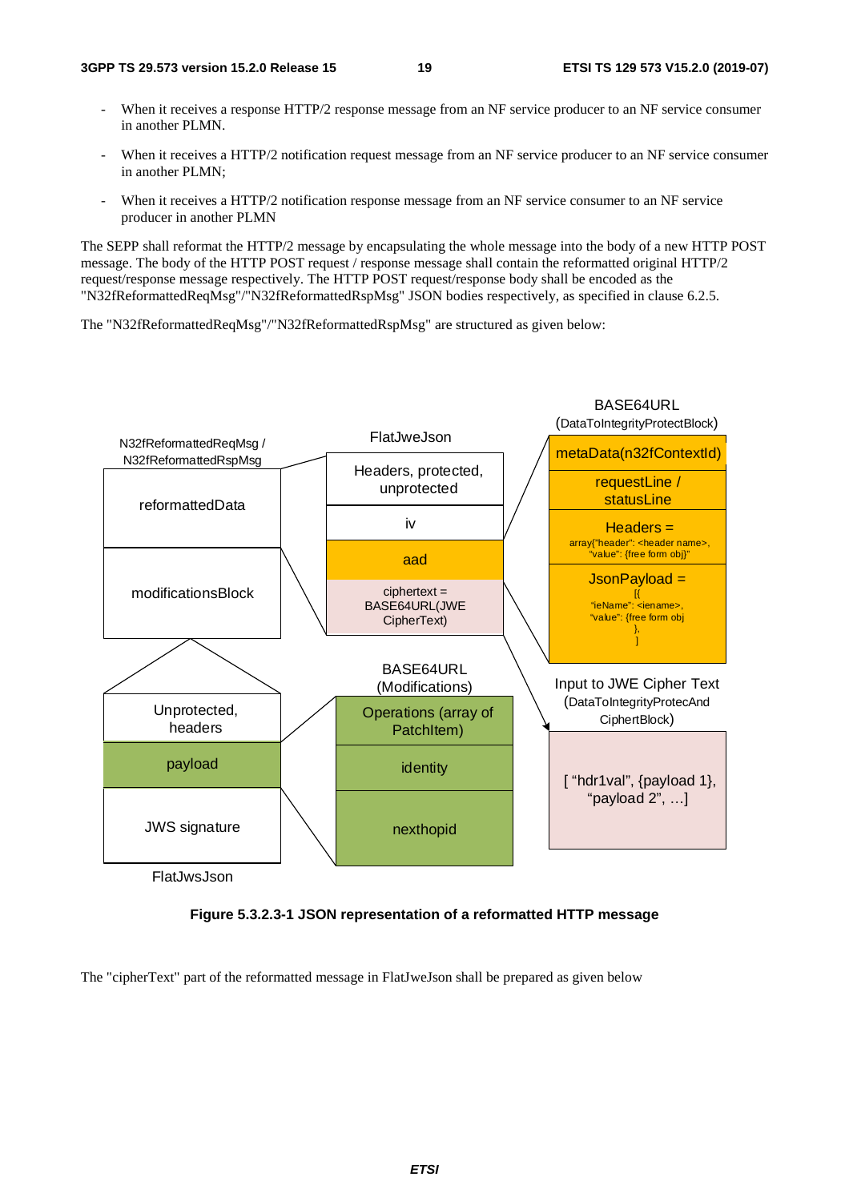- When it receives a response HTTP/2 response message from an NF service producer to an NF service consumer in another PLMN.
- When it receives a HTTP/2 notification request message from an NF service producer to an NF service consumer in another PLMN;
- When it receives a HTTP/2 notification response message from an NF service consumer to an NF service producer in another PLMN

The SEPP shall reformat the HTTP/2 message by encapsulating the whole message into the body of a new HTTP POST message. The body of the HTTP POST request / response message shall contain the reformatted original HTTP/2 request/response message respectively. The HTTP POST request/response body shall be encoded as the "N32fReformattedReqMsg"/"N32fReformattedRspMsg" JSON bodies respectively, as specified in clause 6.2.5.

The "N32fReformattedReqMsg"/"N32fReformattedRspMsg" are structured as given below:

**Figure 5.3.2.3-1 JSON representation of a reformatted HTTP message**

The "cipherText" part of the reformatted message in FlatJweJson shall be prepared as given below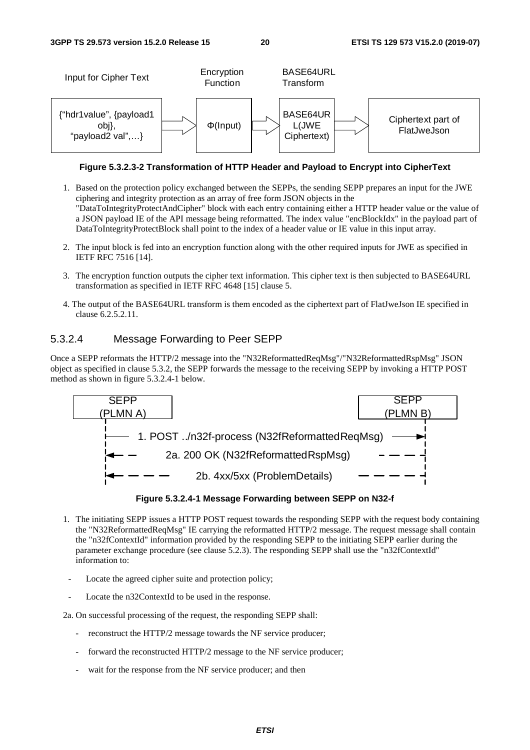Input for Cipher Text

{"hdr1value", {payload1 obj}, "payload2 val",…}

Encryption Function

Φ(Input)

BASE64URL Transform

BASE64URL(JWE Ciphertext)

Ciphertext part of FlatJweJson

**Figure 5.3.2.3-2 Transformation of HTTP Header and Payload to Encrypt into CipherText**

1. Based on the protection policy exchanged between the SEPPs, the sending SEPP prepares an input for the JWE ciphering and integrity protection as an array of free form JSON objects in the "DataToIntegrityProtectAndCipher" block with each entry containing either a HTTP header value or the value of a JSON payload IE of the API message being reformatted. The index value "encBlockIdx" in the payload part of DataToIntegrityProtectBlock shall point to the index of a header value or IE value in this input array.

2. The input block is fed into an encryption function along with the other required inputs for JWE as specified in IETF RFC 7516 [14].

3. The encryption function outputs the cipher text information. This cipher text is then subjected to BASE64URL transformation as specified in IETF RFC 4648 [15] clause 5.

4. The output of the BASE64URL transform is them encoded as the ciphertext part of FlatJweJson IE specified in clause 6.2.5.2.11.

#### 5.3.2.4 Message Forwarding to Peer SEPP

Once a SEPP reformats the HTTP/2 message into the "N32ReformattedReqMsg"/"N32ReformattedRspMsg" JSON object as specified in clause 5.3.2, the SEPP forwards the message to the receiving SEPP by invoking a HTTP POST method as shown in figure 5.3.2.4-1 below.

SEPP (PLMN A)

SEPP (PLMN B)

1. POST ../n32f-process (N32fReformattedReqMsg)

2a. 200 OK (N32fReformattedRspMsg)

2b. 4xx/5xx (ProblemDetails)

**Figure 5.3.2.4-1 Message Forwarding between SEPP on N32-f**

1. The initiating SEPP issues a HTTP POST request towards the responding SEPP with the request body containing the "N32ReformattedReqMsg" IE carrying the reformatted HTTP/2 message. The request message shall contain the "n32fContextId" information provided by the responding SEPP to the initiating SEPP earlier during the parameter exchange procedure (see clause 5.2.3). The responding SEPP shall use the "n32fContextId" information to:

- Locate the agreed cipher suite and protection policy;
- Locate the n32ContextId to be used in the response.

2a. On successful processing of the request, the responding SEPP shall:

- reconstruct the HTTP/2 message towards the NF service producer;
- forward the reconstructed HTTP/2 message to the NF service producer;
- wait for the response from the NF service producer; and then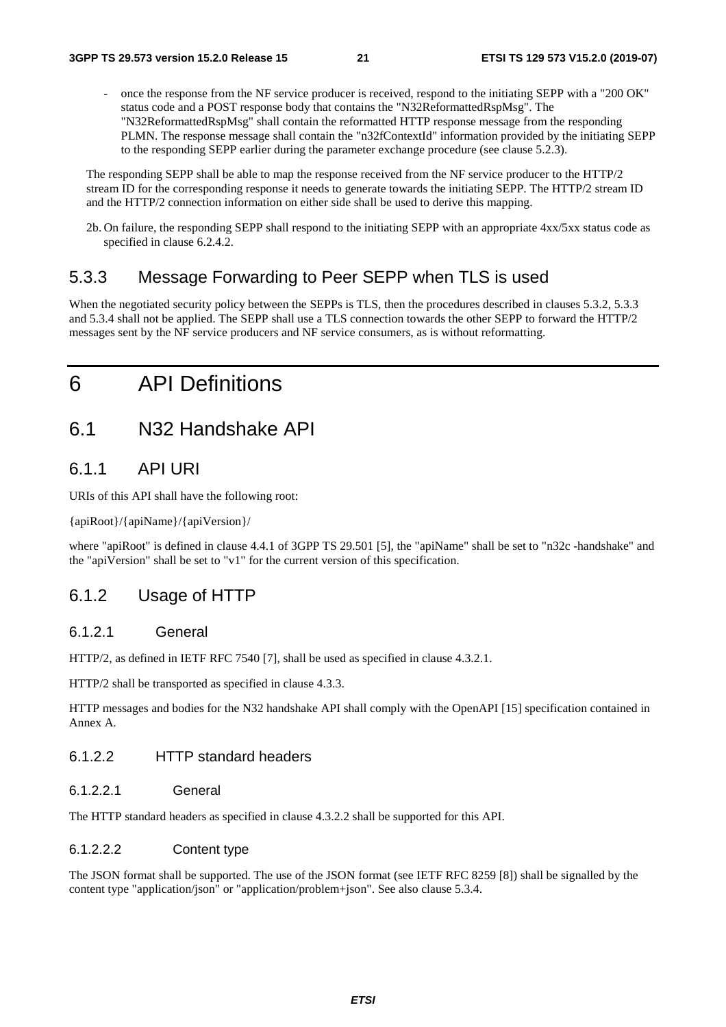- once the response from the NF service producer is received, respond to the initiating SEPP with a "200 OK" status code and a POST response body that contains the "N32ReformattedRspMsg". The "N32ReformattedRspMsg" shall contain the reformatted HTTP response message from the responding PLMN. The response message shall contain the "n32fContextId" information provided by the initiating SEPP to the responding SEPP earlier during the parameter exchange procedure (see clause 5.2.3).

The responding SEPP shall be able to map the response received from the NF service producer to the HTTP/2 stream ID for the corresponding response it needs to generate towards the initiating SEPP. The HTTP/2 stream ID and the HTTP/2 connection information on either side shall be used to derive this mapping.

2b. On failure, the responding SEPP shall respond to the initiating SEPP with an appropriate 4xx/5xx status code as specified in clause 6.2.4.2.

### 5.3.3 Message Forwarding to Peer SEPP when TLS is used

When the negotiated security policy between the SEPPs is TLS, then the procedures described in clauses 5.3.2, 5.3.3 and 5.3.4 shall not be applied. The SEPP shall use a TLS connection towards the other SEPP to forward the HTTP/2 messages sent by the NF service producers and NF service consumers, as is without reformatting.

# 6 API Definitions

## 6.1 N32 Handshake API

### 6.1.1 API URI

URIs of this API shall have the following root:

{apiRoot}/{apiName}/{apiVersion}/

where "apiRoot" is defined in clause 4.4.1 of 3GPP TS 29.501 [5], the "apiName" shall be set to "n32c -handshake" and the "apiVersion" shall be set to "v1" for the current version of this specification.

### 6.1.2 Usage of HTTP

#### 6.1.2.1 General

HTTP/2, as defined in IETF RFC 7540 [7], shall be used as specified in clause 4.3.2.1.

HTTP/2 shall be transported as specified in clause 4.3.3.

HTTP messages and bodies for the N32 handshake API shall comply with the OpenAPI [15] specification contained in Annex A.

#### 6.1.2.2 HTTP standard headers

##### 6.1.2.2.1 General

The HTTP standard headers as specified in clause 4.3.2.2 shall be supported for this API.

##### 6.1.2.2.2 Content type

The JSON format shall be supported. The use of the JSON format (see IETF RFC 8259 [8]) shall be signalled by the content type "application/json" or "application/problem+json". See also clause 5.3.4.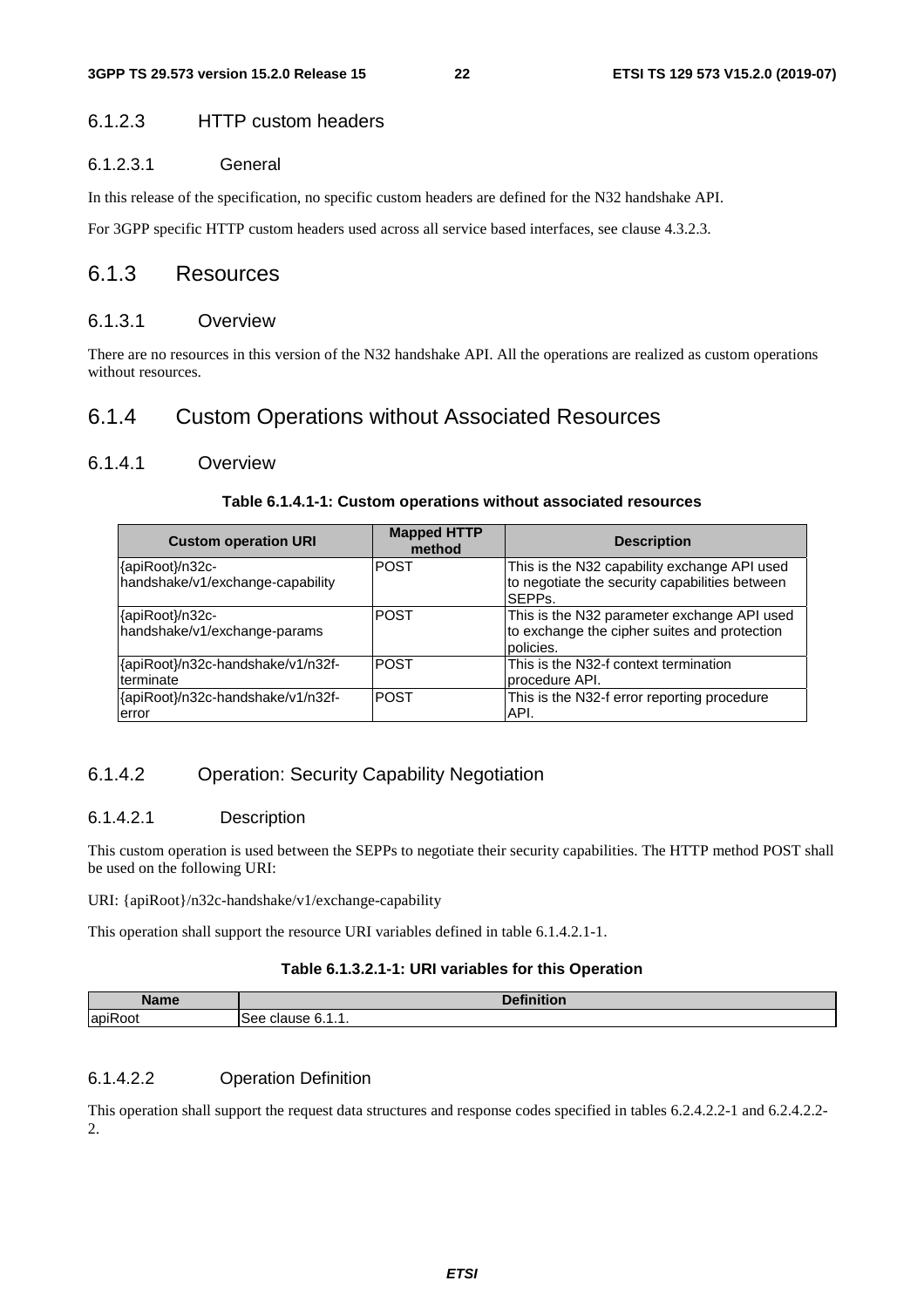#### 6.1.2.3 HTTP custom headers

##### 6.1.2.3.1 General

In this release of the specification, no specific custom headers are defined for the N32 handshake API.

For 3GPP specific HTTP custom headers used across all service based interfaces, see clause 4.3.2.3.

### 6.1.3 Resources

#### 6.1.3.1 Overview

There are no resources in this version of the N32 handshake API. All the operations are realized as custom operations without resources.

### 6.1.4 Custom Operations without Associated Resources

#### 6.1.4.1 Overview

**Table 6.1.4.1-1: Custom operations without associated resources**

| Custom operation URI | Mapped HTTP method | Description |
|---|---|---|
| {apiRoot}/n32c-handshake/v1/exchange-capability | POST | This is the N32 capability exchange API used to negotiate the security capabilities between SEPPs. |
| {apiRoot}/n32c-handshake/v1/exchange-params | POST | This is the N32 parameter exchange API used to exchange the cipher suites and protection policies. |
| {apiRoot}/n32c-handshake/v1/n32f-terminate | POST | This is the N32-f context termination procedure API. |
| {apiRoot}/n32c-handshake/v1/n32f-error | POST | This is the N32-f error reporting procedure API. |

#### 6.1.4.2 Operation: Security Capability Negotiation

##### 6.1.4.2.1 Description

This custom operation is used between the SEPPs to negotiate their security capabilities. The HTTP method POST shall be used on the following URI:

URI: {apiRoot}/n32c-handshake/v1/exchange-capability

This operation shall support the resource URI variables defined in table 6.1.4.2.1-1.

**Table 6.1.3.2.1-1: URI variables for this Operation**

| Name | Definition |
|---|---|
| apiRoot | See clause 6.1.1. |

##### 6.1.4.2.2 Operation Definition

This operation shall support the request data structures and response codes specified in tables 6.2.4.2.2-1 and 6.2.4.2.2-2.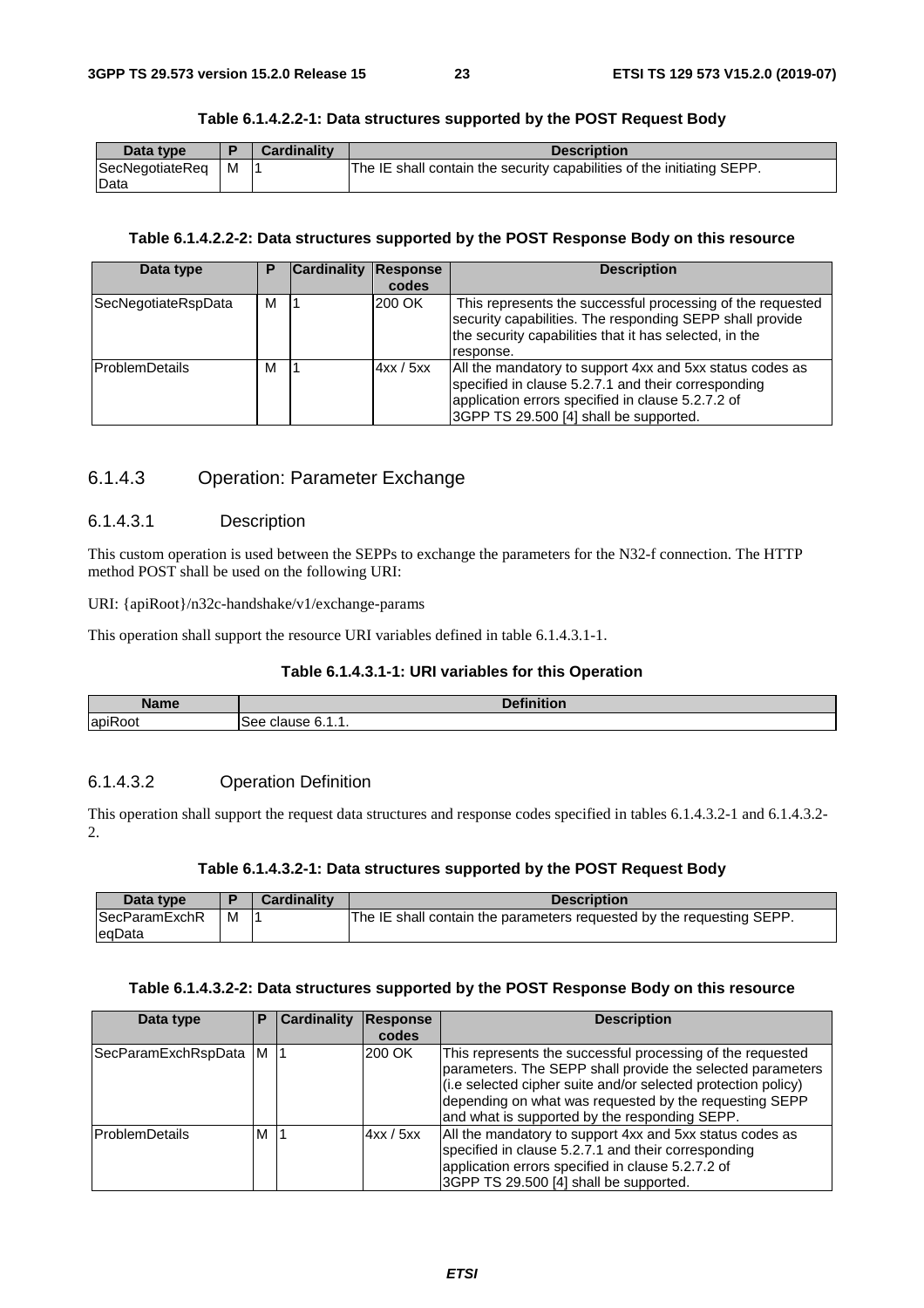**Table 6.1.4.2.2-1: Data structures supported by the POST Request Body**

| Data type | P | Cardinality | Description |
| --- | --- | --- | --- |
| SecNegotiateReqData | M | 1 | The IE shall contain the security capabilities of the initiating SEPP. |

**Table 6.1.4.2.2-2: Data structures supported by the POST Response Body on this resource**

| Data type | P | Cardinality | Response codes | Description |
| --- | --- | --- | --- | --- |
| SecNegotiateRspData | M | 1 | 200 OK | This represents the successful processing of the requested security capabilities. The responding SEPP shall provide the security capabilities that it has selected, in the response. |
| ProblemDetails | M | 1 | 4xx / 5xx | All the mandatory to support 4xx and 5xx status codes as specified in clause 5.2.7.1 and their corresponding application errors specified in clause 5.2.7.2 of 3GPP TS 29.500 [4] shall be supported. |

### 6.1.4.3 Operation: Parameter Exchange

#### 6.1.4.3.1 Description

This custom operation is used between the SEPPs to exchange the parameters for the N32-f connection. The HTTP method POST shall be used on the following URI:

URI: {apiRoot}/n32c-handshake/v1/exchange-params

This operation shall support the resource URI variables defined in table 6.1.4.3.1-1.

**Table 6.1.4.3.1-1: URI variables for this Operation**

| Name | Definition |
| --- | --- |
| apiRoot | See clause 6.1.1. |

#### 6.1.4.3.2 Operation Definition

This operation shall support the request data structures and response codes specified in tables 6.1.4.3.2-1 and 6.1.4.3.2-2.

**Table 6.1.4.3.2-1: Data structures supported by the POST Request Body**

| Data type | P | Cardinality | Description |
| --- | --- | --- | --- |
| SecParamExchReqData | M | 1 | The IE shall contain the parameters requested by the requesting SEPP. |

**Table 6.1.4.3.2-2: Data structures supported by the POST Response Body on this resource**

| Data type | P | Cardinality | Response codes | Description |
| --- | --- | --- | --- | --- |
| SecParamExchRspData | M | 1 | 200 OK | This represents the successful processing of the requested parameters. The SEPP shall provide the selected parameters (i.e selected cipher suite and/or selected protection policy) depending on what was requested by the requesting SEPP and what is supported by the responding SEPP. |
| ProblemDetails | M | 1 | 4xx / 5xx | All the mandatory to support 4xx and 5xx status codes as specified in clause 5.2.7.1 and their corresponding application errors specified in clause 5.2.7.2 of 3GPP TS 29.500 [4] shall be supported. |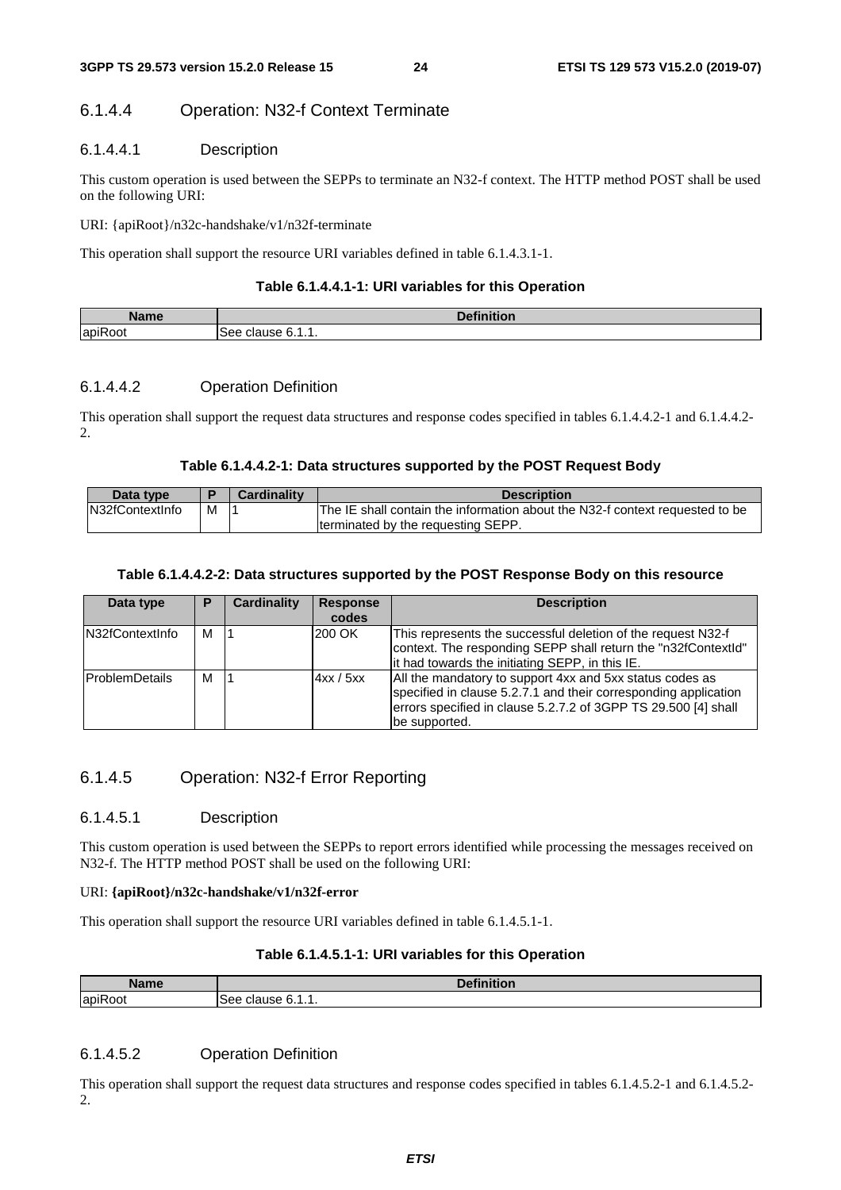### 6.1.4.4 Operation: N32-f Context Terminate

#### 6.1.4.4.1 Description

This custom operation is used between the SEPPs to terminate an N32-f context. The HTTP method POST shall be used on the following URI:

URI: {apiRoot}/n32c-handshake/v1/n32f-terminate

This operation shall support the resource URI variables defined in table 6.1.4.3.1-1.

**Table 6.1.4.4.1-1: URI variables for this Operation**

| Name | Definition |
| --- | --- |
| apiRoot | See clause 6.1.1. |

#### 6.1.4.4.2 Operation Definition

This operation shall support the request data structures and response codes specified in tables 6.1.4.4.2-1 and 6.1.4.4.2-2.

**Table 6.1.4.4.2-1: Data structures supported by the POST Request Body**

| Data type | P | Cardinality | Description |
| --- | --- | --- | --- |
| N32fContextInfo | M | 1 | The IE shall contain the information about the N32-f context requested to be terminated by the requesting SEPP. |

**Table 6.1.4.4.2-2: Data structures supported by the POST Response Body on this resource**

| Data type | P | Cardinality | Response codes | Description |
| --- | --- | --- | --- | --- |
| N32fContextInfo | M | 1 | 200 OK | This represents the successful deletion of the request N32-f context. The responding SEPP shall return the "n32fContextId" it had towards the initiating SEPP, in this IE. |
| ProblemDetails | M | 1 | 4xx / 5xx | All the mandatory to support 4xx and 5xx status codes as specified in clause 5.2.7.1 and their corresponding application errors specified in clause 5.2.7.2 of 3GPP TS 29.500 [4] shall be supported. |

### 6.1.4.5 Operation: N32-f Error Reporting

#### 6.1.4.5.1 Description

This custom operation is used between the SEPPs to report errors identified while processing the messages received on N32-f. The HTTP method POST shall be used on the following URI:

URI: **{apiRoot}/n32c-handshake/v1/n32f-error**

This operation shall support the resource URI variables defined in table 6.1.4.5.1-1.

**Table 6.1.4.5.1-1: URI variables for this Operation**

| Name | Definition |
| --- | --- |
| apiRoot | See clause 6.1.1. |

#### 6.1.4.5.2 Operation Definition

This operation shall support the request data structures and response codes specified in tables 6.1.4.5.2-1 and 6.1.4.5.2-2.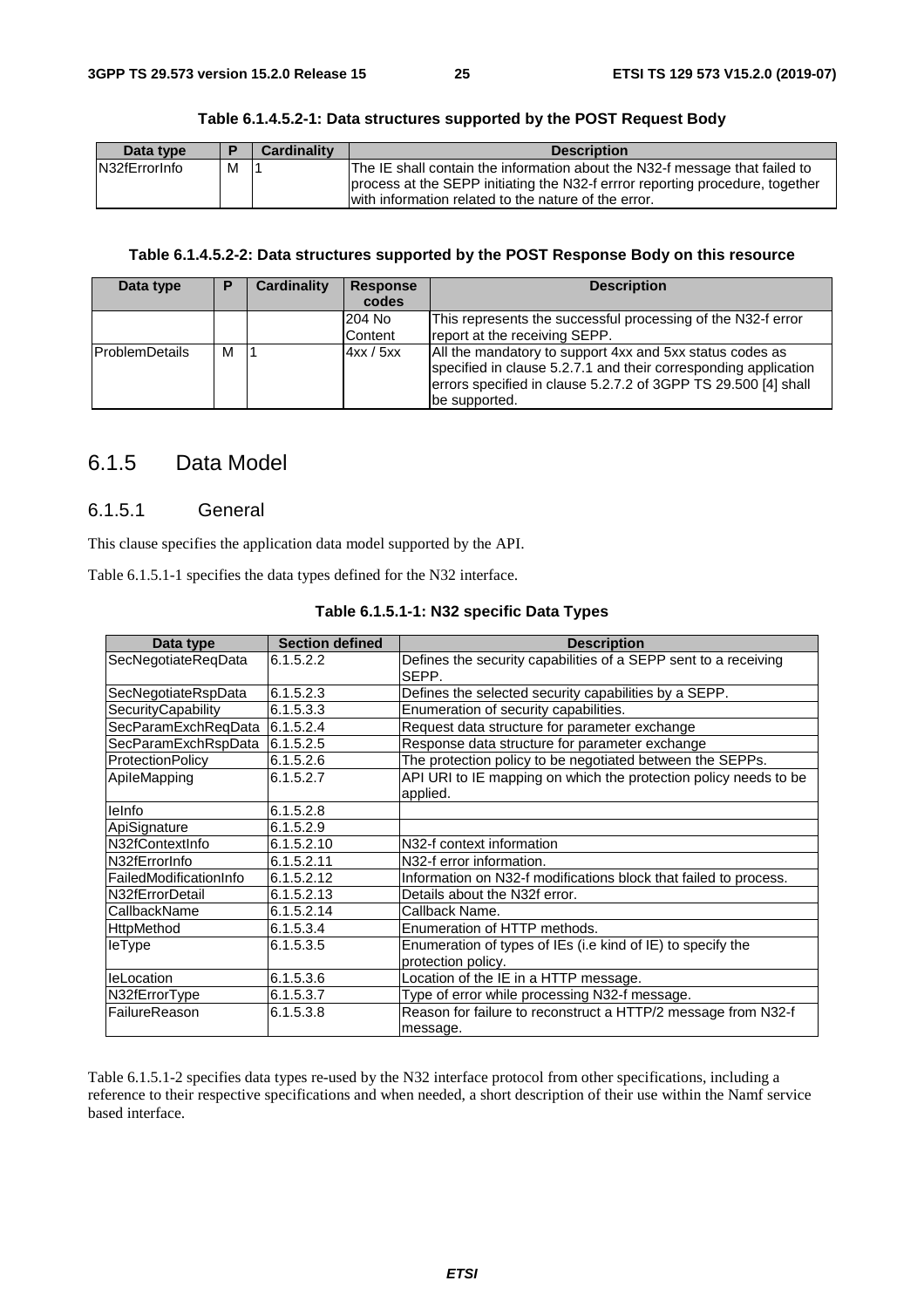**Table 6.1.4.5.2-1: Data structures supported by the POST Request Body**

| Data type | P | Cardinality | Description |
| --- | --- | --- | --- |
| N32fErrorInfo | M | 1 | The IE shall contain the information about the N32-f message that failed to process at the SEPP initiating the N32-f errror reporting procedure, together with information related to the nature of the error. |

**Table 6.1.4.5.2-2: Data structures supported by the POST Response Body on this resource**

| Data type | P | Cardinality | Response codes | Description |
| --- | --- | --- | --- | --- |
| | | | 204 No Content | This represents the successful processing of the N32-f error report at the receiving SEPP. |
| ProblemDetails | M | 1 | 4xx / 5xx | All the mandatory to support 4xx and 5xx status codes as specified in clause 5.2.7.1 and their corresponding application errors specified in clause 5.2.7.2 of 3GPP TS 29.500 [4] shall be supported. |

## 6.1.5 Data Model

### 6.1.5.1 General

This clause specifies the application data model supported by the API.

Table 6.1.5.1-1 specifies the data types defined for the N32 interface.

**Table 6.1.5.1-1: N32 specific Data Types**

| Data type | Section defined | Description |
| --- | --- | --- |
| SecNegotiateReqData | 6.1.5.2.2 | Defines the security capabilities of a SEPP sent to a receiving SEPP. |
| SecNegotiateRspData | 6.1.5.2.3 | Defines the selected security capabilities by a SEPP. |
| SecurityCapability | 6.1.5.3.3 | Enumeration of security capabilities. |
| SecParamExchReqData | 6.1.5.2.4 | Request data structure for parameter exchange |
| SecParamExchRspData | 6.1.5.2.5 | Response data structure for parameter exchange |
| ProtectionPolicy | 6.1.5.2.6 | The protection policy to be negotiated between the SEPPs. |
| ApiIeMapping | 6.1.5.2.7 | API URI to IE mapping on which the protection policy needs to be applied. |
| IeInfo | 6.1.5.2.8 | |
| ApiSignature | 6.1.5.2.9 | |
| N32fContextInfo | 6.1.5.2.10 | N32-f context information |
| N32fErrorInfo | 6.1.5.2.11 | N32-f error information. |
| FailedModificationInfo | 6.1.5.2.12 | Information on N32-f modifications block that failed to process. |
| N32fErrorDetail | 6.1.5.2.13 | Details about the N32f error. |
| CallbackName | 6.1.5.2.14 | Callback Name. |
| HttpMethod | 6.1.5.3.4 | Enumeration of HTTP methods. |
| IeType | 6.1.5.3.5 | Enumeration of types of IEs (i.e kind of IE) to specify the protection policy. |
| IeLocation | 6.1.5.3.6 | Location of the IE in a HTTP message. |
| N32fErrorType | 6.1.5.3.7 | Type of error while processing N32-f message. |
| FailureReason | 6.1.5.3.8 | Reason for failure to reconstruct a HTTP/2 message from N32-f message. |

Table 6.1.5.1-2 specifies data types re-used by the N32 interface protocol from other specifications, including a reference to their respective specifications and when needed, a short description of their use within the Namf service based interface.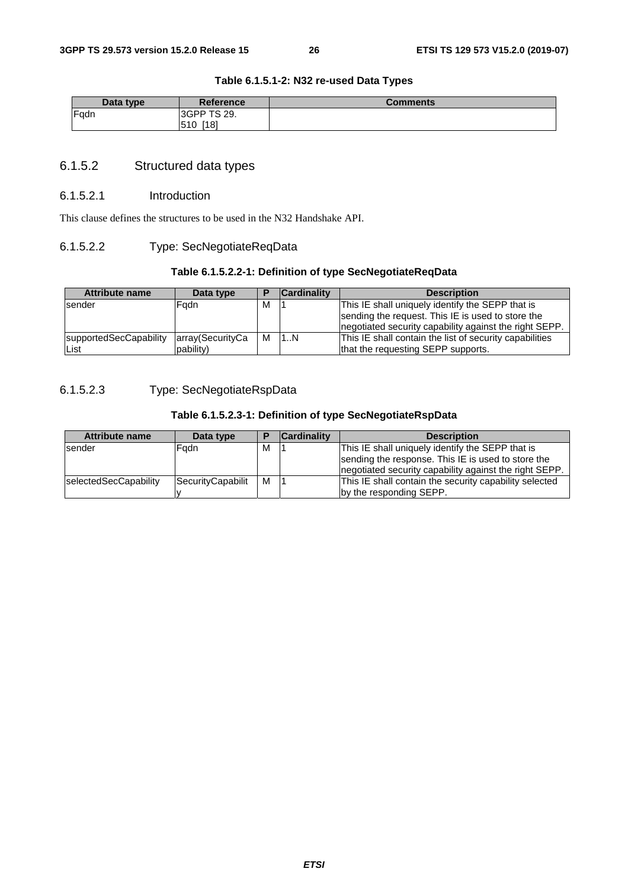**Table 6.1.5.1-2: N32 re-used Data Types**

| Data type | Reference | Comments |
| --- | --- | --- |
| Fqdn | 3GPP TS 29.510 [18] | |

### 6.1.5.2 Structured data types

#### 6.1.5.2.1 Introduction

This clause defines the structures to be used in the N32 Handshake API.

#### 6.1.5.2.2 Type: SecNegotiateReqData

**Table 6.1.5.2.2-1: Definition of type SecNegotiateReqData**

| Attribute name | Data type | P | Cardinality | Description |
| --- | --- | --- | --- | --- |
| sender | Fqdn | M | 1 | This IE shall uniquely identify the SEPP that is sending the request. This IE is used to store the negotiated security capability against the right SEPP. |
| supportedSecCapabilityList | array(SecurityCapability) | M | 1..N | This IE shall contain the list of security capabilities that the requesting SEPP supports. |

#### 6.1.5.2.3 Type: SecNegotiateRspData

**Table 6.1.5.2.3-1: Definition of type SecNegotiateRspData**

| Attribute name | Data type | P | Cardinality | Description |
| --- | --- | --- | --- | --- |
| sender | Fqdn | M | 1 | This IE shall uniquely identify the SEPP that is sending the response. This IE is used to store the negotiated security capability against the right SEPP. |
| selectedSecCapability | SecurityCapability | M | 1 | This IE shall contain the security capability selected by the responding SEPP. |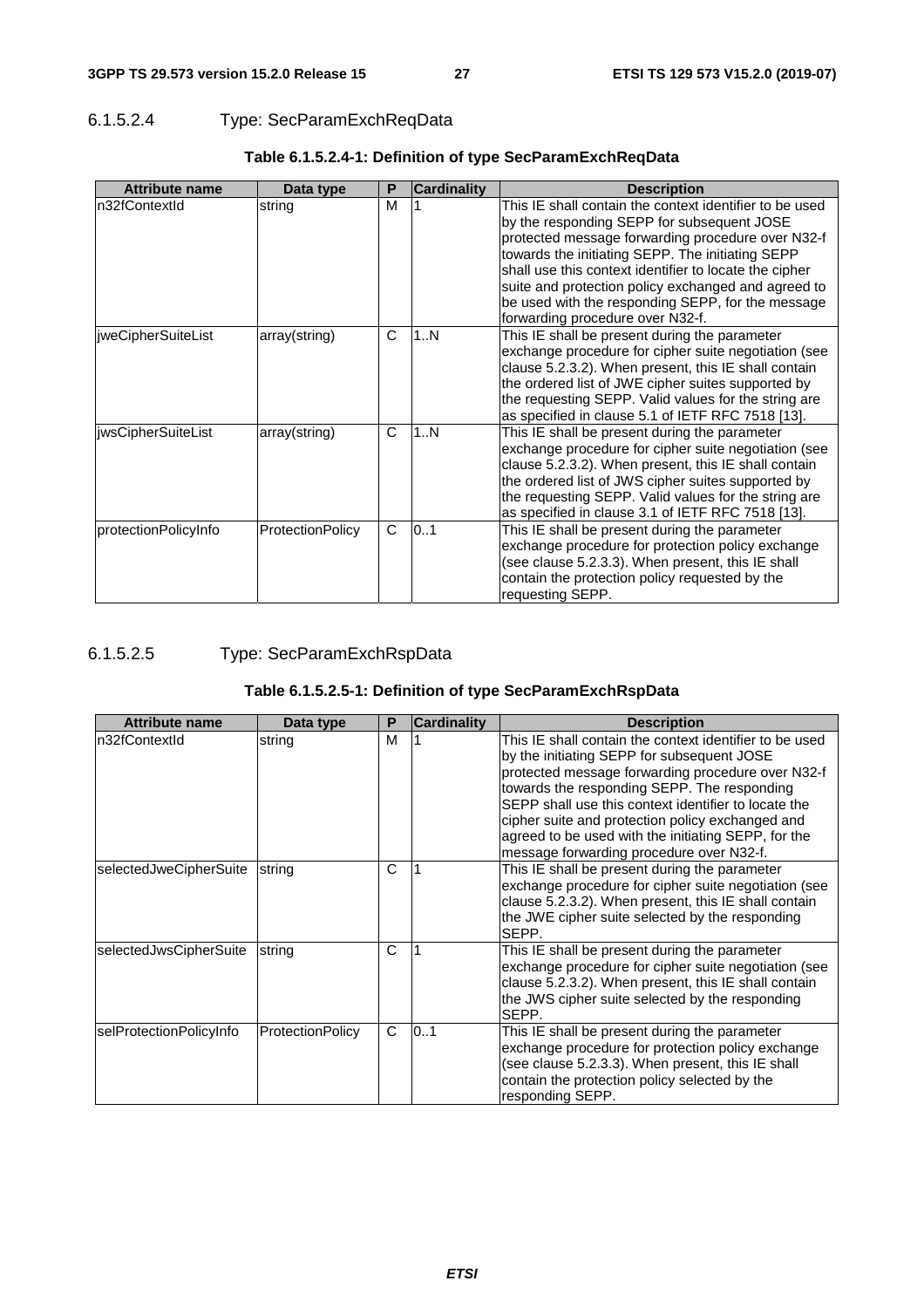#### 6.1.5.2.4 Type: SecParamExchReqData

**Table 6.1.5.2.4-1: Definition of type SecParamExchReqData**

| Attribute name | Data type | P | Cardinality | Description |
|---|---|---|---|---|
| n32fContextId | string | M | 1 | This IE shall contain the context identifier to be used by the responding SEPP for subsequent JOSE protected message forwarding procedure over N32-f towards the initiating SEPP. The initiating SEPP shall use this context identifier to locate the cipher suite and protection policy exchanged and agreed to be used with the responding SEPP, for the message forwarding procedure over N32-f. |
| jweCipherSuiteList | array(string) | C | 1..N | This IE shall be present during the parameter exchange procedure for cipher suite negotiation (see clause 5.2.3.2). When present, this IE shall contain the ordered list of JWE cipher suites supported by the requesting SEPP. Valid values for the string are as specified in clause 5.1 of IETF RFC 7518 [13]. |
| jwsCipherSuiteList | array(string) | C | 1..N | This IE shall be present during the parameter exchange procedure for cipher suite negotiation (see clause 5.2.3.2). When present, this IE shall contain the ordered list of JWS cipher suites supported by the requesting SEPP. Valid values for the string are as specified in clause 3.1 of IETF RFC 7518 [13]. |
| protectionPolicyInfo | ProtectionPolicy | C | 0..1 | This IE shall be present during the parameter exchange procedure for protection policy exchange (see clause 5.2.3.3). When present, this IE shall contain the protection policy requested by the requesting SEPP. |

#### 6.1.5.2.5 Type: SecParamExchRspData

**Table 6.1.5.2.5-1: Definition of type SecParamExchRspData**

| Attribute name | Data type | P | Cardinality | Description |
|---|---|---|---|---|
| n32fContextId | string | M | 1 | This IE shall contain the context identifier to be used by the initiating SEPP for subsequent JOSE protected message forwarding procedure over N32-f towards the responding SEPP. The responding SEPP shall use this context identifier to locate the cipher suite and protection policy exchanged and agreed to be used with the initiating SEPP, for the message forwarding procedure over N32-f. |
| selectedJweCipherSuite | string | C | 1 | This IE shall be present during the parameter exchange procedure for cipher suite negotiation (see clause 5.2.3.2). When present, this IE shall contain the JWE cipher suite selected by the responding SEPP. |
| selectedJwsCipherSuite | string | C | 1 | This IE shall be present during the parameter exchange procedure for cipher suite negotiation (see clause 5.2.3.2). When present, this IE shall contain the JWS cipher suite selected by the responding SEPP. |
| selProtectionPolicyInfo | ProtectionPolicy | C | 0..1 | This IE shall be present during the parameter exchange procedure for protection policy exchange (see clause 5.2.3.3). When present, this IE shall contain the protection policy selected by the responding SEPP. |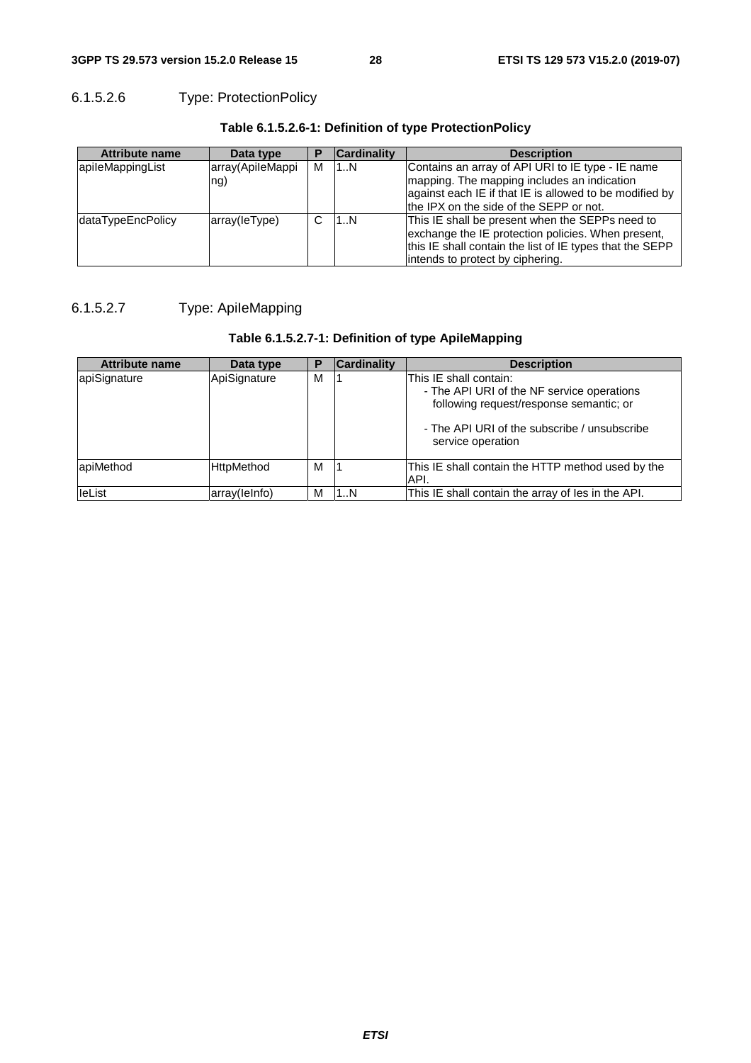#### 6.1.5.2.6 Type: ProtectionPolicy

**Table 6.1.5.2.6-1: Definition of type ProtectionPolicy**

| Attribute name | Data type | P | Cardinality | Description |
|---|---|---|---|---|
| apiIeMappingList | array(ApiIeMapping) | M | 1..N | Contains an array of API URI to IE type - IE name mapping. The mapping includes an indication against each IE if that IE is allowed to be modified by the IPX on the side of the SEPP or not. |
| dataTypeEncPolicy | array(IeType) | C | 1..N | This IE shall be present when the SEPPs need to exchange the IE protection policies. When present, this IE shall contain the list of IE types that the SEPP intends to protect by ciphering. |

#### 6.1.5.2.7 Type: ApiIeMapping

**Table 6.1.5.2.7-1: Definition of type ApiIeMapping**

| Attribute name | Data type | P | Cardinality | Description |
|---|---|---|---|---|
| apiSignature | ApiSignature | M | 1 | This IE shall contain:<br>- The API URI of the NF service operations following request/response semantic; or<br><br>- The API URI of the subscribe / unsubscribe service operation |
| apiMethod | HttpMethod | M | 1 | This IE shall contain the HTTP method used by the API. |
| IeList | array(IeInfo) | M | 1..N | This IE shall contain the array of Ies in the API. |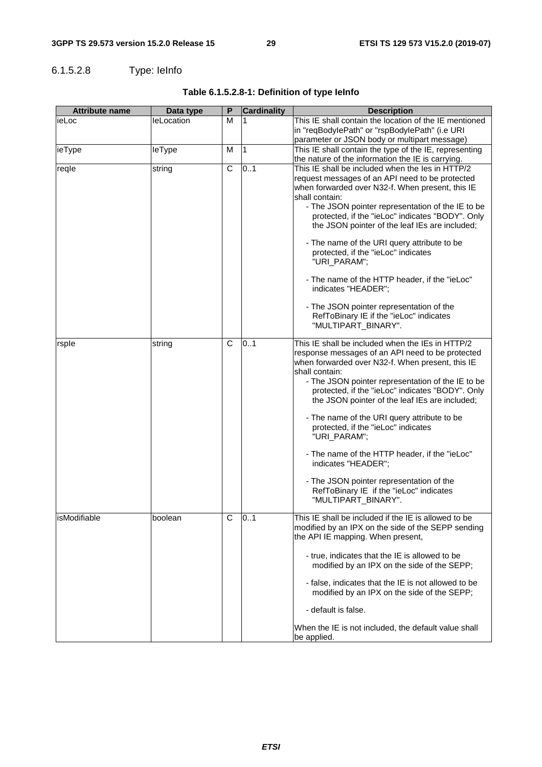#### 6.1.5.2.8 Type: IeInfo

**Table 6.1.5.2.8-1: Definition of type IeInfo**

| Attribute name | Data type | P | Cardinality | Description |
|---|---|---|---|---|
| ieLoc | IeLocation | M | 1 | This IE shall contain the location of the IE mentioned in "reqBodyIePath" or "rspBodyIePath" (i.e URI parameter or JSON body or multipart message) |
| ieType | IeType | M | 1 | This IE shall contain the type of the IE, representing the nature of the information the IE is carrying. |
| reqIe | string | C | 0..1 | This IE shall be included when the Ies in HTTP/2 request messages of an API need to be protected when forwarded over N32-f. When present, this IE shall contain:<br>- The JSON pointer representation of the IE to be protected, if the "ieLoc" indicates "BODY". Only the JSON pointer of the leaf IEs are included;<br><br>- The name of the URI query attribute to be protected, if the "ieLoc" indicates "URI_PARAM";<br><br>- The name of the HTTP header, if the "ieLoc" indicates "HEADER";<br><br>- The JSON pointer representation of the RefToBinary IE if the "ieLoc" indicates "MULTIPART_BINARY". |
| rspIe | string | C | 0..1 | This IE shall be included when the IEs in HTTP/2 response messages of an API need to be protected when forwarded over N32-f. When present, this IE shall contain:<br>- The JSON pointer representation of the IE to be protected, if the "ieLoc" indicates "BODY". Only the JSON pointer of the leaf IEs are included;<br><br>- The name of the URI query attribute to be protected, if the "ieLoc" indicates "URI_PARAM";<br><br>- The name of the HTTP header, if the "ieLoc" indicates "HEADER";<br><br>- The JSON pointer representation of the RefToBinary IE if the "ieLoc" indicates "MULTIPART_BINARY". |
| isModifiable | boolean | C | 0..1 | This IE shall be included if the IE is allowed to be modified by an IPX on the side of the SEPP sending the API IE mapping. When present,<br><br>- true, indicates that the IE is allowed to be modified by an IPX on the side of the SEPP;<br><br>- false, indicates that the IE is not allowed to be modified by an IPX on the side of the SEPP;<br><br>- default is false.<br><br>When the IE is not included, the default value shall be applied. |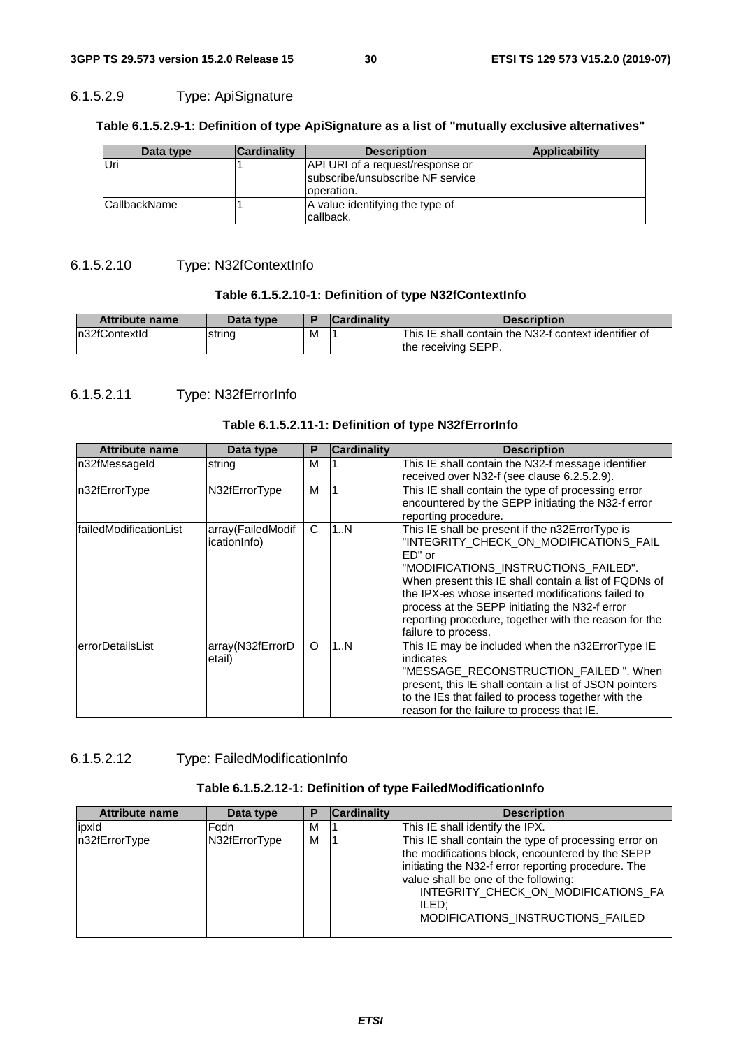#### 6.1.5.2.9 Type: ApiSignature

**Table 6.1.5.2.9-1: Definition of type ApiSignature as a list of "mutually exclusive alternatives"**

| Data type | Cardinality | Description | Applicability |
|---|---|---|---|
| Uri | 1 | API URI of a request/response or subscribe/unsubscribe NF service operation. | |
| CallbackName | 1 | A value identifying the type of callback. | |

#### 6.1.5.2.10 Type: N32fContextInfo

**Table 6.1.5.2.10-1: Definition of type N32fContextInfo**

| Attribute name | Data type | P | Cardinality | Description |
|---|---|---|---|---|
| n32fContextId | string | M | 1 | This IE shall contain the N32-f context identifier of the receiving SEPP. |

#### 6.1.5.2.11 Type: N32fErrorInfo

**Table 6.1.5.2.11-1: Definition of type N32fErrorInfo**

| Attribute name | Data type | P | Cardinality | Description |
|---|---|---|---|---|
| n32fMessageId | string | M | 1 | This IE shall contain the N32-f message identifier received over N32-f (see clause 6.2.5.2.9). |
| n32fErrorType | N32fErrorType | M | 1 | This IE shall contain the type of processing error encountered by the SEPP initiating the N32-f error reporting procedure. |
| failedModificationList | array(FailedModificationInfo) | C | 1..N | This IE shall be present if the n32ErrorType is "INTEGRITY_CHECK_ON_MODIFICATIONS_FAILED" or "MODIFICATIONS_INSTRUCTIONS_FAILED". When present this IE shall contain a list of FQDNs of the IPX-es whose inserted modifications failed to process at the SEPP initiating the N32-f error reporting procedure, together with the reason for the failure to process. |
| errorDetailsList | array(N32fErrorDetail) | O | 1..N | This IE may be included when the n32ErrorType IE indicates "MESSAGE_RECONSTRUCTION_FAILED ". When present, this IE shall contain a list of JSON pointers to the IEs that failed to process together with the reason for the failure to process that IE. |

#### 6.1.5.2.12 Type: FailedModificationInfo

**Table 6.1.5.2.12-1: Definition of type FailedModificationInfo**

| Attribute name | Data type | P | Cardinality | Description |
|---|---|---|---|---|
| ipxId | Fqdn | M | 1 | This IE shall identify the IPX. |
| n32fErrorType | N32fErrorType | M | 1 | This IE shall contain the type of processing error on the modifications block, encountered by the SEPP initiating the N32-f error reporting procedure. The value shall be one of the following: INTEGRITY_CHECK_ON_MODIFICATIONS_FAILED; MODIFICATIONS_INSTRUCTIONS_FAILED |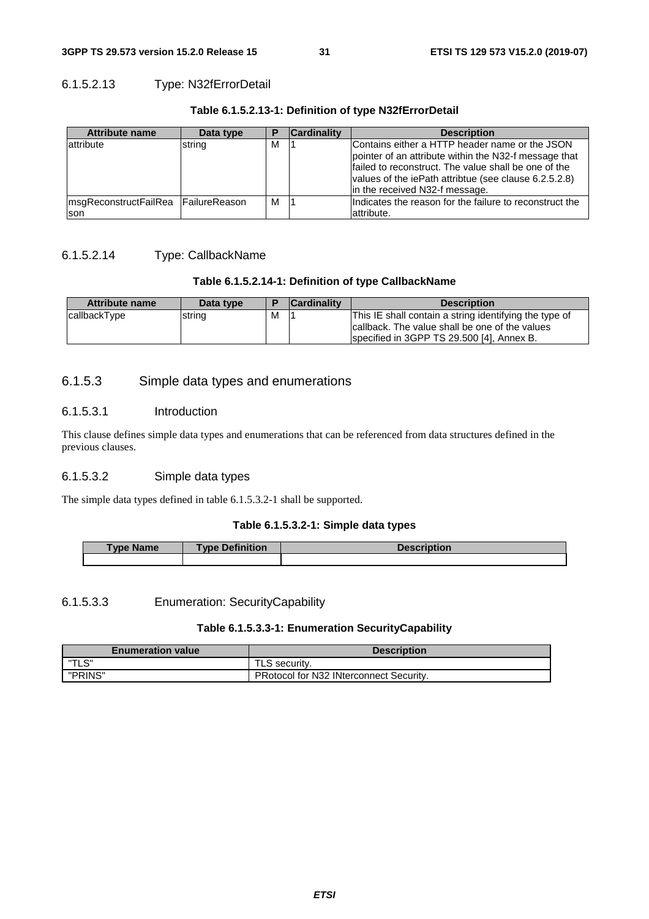#### 6.1.5.2.13 Type: N32fErrorDetail

**Table 6.1.5.2.13-1: Definition of type N32fErrorDetail**

| Attribute name | Data type | P | Cardinality | Description |
| --- | --- | --- | --- | --- |
| attribute | string | M | 1 | Contains either a HTTP header name or the JSON pointer of an attribute within the N32-f message that failed to reconstruct. The value shall be one of the values of the iePath attribtue (see clause 6.2.5.2.8) in the received N32-f message. |
| msgReconstructFailReason | FailureReason | M | 1 | Indicates the reason for the failure to reconstruct the attribute. |

#### 6.1.5.2.14 Type: CallbackName

**Table 6.1.5.2.14-1: Definition of type CallbackName**

| Attribute name | Data type | P | Cardinality | Description |
| --- | --- | --- | --- | --- |
| callbackType | string | M | 1 | This IE shall contain a string identifying the type of callback. The value shall be one of the values specified in 3GPP TS 29.500 [4], Annex B. |

### 6.1.5.3 Simple data types and enumerations

#### 6.1.5.3.1 Introduction

This clause defines simple data types and enumerations that can be referenced from data structures defined in the previous clauses.

#### 6.1.5.3.2 Simple data types

The simple data types defined in table 6.1.5.3.2-1 shall be supported.

**Table 6.1.5.3.2-1: Simple data types**

| Type Name | Type Definition | Description |
| --- | --- | --- |
| | | |

#### 6.1.5.3.3 Enumeration: SecurityCapability

**Table 6.1.5.3.3-1: Enumeration SecurityCapability**

| Enumeration value | Description |
| --- | --- |
| "TLS" | TLS security. |
| "PRINS" | PRotocol for N32 INterconnect Security. |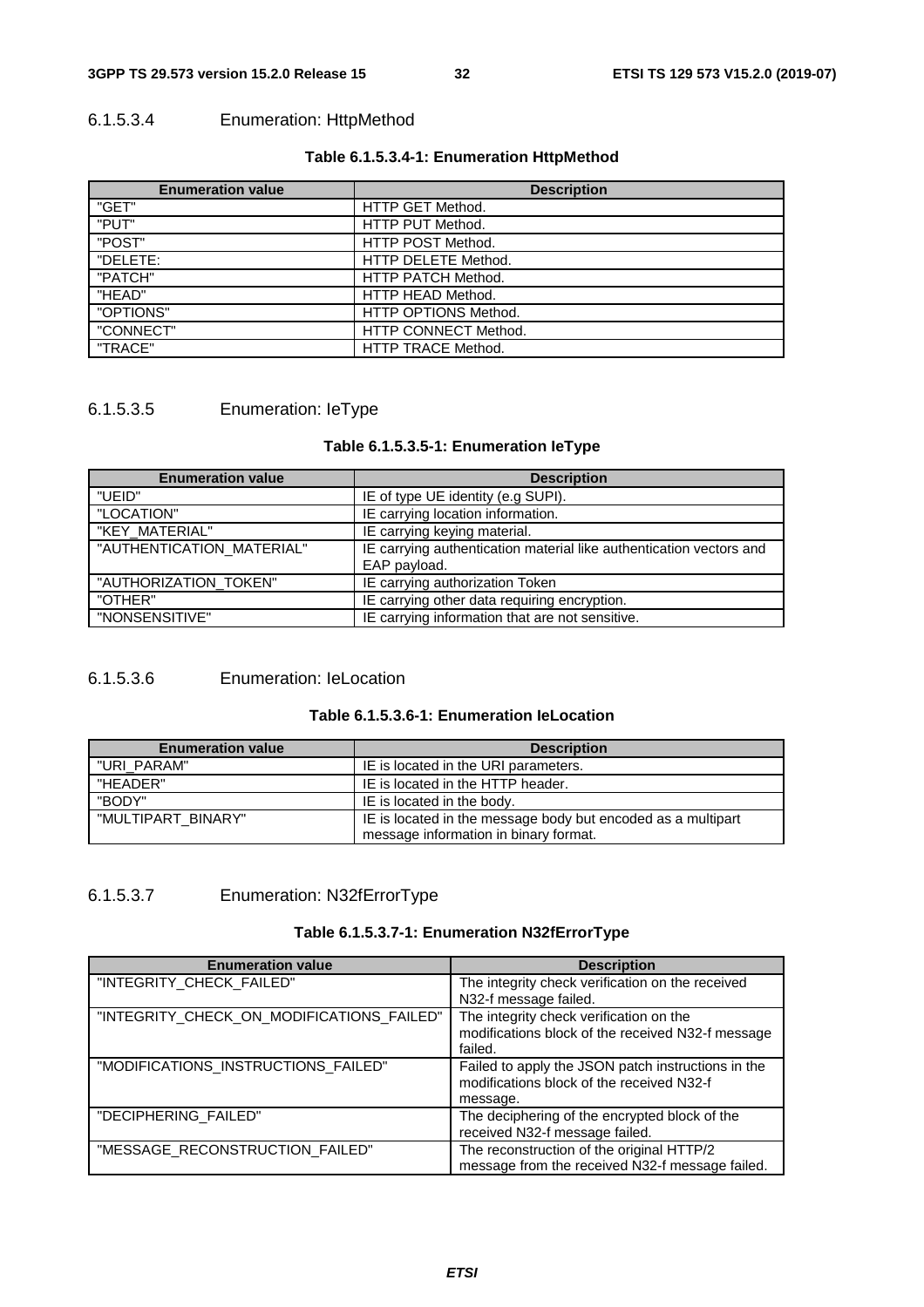#### 6.1.5.3.4 Enumeration: HttpMethod

**Table 6.1.5.3.4-1: Enumeration HttpMethod**

| Enumeration value | Description |
|---|---|
| "GET" | HTTP GET Method. |
| "PUT" | HTTP PUT Method. |
| "POST" | HTTP POST Method. |
| "DELETE: | HTTP DELETE Method. |
| "PATCH" | HTTP PATCH Method. |
| "HEAD" | HTTP HEAD Method. |
| "OPTIONS" | HTTP OPTIONS Method. |
| "CONNECT" | HTTP CONNECT Method. |
| "TRACE" | HTTP TRACE Method. |

#### 6.1.5.3.5 Enumeration: IeType

**Table 6.1.5.3.5-1: Enumeration IeType**

| Enumeration value | Description |
|---|---|
| "UEID" | IE of type UE identity (e.g SUPI). |
| "LOCATION" | IE carrying location information. |
| "KEY_MATERIAL" | IE carrying keying material. |
| "AUTHENTICATION_MATERIAL" | IE carrying authentication material like authentication vectors and EAP payload. |
| "AUTHORIZATION_TOKEN" | IE carrying authorization Token |
| "OTHER" | IE carrying other data requiring encryption. |
| "NONSENSITIVE" | IE carrying information that are not sensitive. |

#### 6.1.5.3.6 Enumeration: IeLocation

**Table 6.1.5.3.6-1: Enumeration IeLocation**

| Enumeration value | Description |
|---|---|
| "URI_PARAM" | IE is located in the URI parameters. |
| "HEADER" | IE is located in the HTTP header. |
| "BODY" | IE is located in the body. |
| "MULTIPART_BINARY" | IE is located in the message body but encoded as a multipart message information in binary format. |

#### 6.1.5.3.7 Enumeration: N32fErrorType

**Table 6.1.5.3.7-1: Enumeration N32fErrorType**

| Enumeration value | Description |
|---|---|
| "INTEGRITY_CHECK_FAILED" | The integrity check verification on the received N32-f message failed. |
| "INTEGRITY_CHECK_ON_MODIFICATIONS_FAILED" | The integrity check verification on the modifications block of the received N32-f message failed. |
| "MODIFICATIONS_INSTRUCTIONS_FAILED" | Failed to apply the JSON patch instructions in the modifications block of the received N32-f message. |
| "DECIPHERING_FAILED" | The deciphering of the encrypted block of the received N32-f message failed. |
| "MESSAGE_RECONSTRUCTION_FAILED" | The reconstruction of the original HTTP/2 message from the received N32-f message failed. |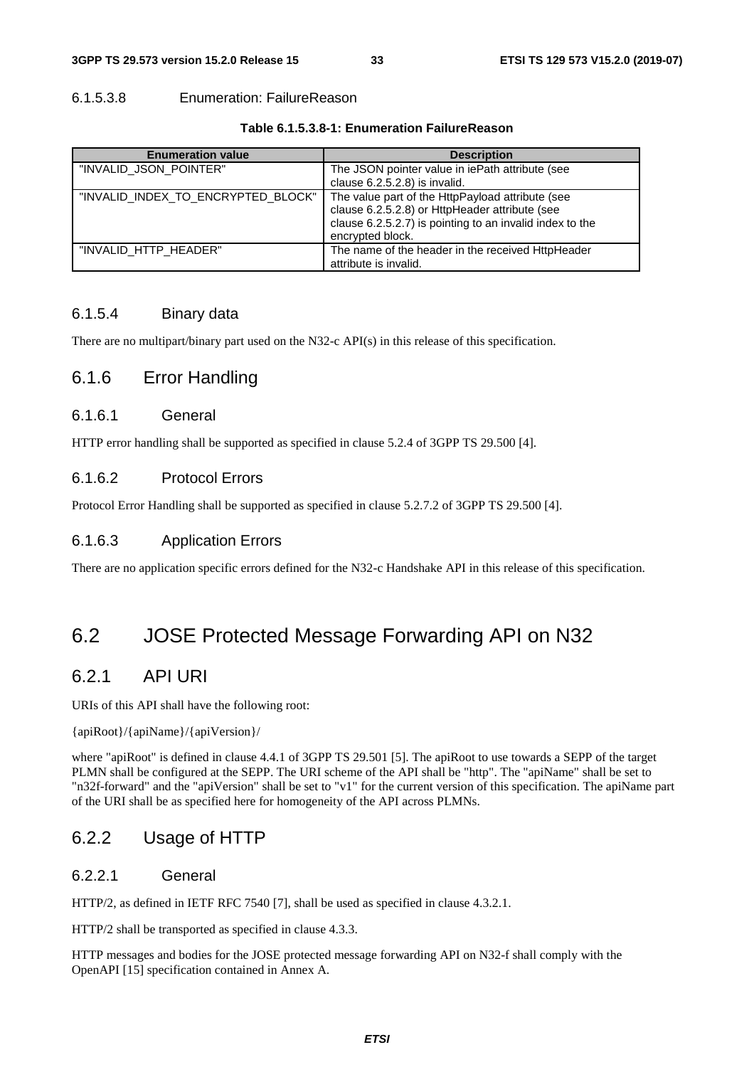#### 6.1.5.3.8 Enumeration: FailureReason

**Table 6.1.5.3.8-1: Enumeration FailureReason**

| Enumeration value | Description |
| --- | --- |
| "INVALID_JSON_POINTER" | The JSON pointer value in iePath attribute (see clause 6.2.5.2.8) is invalid. |
| "INVALID_INDEX_TO_ENCRYPTED_BLOCK" | The value part of the HttpPayload attribute (see clause 6.2.5.2.8) or HttpHeader attribute (see clause 6.2.5.2.7) is pointing to an invalid index to the encrypted block. |
| "INVALID_HTTP_HEADER" | The name of the header in the received HttpHeader attribute is invalid. |

### 6.1.5.4 Binary data

There are no multipart/binary part used on the N32-c API(s) in this release of this specification.

## 6.1.6 Error Handling

### 6.1.6.1 General

HTTP error handling shall be supported as specified in clause 5.2.4 of 3GPP TS 29.500 [4].

### 6.1.6.2 Protocol Errors

Protocol Error Handling shall be supported as specified in clause 5.2.7.2 of 3GPP TS 29.500 [4].

### 6.1.6.3 Application Errors

There are no application specific errors defined for the N32-c Handshake API in this release of this specification.

# 6.2 JOSE Protected Message Forwarding API on N32

## 6.2.1 API URI

URIs of this API shall have the following root:

{apiRoot}/{apiName}/{apiVersion}/

where "apiRoot" is defined in clause 4.4.1 of 3GPP TS 29.501 [5]. The apiRoot to use towards a SEPP of the target PLMN shall be configured at the SEPP. The URI scheme of the API shall be "http". The "apiName" shall be set to "n32f-forward" and the "apiVersion" shall be set to "v1" for the current version of this specification. The apiName part of the URI shall be as specified here for homogeneity of the API across PLMNs.

## 6.2.2 Usage of HTTP

### 6.2.2.1 General

HTTP/2, as defined in IETF RFC 7540 [7], shall be used as specified in clause 4.3.2.1.

HTTP/2 shall be transported as specified in clause 4.3.3.

HTTP messages and bodies for the JOSE protected message forwarding API on N32-f shall comply with the OpenAPI [15] specification contained in Annex A.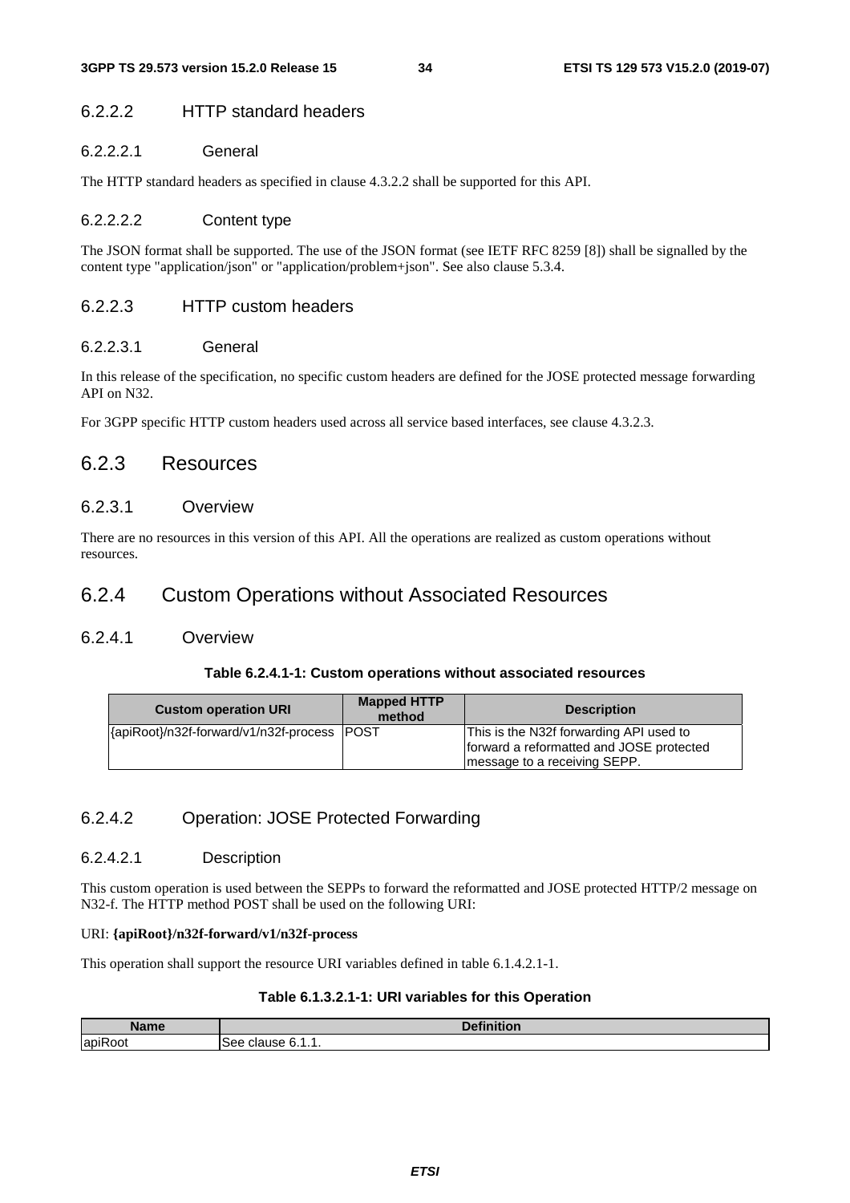#### 6.2.2.2 HTTP standard headers

##### 6.2.2.2.1 General

The HTTP standard headers as specified in clause 4.3.2.2 shall be supported for this API.

##### 6.2.2.2.2 Content type

The JSON format shall be supported. The use of the JSON format (see IETF RFC 8259 [8]) shall be signalled by the content type "application/json" or "application/problem+json". See also clause 5.3.4.

#### 6.2.2.3 HTTP custom headers

##### 6.2.2.3.1 General

In this release of the specification, no specific custom headers are defined for the JOSE protected message forwarding API on N32.

For 3GPP specific HTTP custom headers used across all service based interfaces, see clause 4.3.2.3.

### 6.2.3 Resources

#### 6.2.3.1 Overview

There are no resources in this version of this API. All the operations are realized as custom operations without resources.

### 6.2.4 Custom Operations without Associated Resources

#### 6.2.4.1 Overview

**Table 6.2.4.1-1: Custom operations without associated resources**

| Custom operation URI | Mapped HTTP method | Description |
|---|---|---|
| {apiRoot}/n32f-forward/v1/n32f-process | POST | This is the N32f forwarding API used to forward a reformatted and JOSE protected message to a receiving SEPP. |

#### 6.2.4.2 Operation: JOSE Protected Forwarding

##### 6.2.4.2.1 Description

This custom operation is used between the SEPPs to forward the reformatted and JOSE protected HTTP/2 message on N32-f. The HTTP method POST shall be used on the following URI:

URI: **{apiRoot}/n32f-forward/v1/n32f-process**

This operation shall support the resource URI variables defined in table 6.1.4.2.1-1.

**Table 6.1.3.2.1-1: URI variables for this Operation**

| Name | Definition |
|---|---|
| apiRoot | See clause 6.1.1. |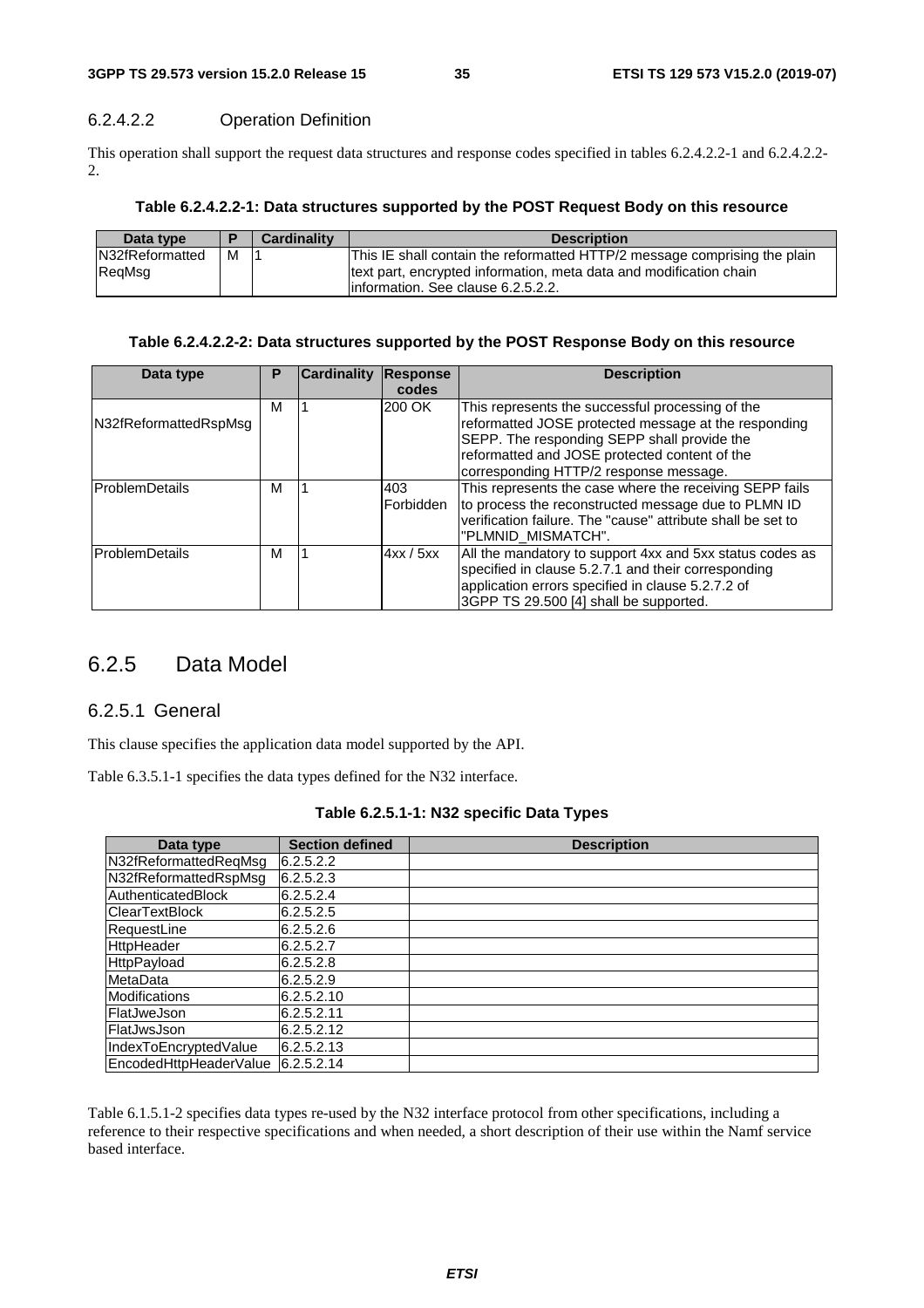#### 6.2.4.2.2 Operation Definition

This operation shall support the request data structures and response codes specified in tables 6.2.4.2.2-1 and 6.2.4.2.2-2.

**Table 6.2.4.2.2-1: Data structures supported by the POST Request Body on this resource**

| Data type | P | Cardinality | Description |
| --- | --- | --- | --- |
| N32fReformatted ReqMsg | M | 1 | This IE shall contain the reformatted HTTP/2 message comprising the plain text part, encrypted information, meta data and modification chain information. See clause 6.2.5.2.2. |

**Table 6.2.4.2.2-2: Data structures supported by the POST Response Body on this resource**

| Data type | P | Cardinality | Response codes | Description |
| --- | --- | --- | --- | --- |
| N32fReformattedRspMsg | M | 1 | 200 OK | This represents the successful processing of the reformatted JOSE protected message at the responding SEPP. The responding SEPP shall provide the reformatted and JOSE protected content of the corresponding HTTP/2 response message. |
| ProblemDetails | M | 1 | 403 Forbidden | This represents the case where the receiving SEPP fails to process the reconstructed message due to PLMN ID verification failure. The "cause" attribute shall be set to "PLMNID_MISMATCH". |
| ProblemDetails | M | 1 | 4xx / 5xx | All the mandatory to support 4xx and 5xx status codes as specified in clause 5.2.7.1 and their corresponding application errors specified in clause 5.2.7.2 of 3GPP TS 29.500 [4] shall be supported. |

## 6.2.5 Data Model

### 6.2.5.1 General

This clause specifies the application data model supported by the API.

Table 6.3.5.1-1 specifies the data types defined for the N32 interface.

**Table 6.2.5.1-1: N32 specific Data Types**

| Data type | Section defined | Description |
| --- | --- | --- |
| N32fReformattedReqMsg | 6.2.5.2.2 | |
| N32fReformattedRspMsg | 6.2.5.2.3 | |
| AuthenticatedBlock | 6.2.5.2.4 | |
| ClearTextBlock | 6.2.5.2.5 | |
| RequestLine | 6.2.5.2.6 | |
| HttpHeader | 6.2.5.2.7 | |
| HttpPayload | 6.2.5.2.8 | |
| MetaData | 6.2.5.2.9 | |
| Modifications | 6.2.5.2.10 | |
| FlatJweJson | 6.2.5.2.11 | |
| FlatJwsJson | 6.2.5.2.12 | |
| IndexToEncryptedValue | 6.2.5.2.13 | |
| EncodedHttpHeaderValue | 6.2.5.2.14 | |

Table 6.1.5.1-2 specifies data types re-used by the N32 interface protocol from other specifications, including a reference to their respective specifications and when needed, a short description of their use within the Namf service based interface.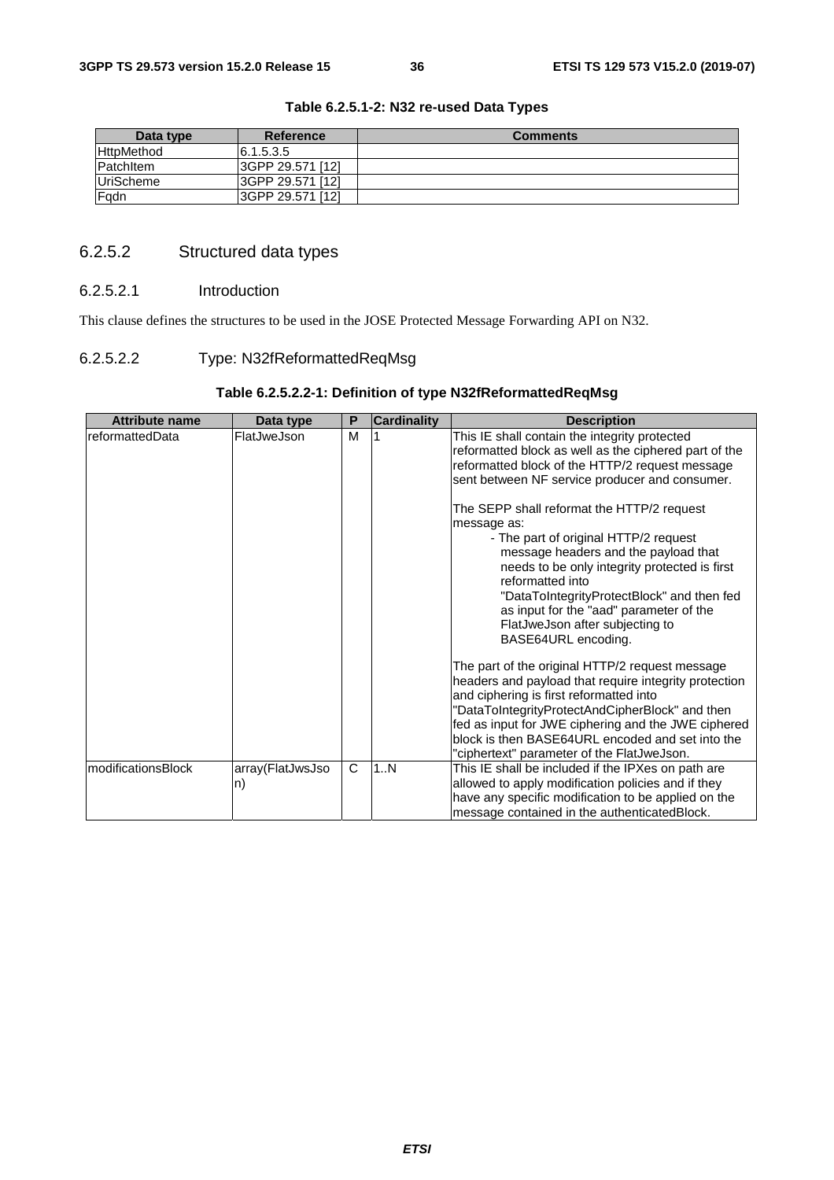**Table 6.2.5.1-2: N32 re-used Data Types**

| Data type | Reference | Comments |
| --- | --- | --- |
| HttpMethod | 6.1.5.3.5 | |
| PatchItem | 3GPP 29.571 [12] | |
| UriScheme | 3GPP 29.571 [12] | |
| Fqdn | 3GPP 29.571 [12] | |

### 6.2.5.2 Structured data types

#### 6.2.5.2.1 Introduction

This clause defines the structures to be used in the JOSE Protected Message Forwarding API on N32.

#### 6.2.5.2.2 Type: N32fReformattedReqMsg

**Table 6.2.5.2.2-1: Definition of type N32fReformattedReqMsg**

| Attribute name | Data type | P | Cardinality | Description |
| --- | --- | --- | --- | --- |
| reformattedData | FlatJweJson | M | 1 | This IE shall contain the integrity protected reformatted block as well as the ciphered part of the reformatted block of the HTTP/2 request message sent between NF service producer and consumer.<br><br>The SEPP shall reformat the HTTP/2 request message as:<br>- The part of original HTTP/2 request message headers and the payload that needs to be only integrity protected is first reformatted into "DataToIntegrityProtectBlock" and then fed as input for the "aad" parameter of the FlatJweJson after subjecting to BASE64URL encoding.<br><br>The part of the original HTTP/2 request message headers and payload that require integrity protection and ciphering is first reformatted into "DataToIntegrityProtectAndCipherBlock" and then fed as input for JWE ciphering and the JWE ciphered block is then BASE64URL encoded and set into the "ciphertext" parameter of the FlatJweJson. |
| modificationsBlock | array(FlatJwsJson) | C | 1..N | This IE shall be included if the IPXes on path are allowed to apply modification policies and if they have any specific modification to be applied on the message contained in the authenticatedBlock. |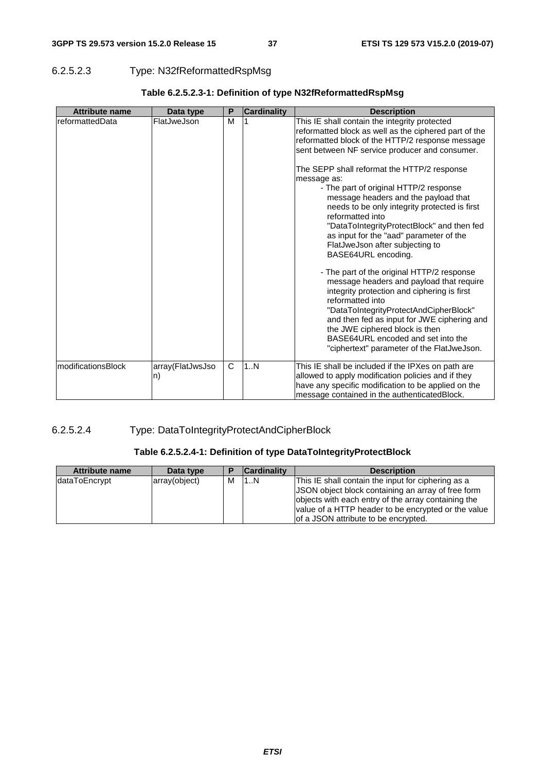#### 6.2.5.2.3 Type: N32fReformattedRspMsg

**Table 6.2.5.2.3-1: Definition of type N32fReformattedRspMsg**

| Attribute name | Data type | P | Cardinality | Description |
|---|---|---|---|---|
| reformattedData | FlatJweJson | M | 1 | This IE shall contain the integrity protected reformatted block as well as the ciphered part of the reformatted block of the HTTP/2 response message sent between NF service producer and consumer.<br><br>The SEPP shall reformat the HTTP/2 response message as:<br>- The part of original HTTP/2 response message headers and the payload that needs to be only integrity protected is first reformatted into "DataToIntegrityProtectBlock" and then fed as input for the "aad" parameter of the FlatJweJson after subjecting to BASE64URL encoding.<br><br>- The part of the original HTTP/2 response message headers and payload that require integrity protection and ciphering is first reformatted into "DataToIntegrityProtectAndCipherBlock" and then fed as input for JWE ciphering and the JWE ciphered block is then BASE64URL encoded and set into the "ciphertext" parameter of the FlatJweJson. |
| modificationsBlock | array(FlatJwsJson) | C | 1..N | This IE shall be included if the IPXes on path are allowed to apply modification policies and if they have any specific modification to be applied on the message contained in the authenticatedBlock. |

#### 6.2.5.2.4 Type: DataToIntegrityProtectAndCipherBlock

**Table 6.2.5.2.4-1: Definition of type DataToIntegrityProtectBlock**

| Attribute name | Data type | P | Cardinality | Description |
|---|---|---|---|---|
| dataToEncrypt | array(object) | M | 1..N | This IE shall contain the input for ciphering as a JSON object block containing an array of free form objects with each entry of the array containing the value of a HTTP header to be encrypted or the value of a JSON attribute to be encrypted. |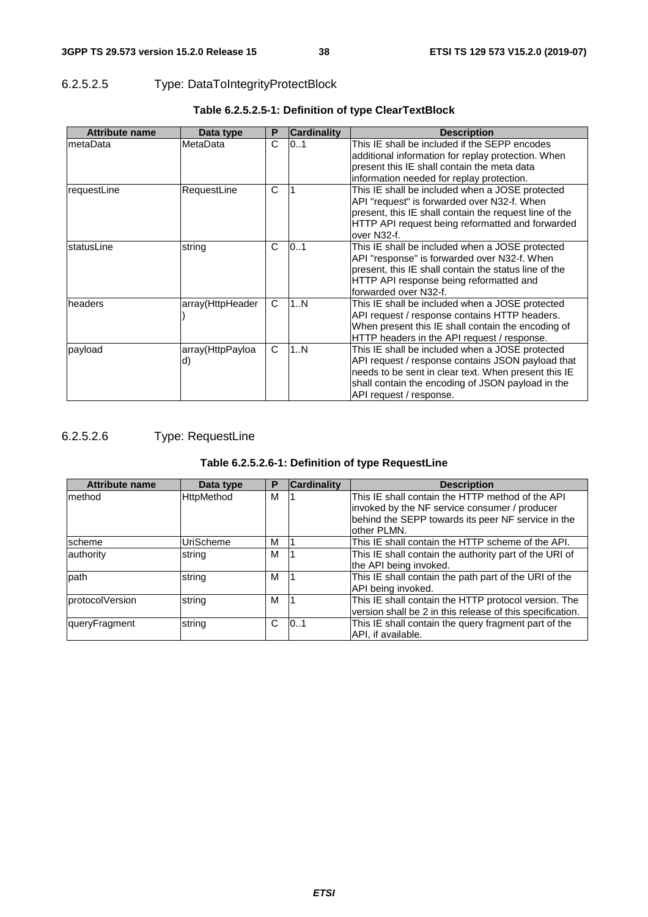#### 6.2.5.2.5 Type: DataToIntegrityProtectBlock

**Table 6.2.5.2.5-1: Definition of type ClearTextBlock**

| Attribute name | Data type | P | Cardinality | Description |
|---|---|---|---|---|
| metaData | MetaData | C | 0..1 | This IE shall be included if the SEPP encodes additional information for replay protection. When present this IE shall contain the meta data information needed for replay protection. |
| requestLine | RequestLine | C | 1 | This IE shall be included when a JOSE protected API "request" is forwarded over N32-f. When present, this IE shall contain the request line of the HTTP API request being reformatted and forwarded over N32-f. |
| statusLine | string | C | 0..1 | This IE shall be included when a JOSE protected API "response" is forwarded over N32-f. When present, this IE shall contain the status line of the HTTP API response being reformatted and forwarded over N32-f. |
| headers | array(HttpHeader) | C | 1..N | This IE shall be included when a JOSE protected API request / response contains HTTP headers. When present this IE shall contain the encoding of HTTP headers in the API request / response. |
| payload | array(HttpPayload) | C | 1..N | This IE shall be included when a JOSE protected API request / response contains JSON payload that needs to be sent in clear text. When present this IE shall contain the encoding of JSON payload in the API request / response. |

#### 6.2.5.2.6 Type: RequestLine

**Table 6.2.5.2.6-1: Definition of type RequestLine**

| Attribute name | Data type | P | Cardinality | Description |
|---|---|---|---|---|
| method | HttpMethod | M | 1 | This IE shall contain the HTTP method of the API invoked by the NF service consumer / producer behind the SEPP towards its peer NF service in the other PLMN. |
| scheme | UriScheme | M | 1 | This IE shall contain the HTTP scheme of the API. |
| authority | string | M | 1 | This IE shall contain the authority part of the URI of the API being invoked. |
| path | string | M | 1 | This IE shall contain the path part of the URI of the API being invoked. |
| protocolVersion | string | M | 1 | This IE shall contain the HTTP protocol version. The version shall be 2 in this release of this specification. |
| queryFragment | string | C | 0..1 | This IE shall contain the query fragment part of the API, if available. |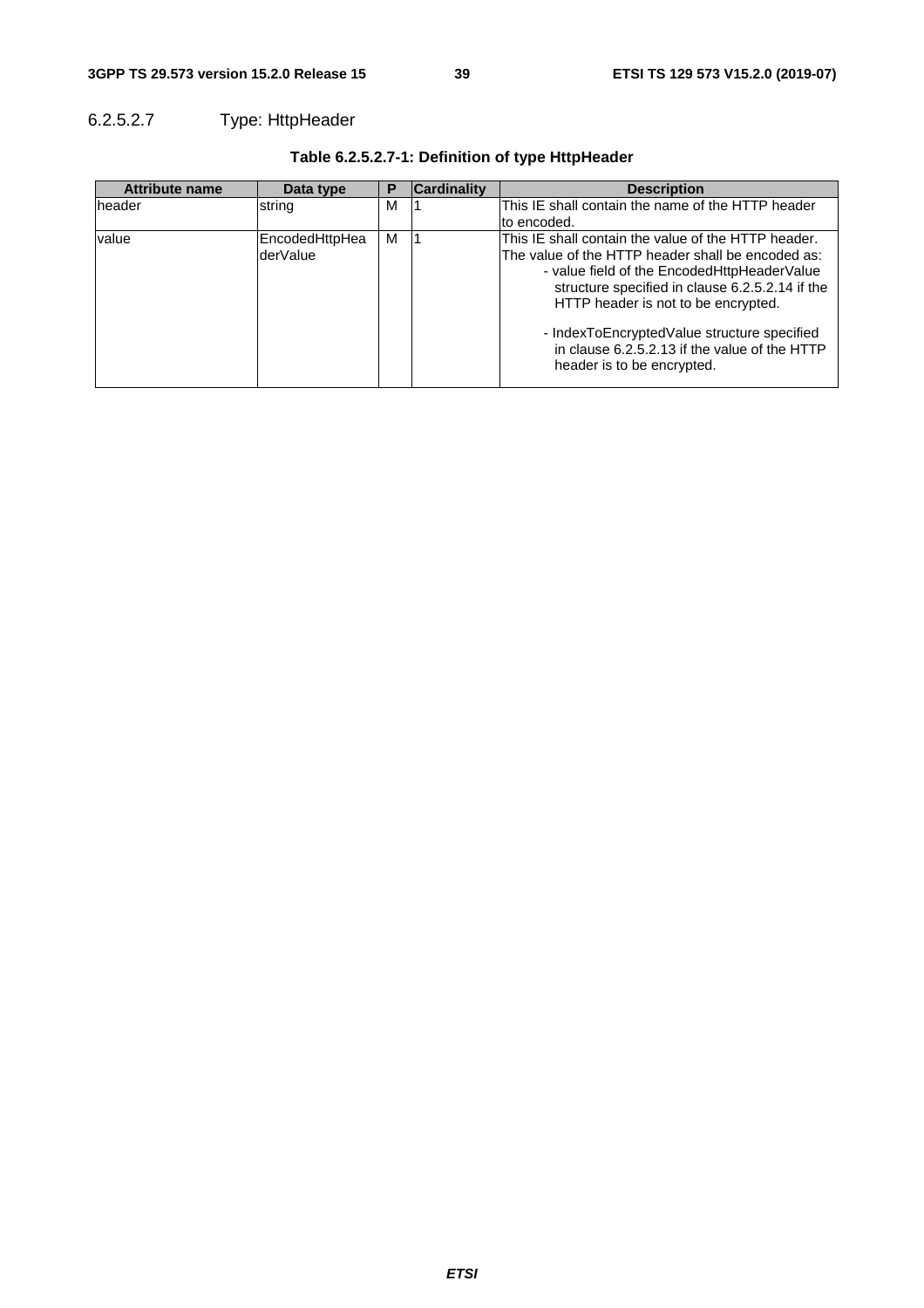#### 6.2.5.2.7 Type: HttpHeader

**Table 6.2.5.2.7-1: Definition of type HttpHeader**

| Attribute name | Data type | P | Cardinality | Description |
| --- | --- | --- | --- | --- |
| header | string | M | 1 | This IE shall contain the name of the HTTP header to encoded. |
| value | EncodedHttpHeaderValue | M | 1 | This IE shall contain the value of the HTTP header. The value of the HTTP header shall be encoded as: <br> - value field of the EncodedHttpHeaderValue structure specified in clause 6.2.5.2.14 if the HTTP header is not to be encrypted. <br><br> - IndexToEncryptedValue structure specified in clause 6.2.5.2.13 if the value of the HTTP header is to be encrypted. |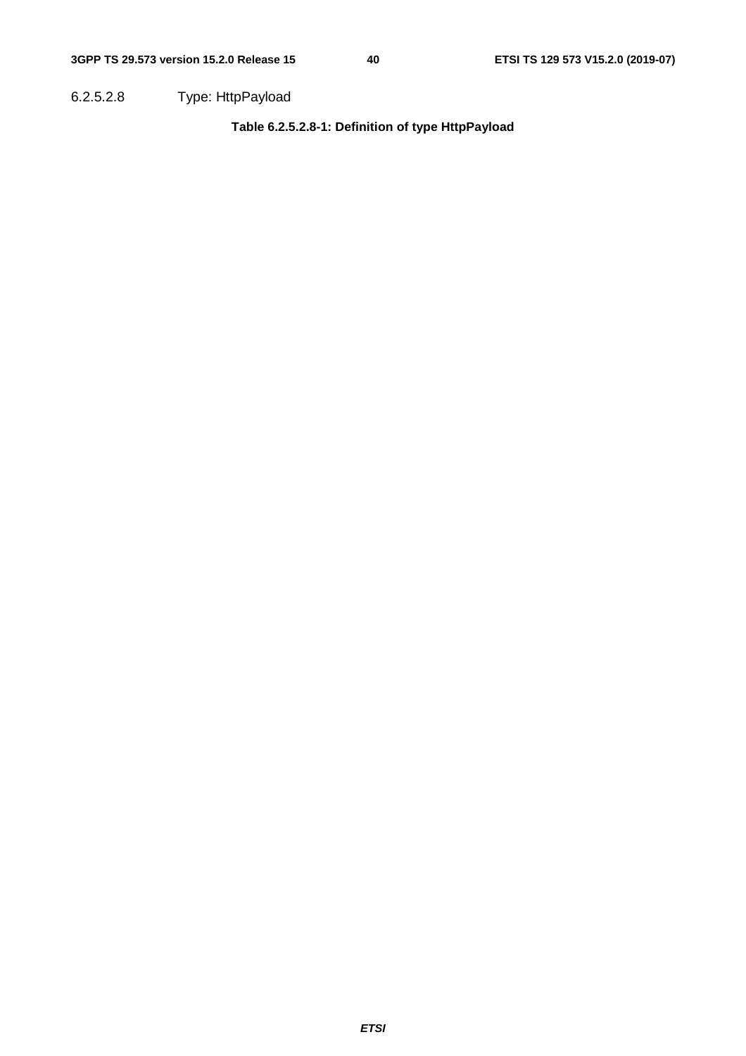#### 6.2.5.2.8 Type: HttpPayload

**Table 6.2.5.2.8-1: Definition of type HttpPayload**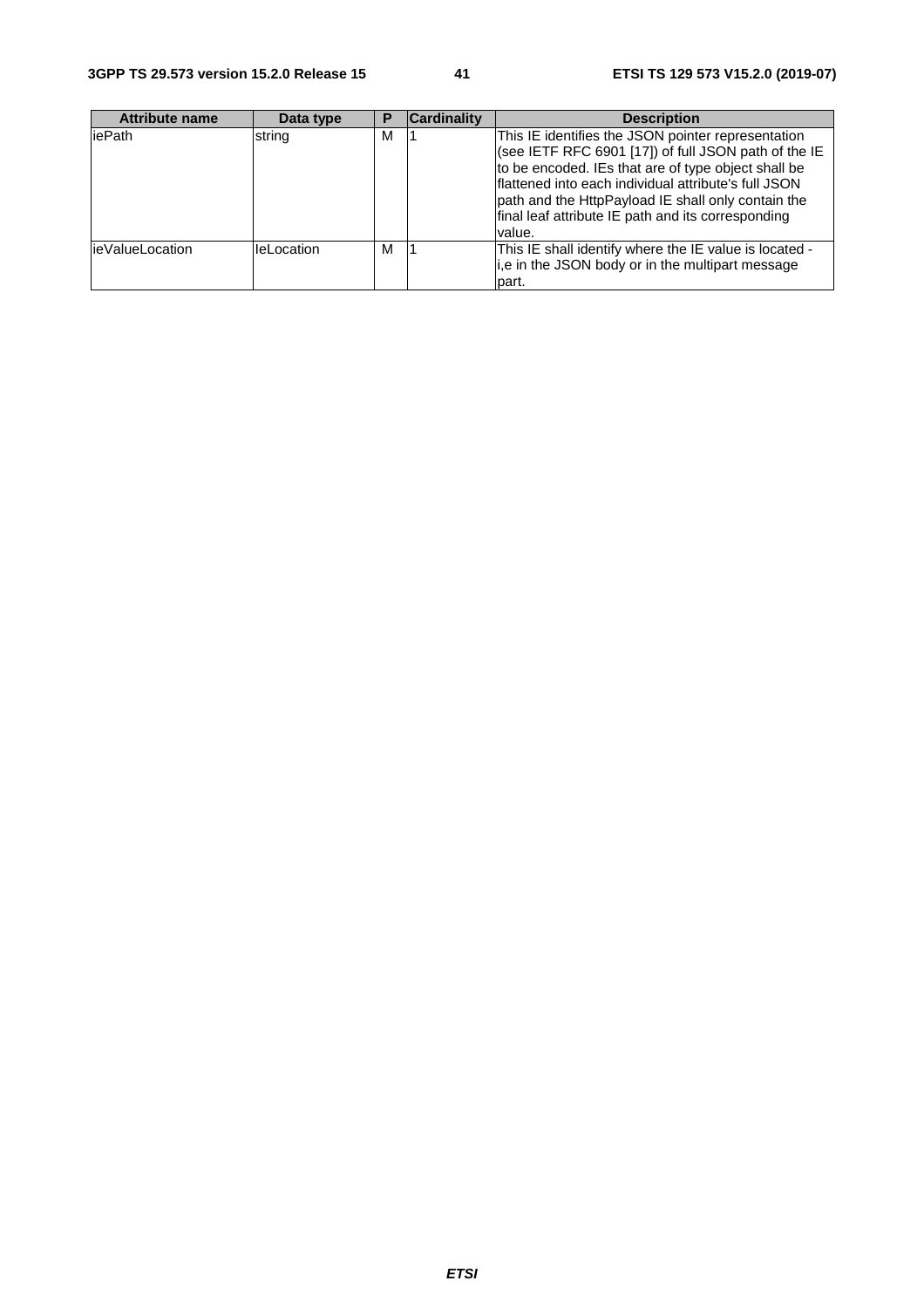| Attribute name | Data type | P | Cardinality | Description |
| --- | --- | --- | --- | --- |
| iePath | string | M | 1 | This IE identifies the JSON pointer representation (see IETF RFC 6901 [17]) of full JSON path of the IE to be encoded. IEs that are of type object shall be flattened into each individual attribute's full JSON path and the HttpPayload IE shall only contain the final leaf attribute IE path and its corresponding value. |
| ieValueLocation | IeLocation | M | 1 | This IE shall identify where the IE value is located - i,e in the JSON body or in the multipart message part. |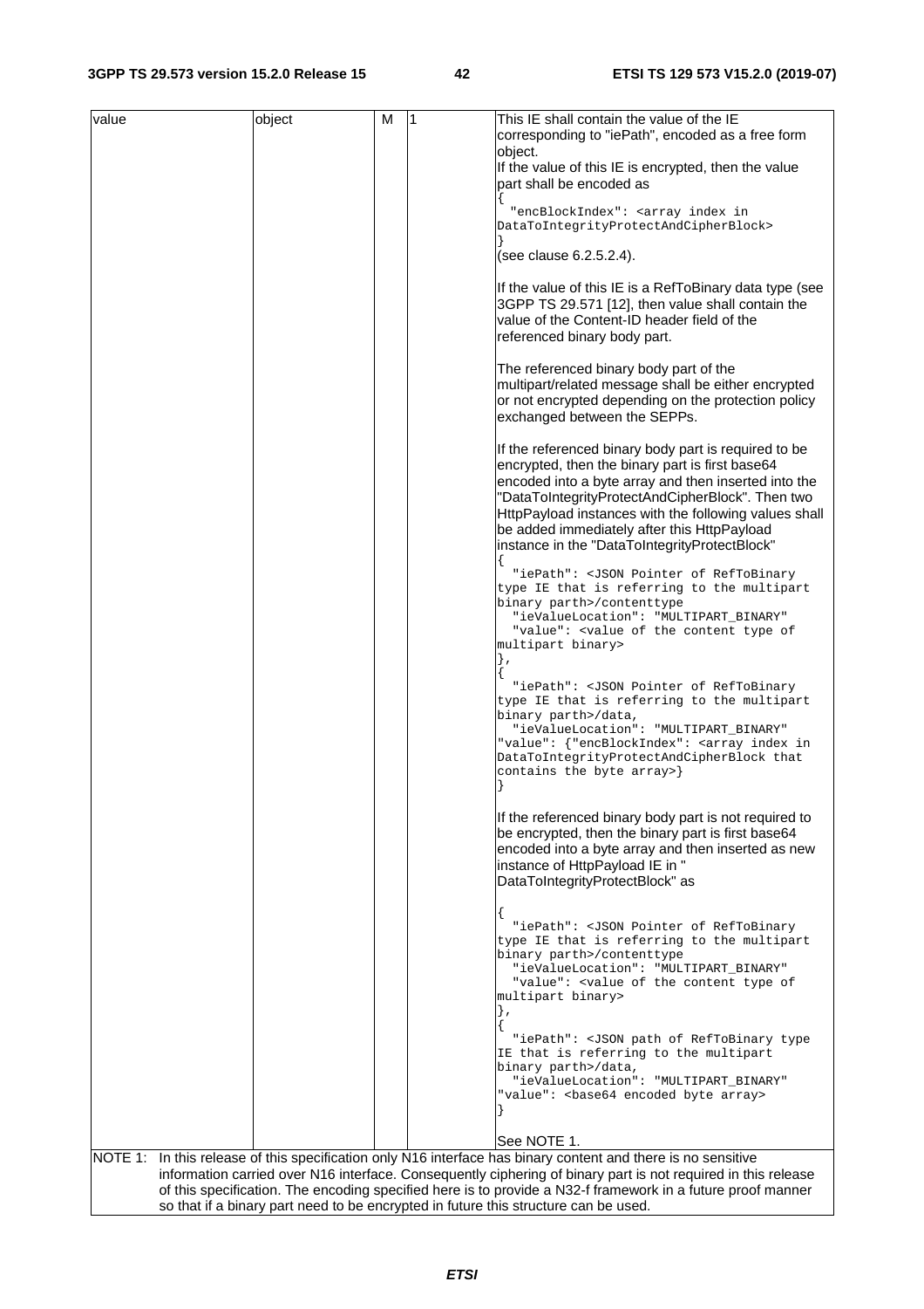| | | | | |
|---|---|---|---|---|
| value | object | M | 1 | This IE shall contain the value of the IE corresponding to "iePath", encoded as a free form object.<br>If the value of this IE is encrypted, then the value part shall be encoded as<br>`{`<br>`  "encBlockIndex": <array index in DataToIntegrityProtectAndCipherBlock>`<br>`}`<br>(see clause 6.2.5.2.4).<br><br>If the value of this IE is a RefToBinary data type (see 3GPP TS 29.571 [12], then value shall contain the value of the Content-ID header field of the referenced binary body part.<br><br>The referenced binary body part of the multipart/related message shall be either encrypted or not encrypted depending on the protection policy exchanged between the SEPPs.<br><br>If the referenced binary body part is required to be encrypted, then the binary part is first base64 encoded into a byte array and then inserted into the "DataToIntegrityProtectAndCipherBlock". Then two HttpPayload instances with the following values shall be added immediately after this HttpPayload instance in the "DataToIntegrityProtectBlock"<br>`{`<br>`  "iePath": <JSON Pointer of RefToBinary type IE that is referring to the multipart binary parth>/contenttype`<br>`  "ieValueLocation": "MULTIPART_BINARY"`<br>`  "value": <value of the content type of multipart binary>`<br>`},`<br>`{`<br>`  "iePath": <JSON Pointer of RefToBinary type IE that is referring to the multipart binary parth>/data,`<br>`  "ieValueLocation": "MULTIPART_BINARY"`<br>`"value": {"encBlockIndex": <array index in DataToIntegrityProtectAndCipherBlock that contains the byte array>}`<br>`}`<br><br>If the referenced binary body part is not required to be encrypted, then the binary part is first base64 encoded into a byte array and then inserted as new instance of HttpPayload IE in " DataToIntegrityProtectBlock" as<br><br>`{`<br>`  "iePath": <JSON Pointer of RefToBinary type IE that is referring to the multipart binary parth>/contenttype`<br>`  "ieValueLocation": "MULTIPART_BINARY"`<br>`  "value": <value of the content type of multipart binary>`<br>`},`<br>`{`<br>`  "iePath": <JSON path of RefToBinary type IE that is referring to the multipart binary parth>/data,`<br>`  "ieValueLocation": "MULTIPART_BINARY"`<br>`"value": <base64 encoded byte array>`<br>`}`<br><br>See NOTE 1. |
| NOTE 1: In this release of this specification only N16 interface has binary content and there is no sensitive information carried over N16 interface. Consequently ciphering of binary part is not required in this release of this specification. The encoding specified here is to provide a N32-f framework in a future proof manner so that if a binary part need to be encrypted in future this structure can be used. | | | | |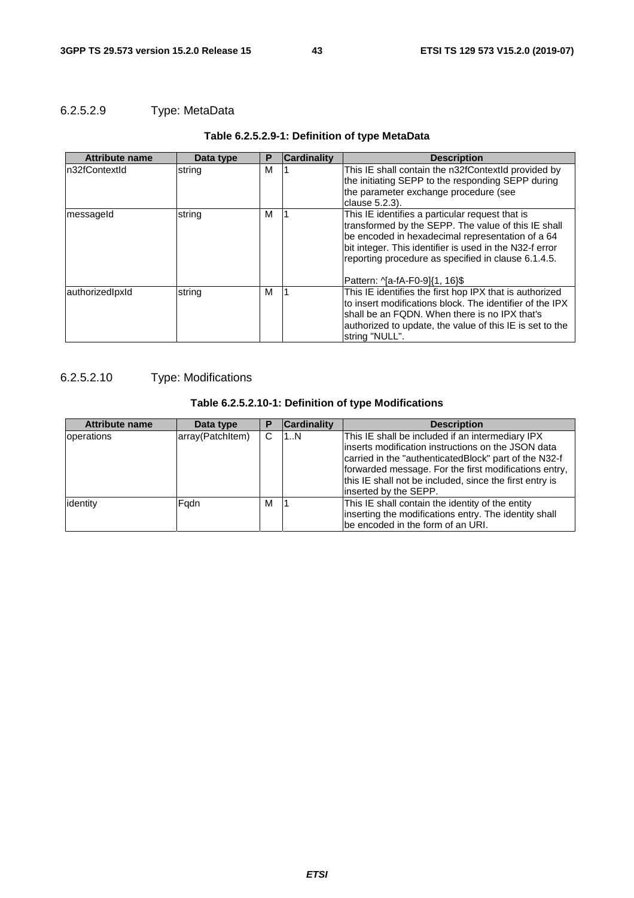#### 6.2.5.2.9 Type: MetaData

**Table 6.2.5.2.9-1: Definition of type MetaData**

| Attribute name | Data type | P | Cardinality | Description |
|---|---|---|---|---|
| n32fContextId | string | M | 1 | This IE shall contain the n32fContextId provided by the initiating SEPP to the responding SEPP during the parameter exchange procedure (see clause 5.2.3). |
| messageId | string | M | 1 | This IE identifies a particular request that is transformed by the SEPP. The value of this IE shall be encoded in hexadecimal representation of a 64 bit integer. This identifier is used in the N32-f error reporting procedure as specified in clause 6.1.4.5.<br><br>Pattern: ^[a-fA-F0-9]{1, 16}$ |
| authorizedIpxId | string | M | 1 | This IE identifies the first hop IPX that is authorized to insert modifications block. The identifier of the IPX shall be an FQDN. When there is no IPX that's authorized to update, the value of this IE is set to the string "NULL". |

#### 6.2.5.2.10 Type: Modifications

**Table 6.2.5.2.10-1: Definition of type Modifications**

| Attribute name | Data type | P | Cardinality | Description |
|---|---|---|---|---|
| operations | array(PatchItem) | C | 1..N | This IE shall be included if an intermediary IPX inserts modification instructions on the JSON data carried in the "authenticatedBlock" part of the N32-f forwarded message. For the first modifications entry, this IE shall not be included, since the first entry is inserted by the SEPP. |
| identity | Fqdn | M | 1 | This IE shall contain the identity of the entity inserting the modifications entry. The identity shall be encoded in the form of an URI. |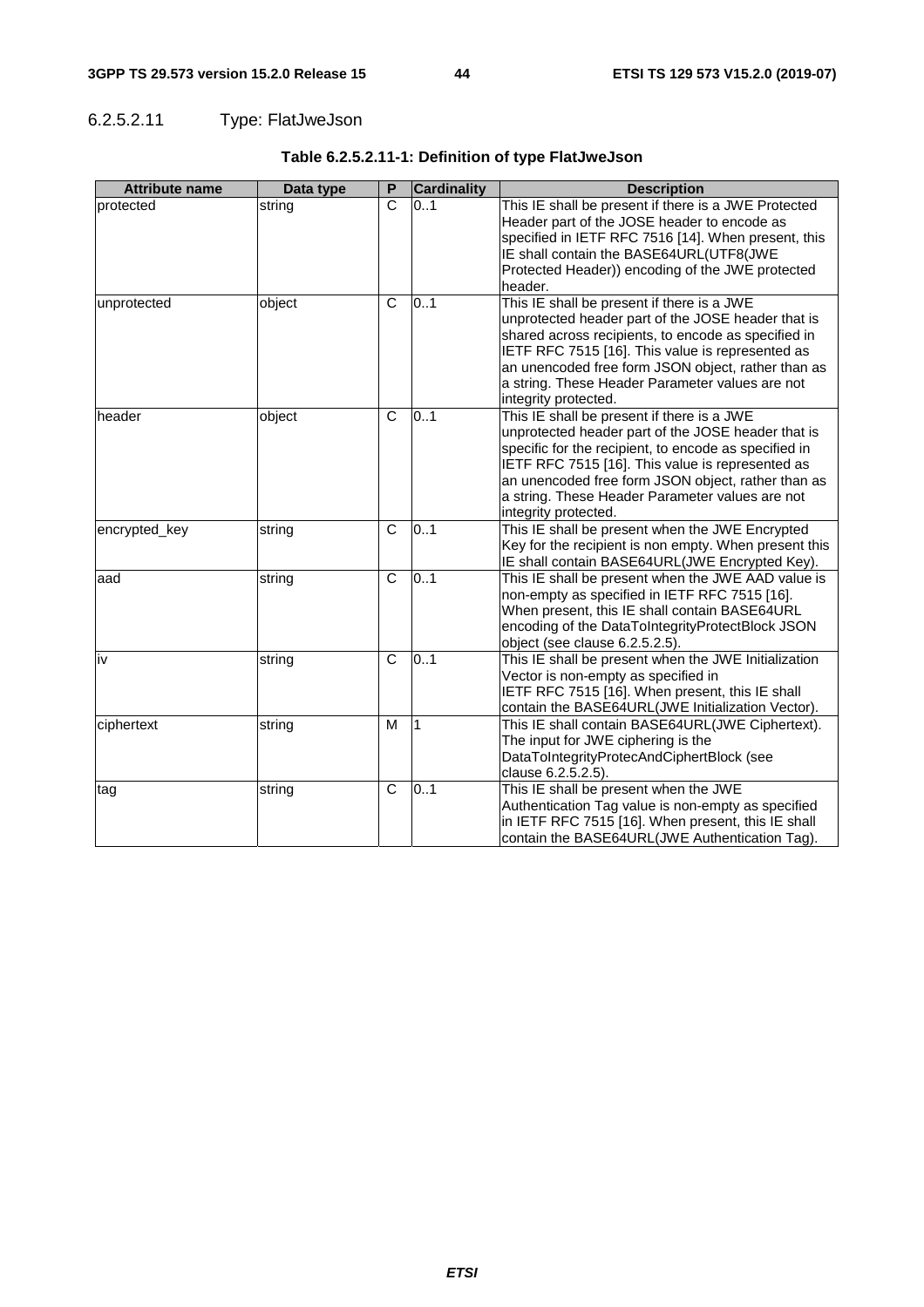#### 6.2.5.2.11 Type: FlatJweJson

**Table 6.2.5.2.11-1: Definition of type FlatJweJson**

| Attribute name | Data type | P | Cardinality | Description |
|---|---|---|---|---|
| protected | string | C | 0..1 | This IE shall be present if there is a JWE Protected Header part of the JOSE header to encode as specified in IETF RFC 7516 [14]. When present, this IE shall contain the BASE64URL(UTF8(JWE Protected Header)) encoding of the JWE protected header. |
| unprotected | object | C | 0..1 | This IE shall be present if there is a JWE unprotected header part of the JOSE header that is shared across recipients, to encode as specified in IETF RFC 7515 [16]. This value is represented as an unencoded free form JSON object, rather than as a string. These Header Parameter values are not integrity protected. |
| header | object | C | 0..1 | This IE shall be present if there is a JWE unprotected header part of the JOSE header that is specific for the recipient, to encode as specified in IETF RFC 7515 [16]. This value is represented as an unencoded free form JSON object, rather than as a string. These Header Parameter values are not integrity protected. |
| encrypted_key | string | C | 0..1 | This IE shall be present when the JWE Encrypted Key for the recipient is non empty. When present this IE shall contain BASE64URL(JWE Encrypted Key). |
| aad | string | C | 0..1 | This IE shall be present when the JWE AAD value is non-empty as specified in IETF RFC 7515 [16]. When present, this IE shall contain BASE64URL encoding of the DataToIntegrityProtectBlock JSON object (see clause 6.2.5.2.5). |
| iv | string | C | 0..1 | This IE shall be present when the JWE Initialization Vector is non-empty as specified in IETF RFC 7515 [16]. When present, this IE shall contain the BASE64URL(JWE Initialization Vector). |
| ciphertext | string | M | 1 | This IE shall contain BASE64URL(JWE Ciphertext). The input for JWE ciphering is the DataToIntegrityProtecAndCiphertBlock (see clause 6.2.5.2.5). |
| tag | string | C | 0..1 | This IE shall be present when the JWE Authentication Tag value is non-empty as specified in IETF RFC 7515 [16]. When present, this IE shall contain the BASE64URL(JWE Authentication Tag). |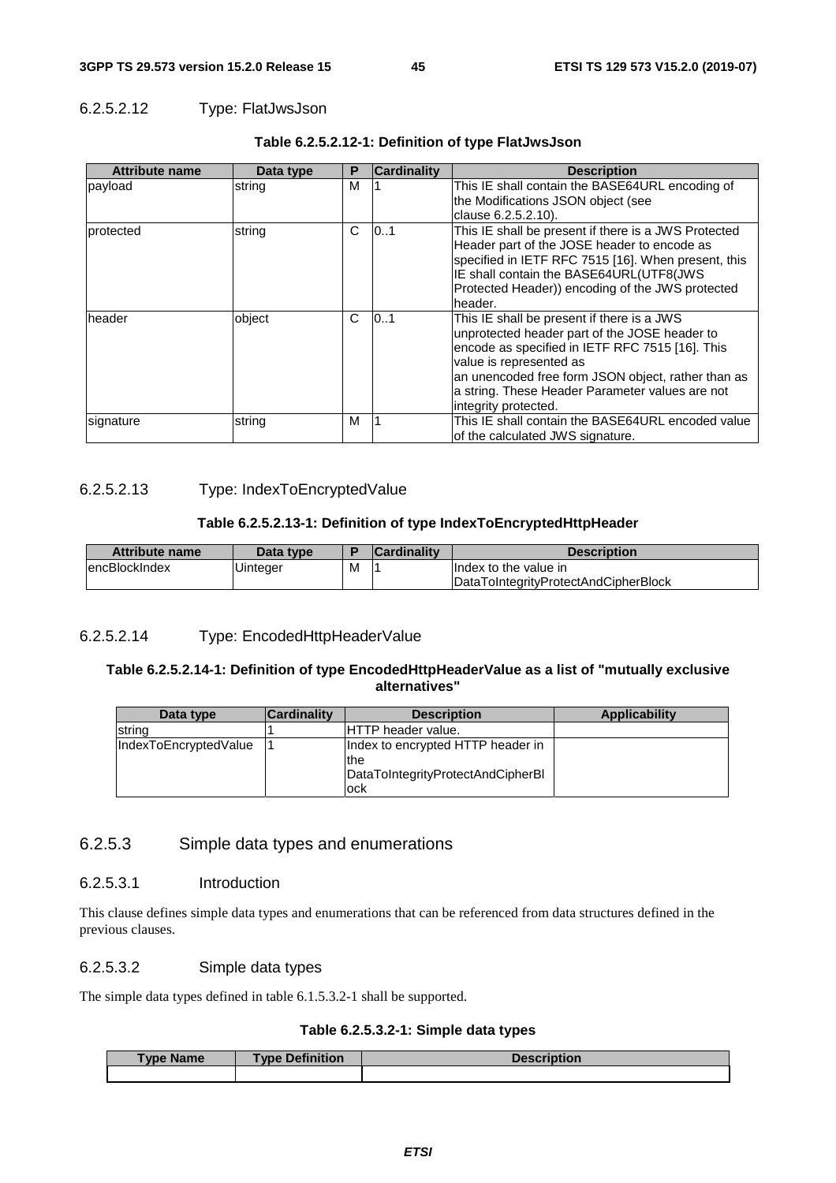#### 6.2.5.2.12 Type: FlatJwsJson

**Table 6.2.5.2.12-1: Definition of type FlatJwsJson**

| Attribute name | Data type | P | Cardinality | Description |
| --- | --- | --- | --- | --- |
| payload | string | M | 1 | This IE shall contain the BASE64URL encoding of the Modifications JSON object (see clause 6.2.5.2.10). |
| protected | string | C | 0..1 | This IE shall be present if there is a JWS Protected Header part of the JOSE header to encode as specified in IETF RFC 7515 [16]. When present, this IE shall contain the BASE64URL(UTF8(JWS Protected Header)) encoding of the JWS protected header. |
| header | object | C | 0..1 | This IE shall be present if there is a JWS unprotected header part of the JOSE header to encode as specified in IETF RFC 7515 [16]. This value is represented as an unencoded free form JSON object, rather than as a string. These Header Parameter values are not integrity protected. |
| signature | string | M | 1 | This IE shall contain the BASE64URL encoded value of the calculated JWS signature. |

#### 6.2.5.2.13 Type: IndexToEncryptedValue

**Table 6.2.5.2.13-1: Definition of type IndexToEncryptedHttpHeader**

| Attribute name | Data type | P | Cardinality | Description |
| --- | --- | --- | --- | --- |
| encBlockIndex | Uinteger | M | 1 | Index to the value in DataToIntegrityProtectAndCipherBlock |

#### 6.2.5.2.14 Type: EncodedHttpHeaderValue

**Table 6.2.5.2.14-1: Definition of type EncodedHttpHeaderValue as a list of "mutually exclusive alternatives"**

| Data type | Cardinality | Description | Applicability |
| --- | --- | --- | --- |
| string | 1 | HTTP header value. | |
| IndexToEncryptedValue | 1 | Index to encrypted HTTP header in the DataToIntegrityProtectAndCipherBlock | |

### 6.2.5.3 Simple data types and enumerations

#### 6.2.5.3.1 Introduction

This clause defines simple data types and enumerations that can be referenced from data structures defined in the previous clauses.

#### 6.2.5.3.2 Simple data types

The simple data types defined in table 6.1.5.3.2-1 shall be supported.

**Table 6.2.5.3.2-1: Simple data types**

| Type Name | Type Definition | Description |
| --- | --- | --- |
| | | |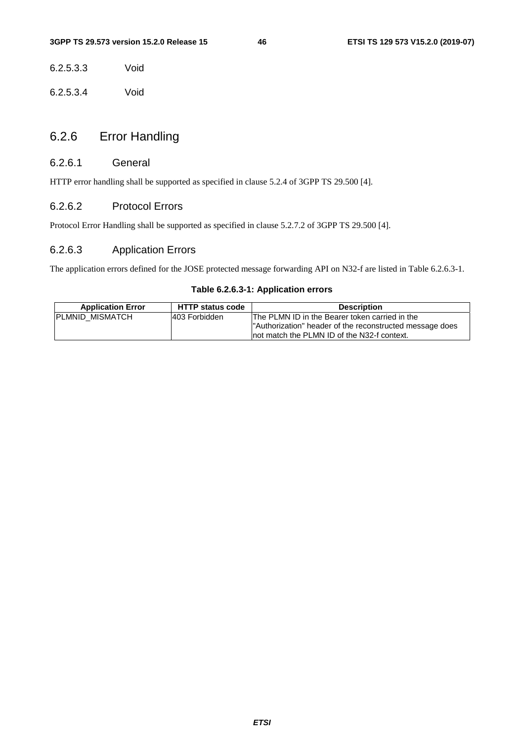6.2.5.3.3 Void

6.2.5.3.4 Void

### 6.2.6 Error Handling

#### 6.2.6.1 General

HTTP error handling shall be supported as specified in clause 5.2.4 of 3GPP TS 29.500 [4].

#### 6.2.6.2 Protocol Errors

Protocol Error Handling shall be supported as specified in clause 5.2.7.2 of 3GPP TS 29.500 [4].

#### 6.2.6.3 Application Errors

The application errors defined for the JOSE protected message forwarding API on N32-f are listed in Table 6.2.6.3-1.

**Table 6.2.6.3-1: Application errors**

| Application Error | HTTP status code | Description |
|---|---|---|
| PLMNID_MISMATCH | 403 Forbidden | The PLMN ID in the Bearer token carried in the "Authorization" header of the reconstructed message does not match the PLMN ID of the N32-f context. |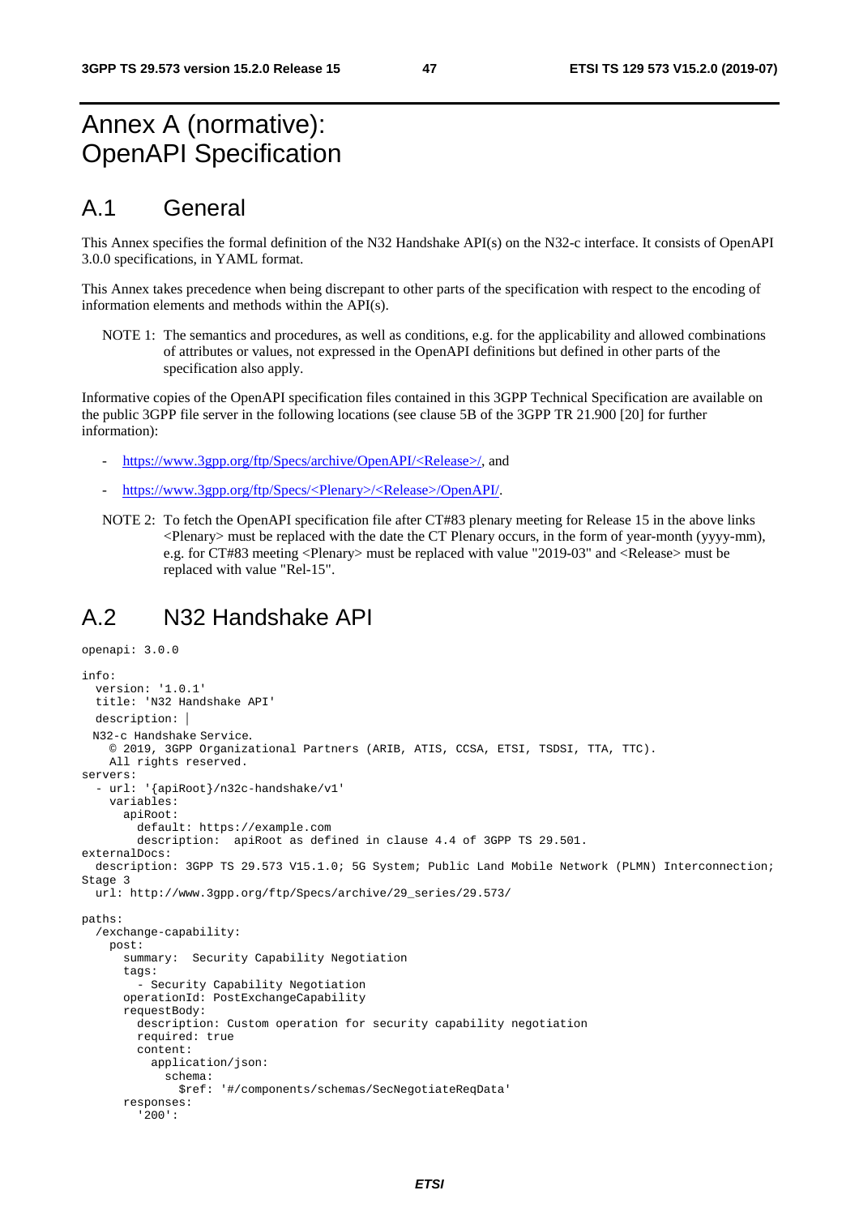# Annex A (normative): OpenAPI Specification

## A.1 General

This Annex specifies the formal definition of the N32 Handshake API(s) on the N32-c interface. It consists of OpenAPI 3.0.0 specifications, in YAML format.

This Annex takes precedence when being discrepant to other parts of the specification with respect to the encoding of information elements and methods within the API(s).

NOTE 1: The semantics and procedures, as well as conditions, e.g. for the applicability and allowed combinations of attributes or values, not expressed in the OpenAPI definitions but defined in other parts of the specification also apply.

Informative copies of the OpenAPI specification files contained in this 3GPP Technical Specification are available on the public 3GPP file server in the following locations (see clause 5B of the 3GPP TR 21.900 [20] for further information):

- https://www.3gpp.org/ftp/Specs/archive/OpenAPI/<Release>/, and
- https://www.3gpp.org/ftp/Specs/<Plenary>/<Release>/OpenAPI/.

NOTE 2: To fetch the OpenAPI specification file after CT#83 plenary meeting for Release 15 in the above links <Plenary> must be replaced with the date the CT Plenary occurs, in the form of year-month (yyyy-mm), e.g. for CT#83 meeting <Plenary> must be replaced with value "2019-03" and <Release> must be replaced with value "Rel-15".

## A.2 N32 Handshake API

```
openapi: 3.0.0

info:
  version: '1.0.1'
  title: 'N32 Handshake API'
  description: |
 N32-c Handshake Service.
    © 2019, 3GPP Organizational Partners (ARIB, ATIS, CCSA, ETSI, TSDSI, TTA, TTC).
    All rights reserved.
servers:
  - url: '{apiRoot}/n32c-handshake/v1'
    variables:
      apiRoot:
        default: https://example.com
        description:  apiRoot as defined in clause 4.4 of 3GPP TS 29.501.
externalDocs:
  description: 3GPP TS 29.573 V15.1.0; 5G System; Public Land Mobile Network (PLMN) Interconnection;
Stage 3
  url: http://www.3gpp.org/ftp/Specs/archive/29_series/29.573/

paths:
  /exchange-capability:
    post:
      summary:  Security Capability Negotiation
      tags:
        - Security Capability Negotiation
      operationId: PostExchangeCapability
      requestBody:
        description: Custom operation for security capability negotiation
        required: true
        content:
          application/json:
            schema:
              $ref: '#/components/schemas/SecNegotiateReqData'
      responses:
        '200':
```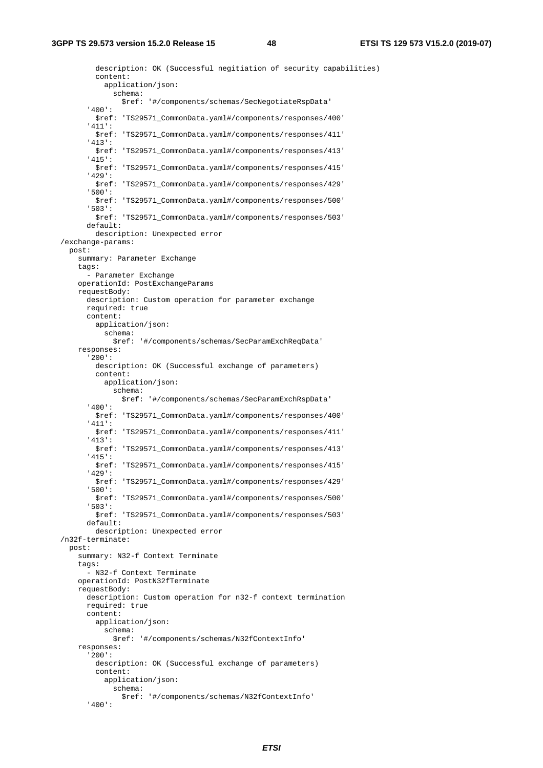```
          description: OK (Successful negitiation of security capabilities)
          content:
            application/json:
              schema:
                $ref: '#/components/schemas/SecNegotiateRspData'
        '400':
          $ref: 'TS29571_CommonData.yaml#/components/responses/400'
        '411':
          $ref: 'TS29571_CommonData.yaml#/components/responses/411'
        '413':
          $ref: 'TS29571_CommonData.yaml#/components/responses/413'
        '415':
          $ref: 'TS29571_CommonData.yaml#/components/responses/415'
        '429':
          $ref: 'TS29571_CommonData.yaml#/components/responses/429'
        '500':
          $ref: 'TS29571_CommonData.yaml#/components/responses/500'
        '503':
          $ref: 'TS29571_CommonData.yaml#/components/responses/503'
        default:
          description: Unexpected error
  /exchange-params:
    post:
      summary: Parameter Exchange
      tags:
        - Parameter Exchange
      operationId: PostExchangeParams
      requestBody:
        description: Custom operation for parameter exchange
        required: true
        content:
          application/json:
            schema:
              $ref: '#/components/schemas/SecParamExchReqData'
      responses:
        '200':
          description: OK (Successful exchange of parameters)
          content:
            application/json:
              schema:
                $ref: '#/components/schemas/SecParamExchRspData'
        '400':
          $ref: 'TS29571_CommonData.yaml#/components/responses/400'
        '411':
          $ref: 'TS29571_CommonData.yaml#/components/responses/411'
        '413':
          $ref: 'TS29571_CommonData.yaml#/components/responses/413'
        '415':
          $ref: 'TS29571_CommonData.yaml#/components/responses/415'
        '429':
          $ref: 'TS29571_CommonData.yaml#/components/responses/429'
        '500':
          $ref: 'TS29571_CommonData.yaml#/components/responses/500'
        '503':
          $ref: 'TS29571_CommonData.yaml#/components/responses/503'
        default:
          description: Unexpected error
  /n32f-terminate:
    post:
      summary: N32-f Context Terminate
      tags:
        - N32-f Context Terminate
      operationId: PostN32fTerminate
      requestBody:
        description: Custom operation for n32-f context termination
        required: true
        content:
          application/json:
            schema:
              $ref: '#/components/schemas/N32fContextInfo'
      responses:
        '200':
          description: OK (Successful exchange of parameters)
          content:
            application/json:
              schema:
                $ref: '#/components/schemas/N32fContextInfo'
        '400':
```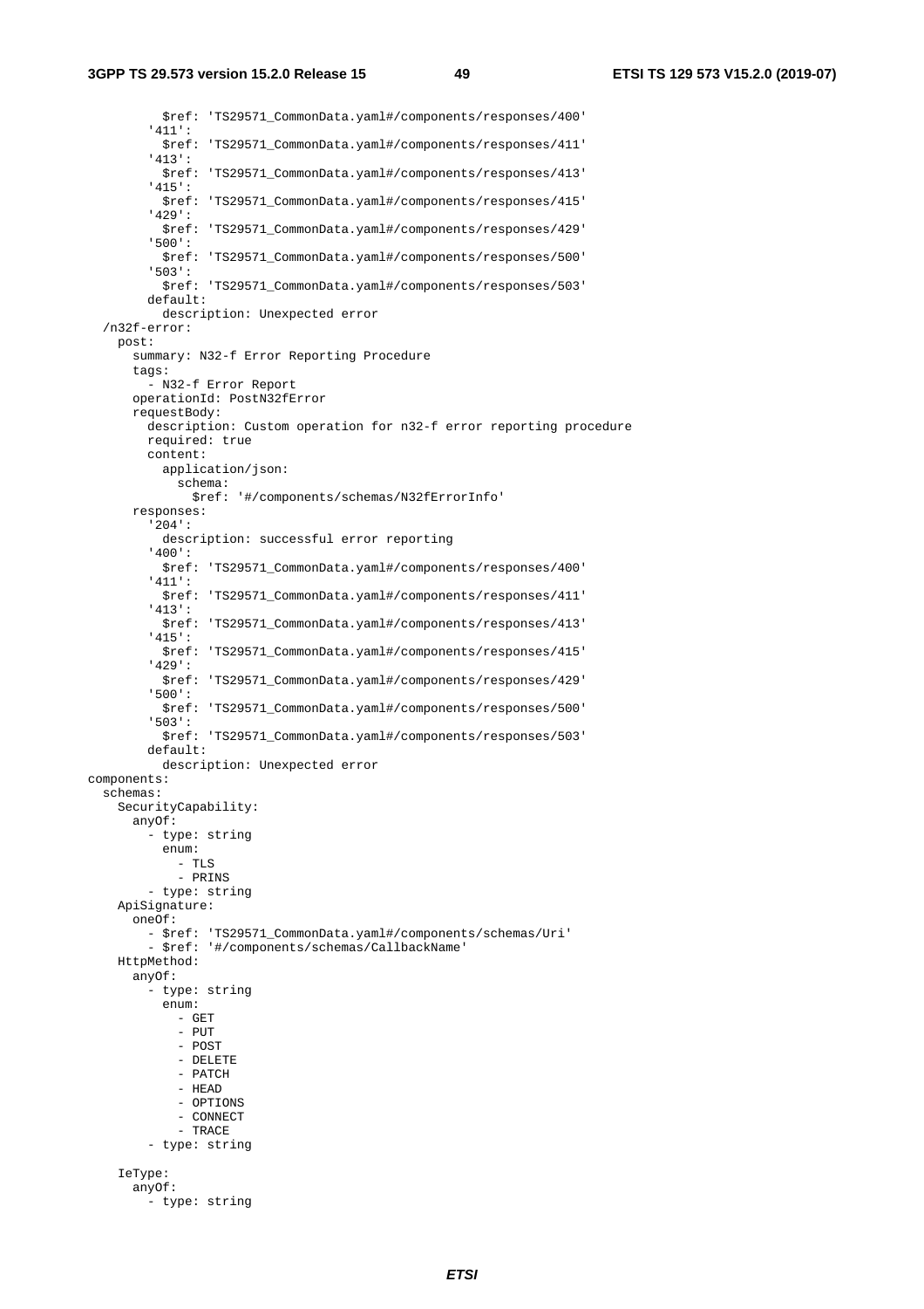```
          $ref: 'TS29571_CommonData.yaml#/components/responses/400'
        '411':
          $ref: 'TS29571_CommonData.yaml#/components/responses/411'
        '413':
          $ref: 'TS29571_CommonData.yaml#/components/responses/413'
        '415':
          $ref: 'TS29571_CommonData.yaml#/components/responses/415'
        '429':
          $ref: 'TS29571_CommonData.yaml#/components/responses/429'
        '500':
          $ref: 'TS29571_CommonData.yaml#/components/responses/500'
        '503':
          $ref: 'TS29571_CommonData.yaml#/components/responses/503'
        default:
          description: Unexpected error
  /n32f-error:
    post:
      summary: N32-f Error Reporting Procedure
      tags:
        - N32-f Error Report
      operationId: PostN32fError
      requestBody:
        description: Custom operation for n32-f error reporting procedure
        required: true
        content:
          application/json:
            schema:
              $ref: '#/components/schemas/N32fErrorInfo'
      responses:
        '204':
          description: successful error reporting
        '400':
          $ref: 'TS29571_CommonData.yaml#/components/responses/400'
        '411':
          $ref: 'TS29571_CommonData.yaml#/components/responses/411'
        '413':
          $ref: 'TS29571_CommonData.yaml#/components/responses/413'
        '415':
          $ref: 'TS29571_CommonData.yaml#/components/responses/415'
        '429':
          $ref: 'TS29571_CommonData.yaml#/components/responses/429'
        '500':
          $ref: 'TS29571_CommonData.yaml#/components/responses/500'
        '503':
          $ref: 'TS29571_CommonData.yaml#/components/responses/503'
        default:
          description: Unexpected error
components:
  schemas:
    SecurityCapability:
      anyOf:
        - type: string
          enum:
            - TLS
            - PRINS
        - type: string
    ApiSignature:
      oneOf:
        - $ref: 'TS29571_CommonData.yaml#/components/schemas/Uri'
        - $ref: '#/components/schemas/CallbackName'
    HttpMethod:
      anyOf:
        - type: string
          enum:
            - GET
            - PUT
            - POST
            - DELETE
            - PATCH
            - HEAD
            - OPTIONS
            - CONNECT
            - TRACE
        - type: string

    IeType:
      anyOf:
        - type: string
```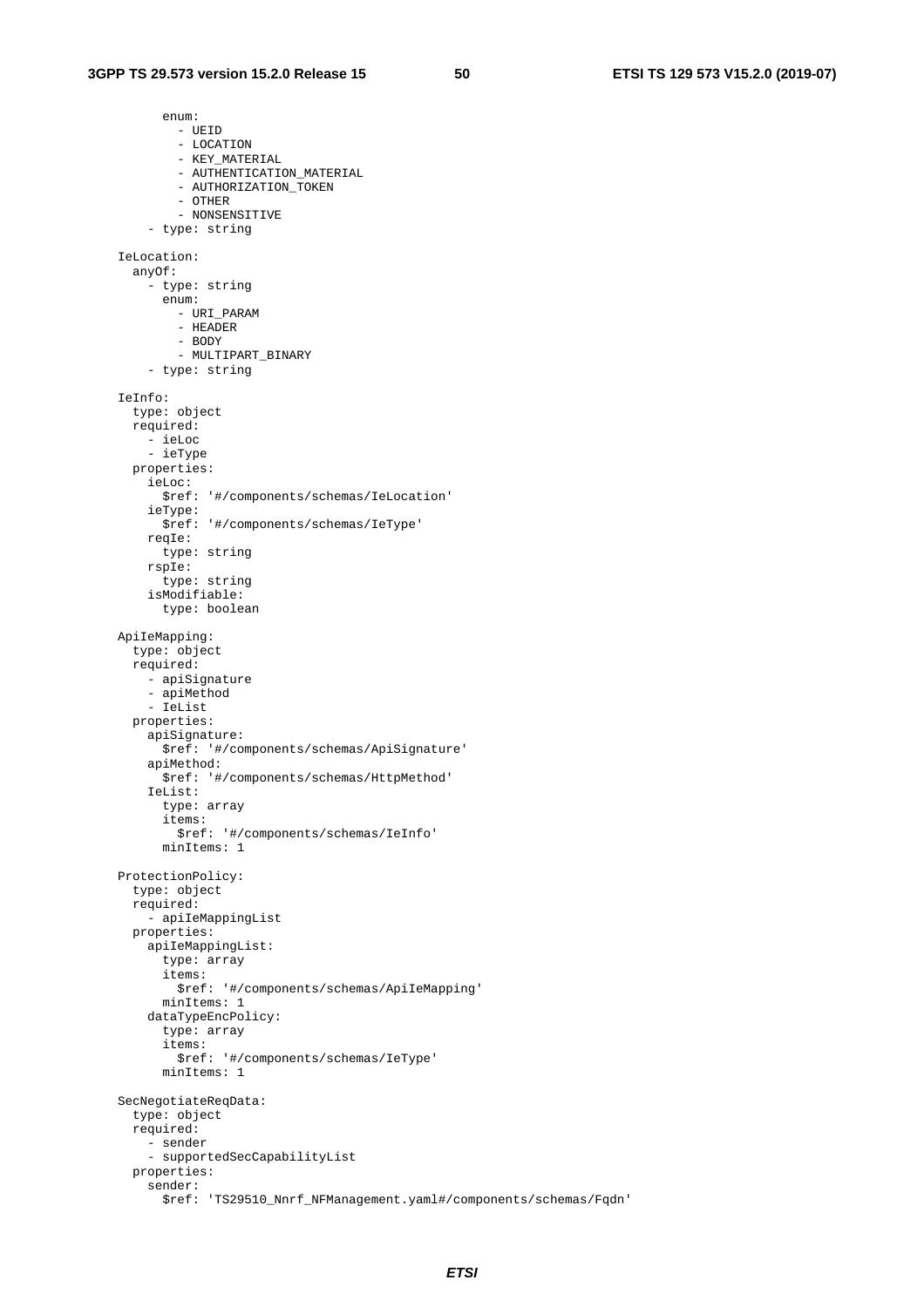```
        enum:
          - UEID
          - LOCATION
          - KEY_MATERIAL
          - AUTHENTICATION_MATERIAL
          - AUTHORIZATION_TOKEN
          - OTHER
          - NONSENSITIVE
      - type: string

    IeLocation:
      anyOf:
        - type: string
          enum:
            - URI_PARAM
            - HEADER
            - BODY
            - MULTIPART_BINARY
        - type: string

    IeInfo:
      type: object
      required:
        - ieLoc
        - ieType
      properties:
        ieLoc:
          $ref: '#/components/schemas/IeLocation'
        ieType:
          $ref: '#/components/schemas/IeType'
        reqIe:
          type: string
        rspIe:
          type: string
        isModifiable:
          type: boolean

    ApiIeMapping:
      type: object
      required:
        - apiSignature
        - apiMethod
        - IeList
      properties:
        apiSignature:
          $ref: '#/components/schemas/ApiSignature'
        apiMethod:
          $ref: '#/components/schemas/HttpMethod'
        IeList:
          type: array
          items:
            $ref: '#/components/schemas/IeInfo'
          minItems: 1

    ProtectionPolicy:
      type: object
      required:
        - apiIeMappingList
      properties:
        apiIeMappingList:
          type: array
          items:
            $ref: '#/components/schemas/ApiIeMapping'
          minItems: 1
        dataTypeEncPolicy:
          type: array
          items:
            $ref: '#/components/schemas/IeType'
          minItems: 1

    SecNegotiateReqData:
      type: object
      required:
        - sender
        - supportedSecCapabilityList
      properties:
        sender:
          $ref: 'TS29510_Nnrf_NFManagement.yaml#/components/schemas/Fqdn'
```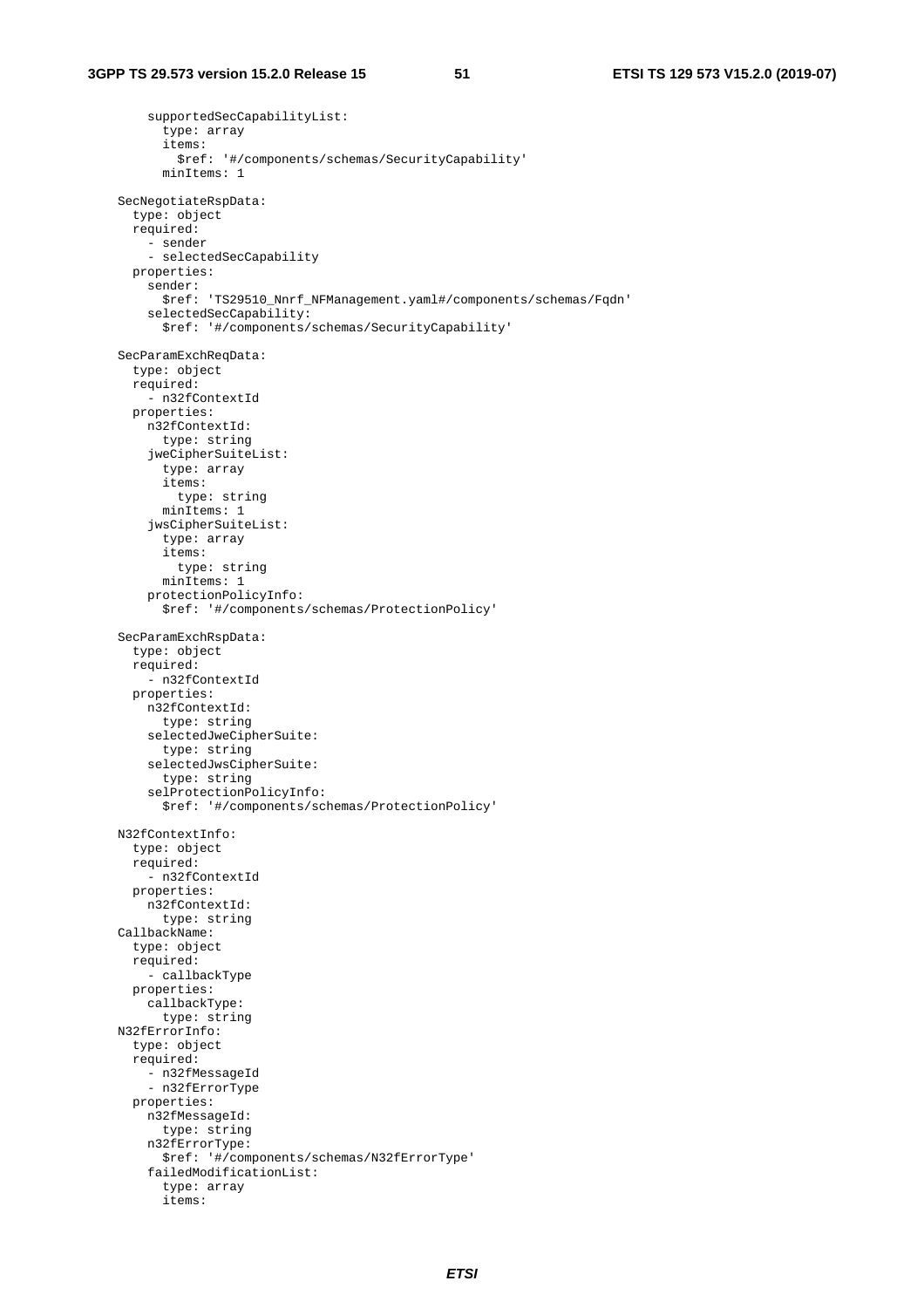```
      supportedSecCapabilityList:
        type: array
        items:
          $ref: '#/components/schemas/SecurityCapability'
        minItems: 1

  SecNegotiateRspData:
    type: object
    required:
      - sender
      - selectedSecCapability
    properties:
      sender:
        $ref: 'TS29510_Nnrf_NFManagement.yaml#/components/schemas/Fqdn'
      selectedSecCapability:
        $ref: '#/components/schemas/SecurityCapability'

  SecParamExchReqData:
    type: object
    required:
      - n32fContextId
    properties:
      n32fContextId:
        type: string
      jweCipherSuiteList:
        type: array
        items:
          type: string
        minItems: 1
      jwsCipherSuiteList:
        type: array
        items:
          type: string
        minItems: 1
      protectionPolicyInfo:
        $ref: '#/components/schemas/ProtectionPolicy'

  SecParamExchRspData:
    type: object
    required:
      - n32fContextId
    properties:
      n32fContextId:
        type: string
      selectedJweCipherSuite:
        type: string
      selectedJwsCipherSuite:
        type: string
      selProtectionPolicyInfo:
        $ref: '#/components/schemas/ProtectionPolicy'

  N32fContextInfo:
    type: object
    required:
      - n32fContextId
    properties:
      n32fContextId:
        type: string
  CallbackName:
    type: object
    required:
      - callbackType
    properties:
      callbackType:
        type: string
  N32fErrorInfo:
    type: object
    required:
      - n32fMessageId
      - n32fErrorType
    properties:
      n32fMessageId:
        type: string
      n32fErrorType:
        $ref: '#/components/schemas/N32fErrorType'
      failedModificationList:
        type: array
        items:
```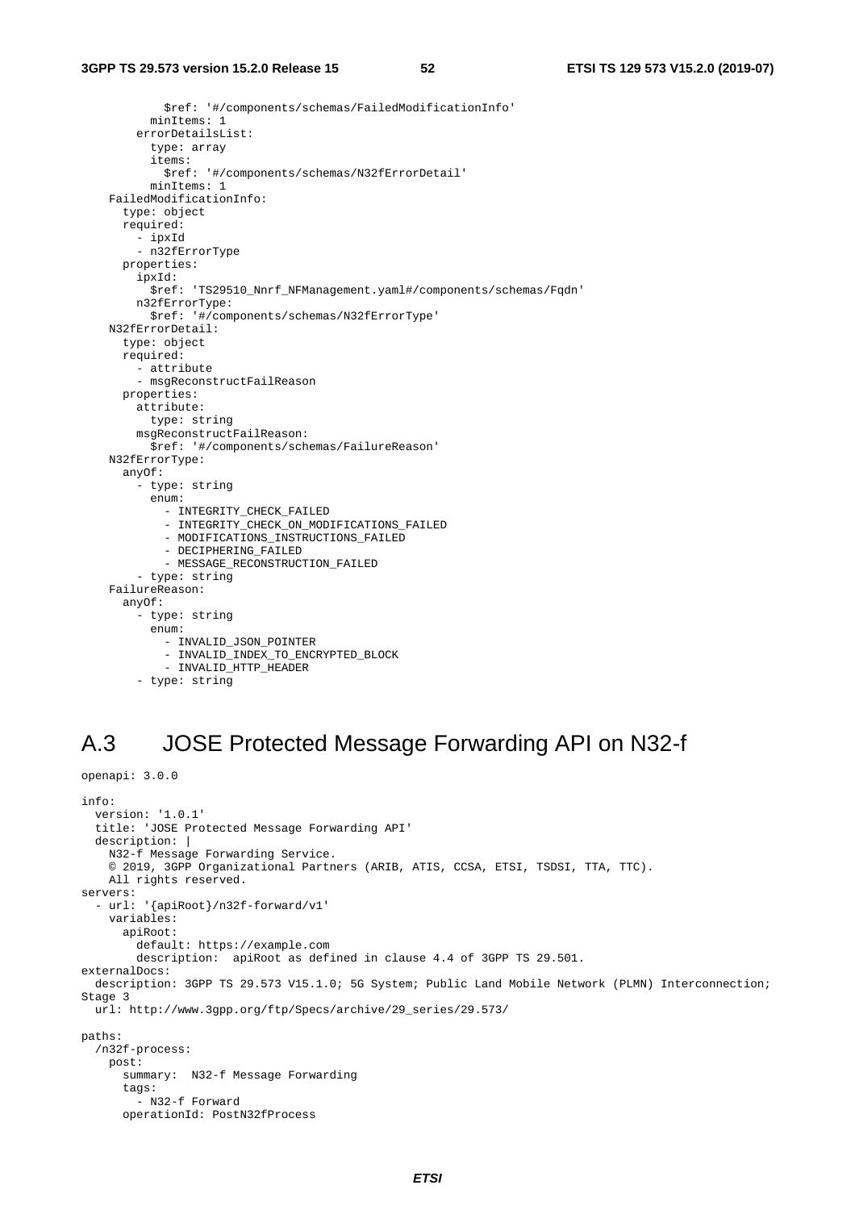```
            $ref: '#/components/schemas/FailedModificationInfo'
          minItems: 1
        errorDetailsList:
          type: array
          items:
            $ref: '#/components/schemas/N32fErrorDetail'
          minItems: 1
    FailedModificationInfo:
      type: object
      required:
        - ipxId
        - n32fErrorType
      properties:
        ipxId:
          $ref: 'TS29510_Nnrf_NFManagement.yaml#/components/schemas/Fqdn'
        n32fErrorType:
          $ref: '#/components/schemas/N32fErrorType'
    N32fErrorDetail:
      type: object
      required:
        - attribute
        - msgReconstructFailReason
      properties:
        attribute:
          type: string
        msgReconstructFailReason:
          $ref: '#/components/schemas/FailureReason'
    N32fErrorType:
      anyOf:
        - type: string
          enum:
            - INTEGRITY_CHECK_FAILED
            - INTEGRITY_CHECK_ON_MODIFICATIONS_FAILED
            - MODIFICATIONS_INSTRUCTIONS_FAILED
            - DECIPHERING_FAILED
            - MESSAGE_RECONSTRUCTION_FAILED
        - type: string
    FailureReason:
      anyOf:
        - type: string
          enum:
            - INVALID_JSON_POINTER
            - INVALID_INDEX_TO_ENCRYPTED_BLOCK
            - INVALID_HTTP_HEADER
        - type: string
```

# A.3 JOSE Protected Message Forwarding API on N32-f

```
openapi: 3.0.0

info:
  version: '1.0.1'
  title: 'JOSE Protected Message Forwarding API'
  description: |
    N32-f Message Forwarding Service.
    © 2019, 3GPP Organizational Partners (ARIB, ATIS, CCSA, ETSI, TSDSI, TTA, TTC).
    All rights reserved.
servers:
  - url: '{apiRoot}/n32f-forward/v1'
    variables:
      apiRoot:
        default: https://example.com
        description:  apiRoot as defined in clause 4.4 of 3GPP TS 29.501.
externalDocs:
  description: 3GPP TS 29.573 V15.1.0; 5G System; Public Land Mobile Network (PLMN) Interconnection;
Stage 3
  url: http://www.3gpp.org/ftp/Specs/archive/29_series/29.573/

paths:
  /n32f-process:
    post:
      summary:  N32-f Message Forwarding
      tags:
        - N32-f Forward
      operationId: PostN32fProcess
```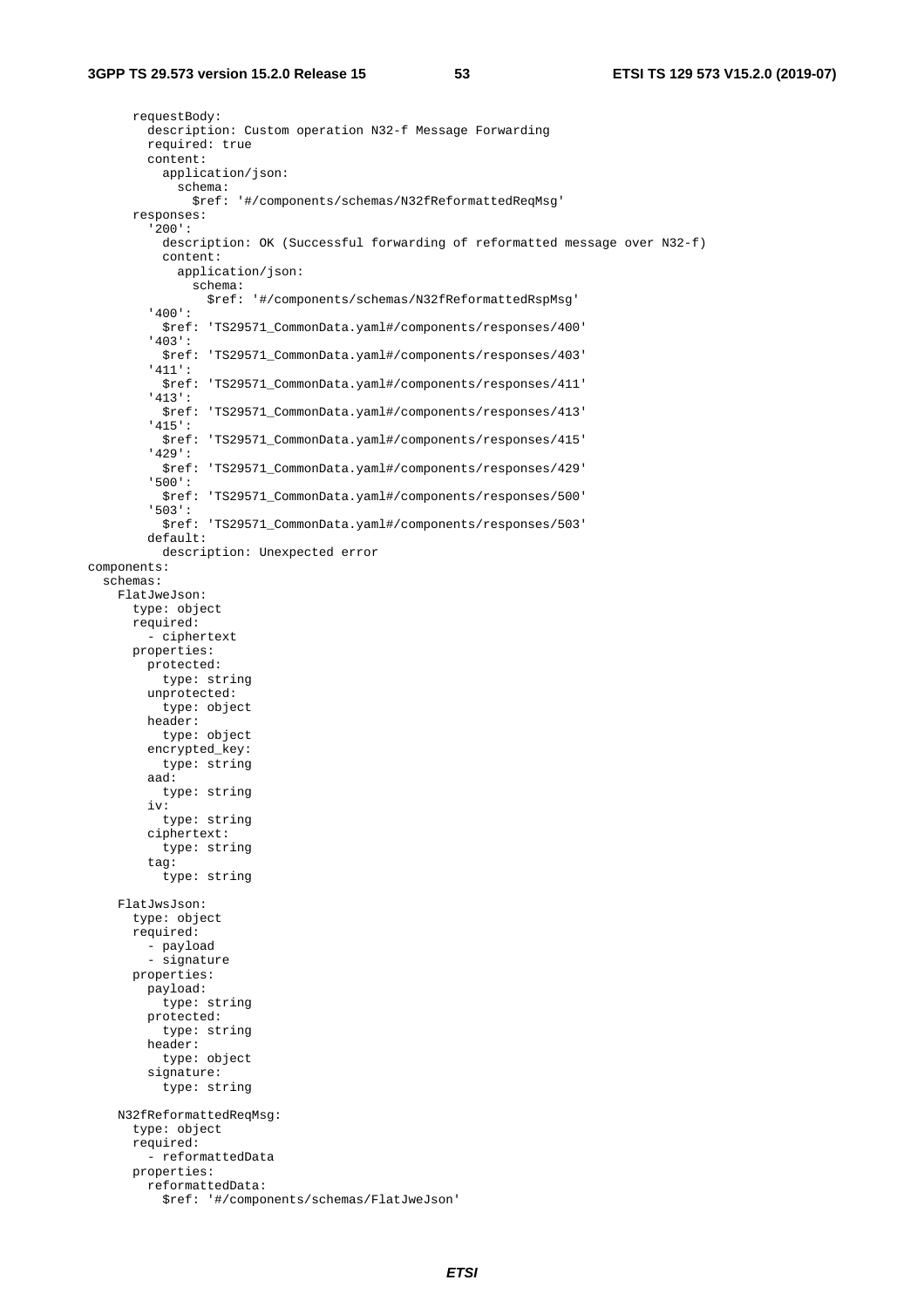```
      requestBody:
        description: Custom operation N32-f Message Forwarding
        required: true
        content:
          application/json:
            schema:
              $ref: '#/components/schemas/N32fReformattedReqMsg'
      responses:
        '200':
          description: OK (Successful forwarding of reformatted message over N32-f)
          content:
            application/json:
              schema:
                $ref: '#/components/schemas/N32fReformattedRspMsg'
        '400':
          $ref: 'TS29571_CommonData.yaml#/components/responses/400'
        '403':
          $ref: 'TS29571_CommonData.yaml#/components/responses/403'
        '411':
          $ref: 'TS29571_CommonData.yaml#/components/responses/411'
        '413':
          $ref: 'TS29571_CommonData.yaml#/components/responses/413'
        '415':
          $ref: 'TS29571_CommonData.yaml#/components/responses/415'
        '429':
          $ref: 'TS29571_CommonData.yaml#/components/responses/429'
        '500':
          $ref: 'TS29571_CommonData.yaml#/components/responses/500'
        '503':
          $ref: 'TS29571_CommonData.yaml#/components/responses/503'
        default:
          description: Unexpected error
components:
  schemas:
    FlatJweJson:
      type: object
      required:
        - ciphertext
      properties:
        protected:
          type: string
        unprotected:
          type: object
        header:
          type: object
        encrypted_key:
          type: string
        aad:
          type: string
        iv:
          type: string
        ciphertext:
          type: string
        tag:
          type: string

    FlatJwsJson:
      type: object
      required:
        - payload
        - signature
      properties:
        payload:
          type: string
        protected:
          type: string
        header:
          type: object
        signature:
          type: string

    N32fReformattedReqMsg:
      type: object
      required:
        - reformattedData
      properties:
        reformattedData:
          $ref: '#/components/schemas/FlatJweJson'
```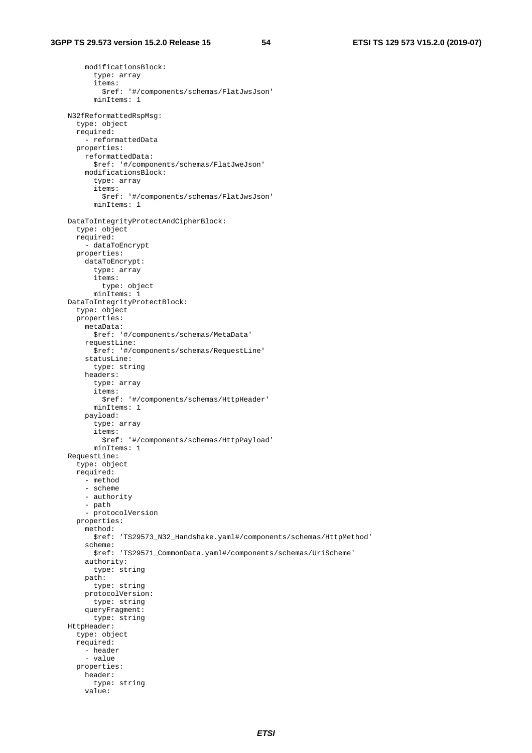```
        modificationsBlock:
          type: array
          items:
            $ref: '#/components/schemas/FlatJwsJson'
          minItems: 1

    N32fReformattedRspMsg:
      type: object
      required:
        - reformattedData
      properties:
        reformattedData:
          $ref: '#/components/schemas/FlatJweJson'
        modificationsBlock:
          type: array
          items:
            $ref: '#/components/schemas/FlatJwsJson'
          minItems: 1

    DataToIntegrityProtectAndCipherBlock:
      type: object
      required:
        - dataToEncrypt
      properties:
        dataToEncrypt:
          type: array
          items:
            type: object
          minItems: 1
    DataToIntegrityProtectBlock:
      type: object
      properties:
        metaData:
          $ref: '#/components/schemas/MetaData'
        requestLine:
          $ref: '#/components/schemas/RequestLine'
        statusLine:
          type: string
        headers:
          type: array
          items:
            $ref: '#/components/schemas/HttpHeader'
          minItems: 1
        payload:
          type: array
          items:
            $ref: '#/components/schemas/HttpPayload'
          minItems: 1
    RequestLine:
      type: object
      required:
        - method
        - scheme
        - authority
        - path
        - protocolVersion
      properties:
        method:
          $ref: 'TS29573_N32_Handshake.yaml#/components/schemas/HttpMethod'
        scheme:
          $ref: 'TS29571_CommonData.yaml#/components/schemas/UriScheme'
        authority:
          type: string
        path:
          type: string
        protocolVersion:
          type: string
        queryFragment:
          type: string
    HttpHeader:
      type: object
      required:
        - header
        - value
      properties:
        header:
          type: string
        value:
```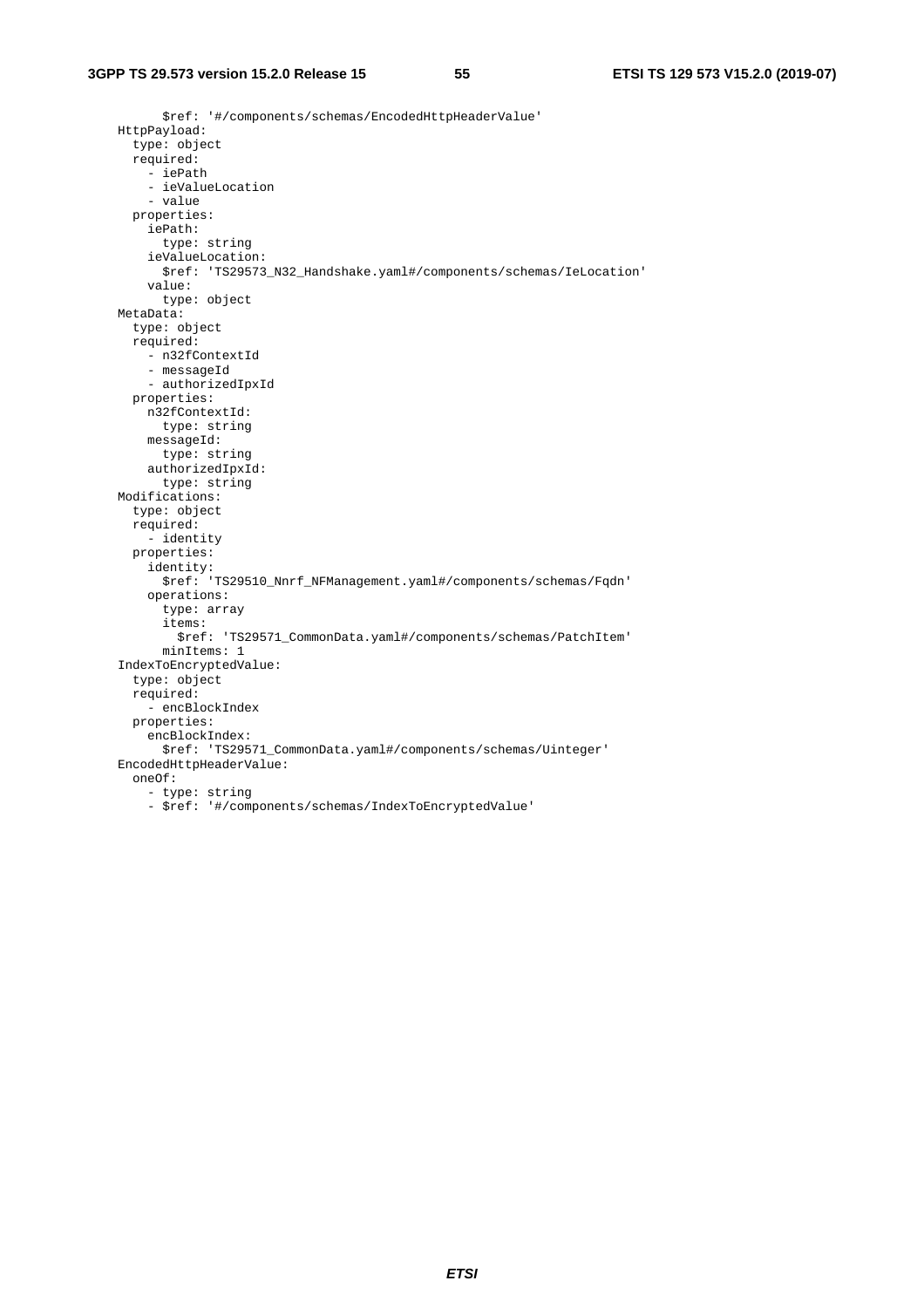```
          $ref: '#/components/schemas/EncodedHttpHeaderValue'
    HttpPayload:
      type: object
      required:
        - iePath
        - ieValueLocation
        - value
      properties:
        iePath:
          type: string
        ieValueLocation:
          $ref: 'TS29573_N32_Handshake.yaml#/components/schemas/IeLocation'
        value:
          type: object
    MetaData:
      type: object
      required:
        - n32fContextId
        - messageId
        - authorizedIpxId
      properties:
        n32fContextId:
          type: string
        messageId:
          type: string
        authorizedIpxId:
          type: string
    Modifications:
      type: object
      required:
        - identity
      properties:
        identity:
          $ref: 'TS29510_Nnrf_NFManagement.yaml#/components/schemas/Fqdn'
        operations:
          type: array
          items:
            $ref: 'TS29571_CommonData.yaml#/components/schemas/PatchItem'
          minItems: 1
    IndexToEncryptedValue:
      type: object
      required:
        - encBlockIndex
      properties:
        encBlockIndex:
          $ref: 'TS29571_CommonData.yaml#/components/schemas/Uinteger'
    EncodedHttpHeaderValue:
      oneOf:
        - type: string
        - $ref: '#/components/schemas/IndexToEncryptedValue'
```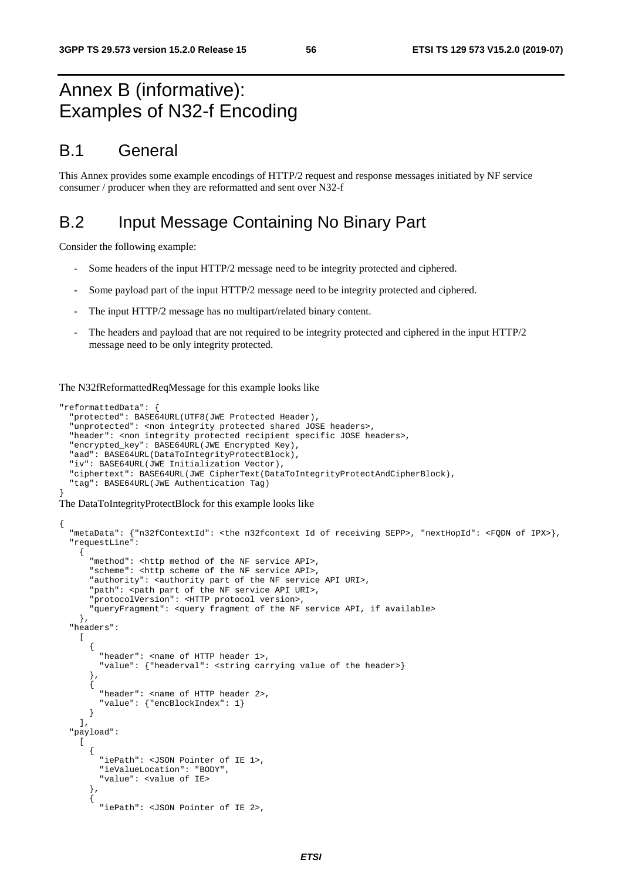# Annex B (informative): Examples of N32-f Encoding

## B.1 General

This Annex provides some example encodings of HTTP/2 request and response messages initiated by NF service consumer / producer when they are reformatted and sent over N32-f

## B.2 Input Message Containing No Binary Part

Consider the following example:

- Some headers of the input HTTP/2 message need to be integrity protected and ciphered.
- Some payload part of the input HTTP/2 message need to be integrity protected and ciphered.
- The input HTTP/2 message has no multipart/related binary content.
- The headers and payload that are not required to be integrity protected and ciphered in the input HTTP/2 message need to be only integrity protected.

The N32fReformattedReqMessage for this example looks like

```
"reformattedData": {
  "protected": BASE64URL(UTF8(JWE Protected Header),
  "unprotected": <non integrity protected shared JOSE headers>,
  "header": <non integrity protected recipient specific JOSE headers>,
  "encrypted_key": BASE64URL(JWE Encrypted Key),
  "aad": BASE64URL(DataToIntegrityProtectBlock),
  "iv": BASE64URL(JWE Initialization Vector),
  "ciphertext": BASE64URL(JWE CipherText(DataToIntegrityProtectAndCipherBlock),
  "tag": BASE64URL(JWE Authentication Tag)
}
```

The DataToIntegrityProtectBlock for this example looks like

```
{
  "metaData": {"n32fContextId": <the n32fcontext Id of receiving SEPP>, "nextHopId": <FQDN of IPX>},
  "requestLine":
    {
      "method": <http method of the NF service API>,
      "scheme": <http scheme of the NF service API>,
      "authority": <authority part of the NF service API URI>,
      "path": <path part of the NF service API URI>,
      "protocolVersion": <HTTP protocol version>,
      "queryFragment": <query fragment of the NF service API, if available>
    },
  "headers":
    [
      {
        "header": <name of HTTP header 1>,
        "value": {"headerval": <string carrying value of the header>}
      },
      {
        "header": <name of HTTP header 2>,
        "value": {"encBlockIndex": 1}
      }
    ],
  "payload":
    [
      {
        "iePath": <JSON Pointer of IE 1>,
        "ieValueLocation": "BODY",
        "value": <value of IE>
      },
      {
        "iePath": <JSON Pointer of IE 2>,
```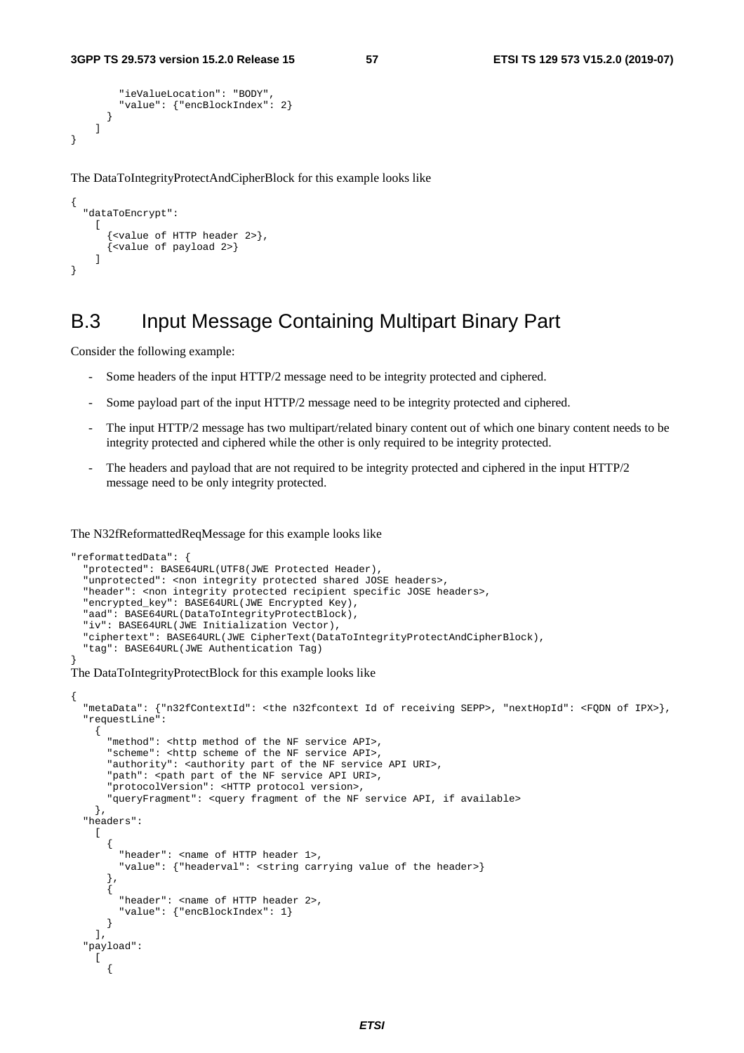```
        "ieValueLocation": "BODY",
        "value": {"encBlockIndex": 2}
      }
    ]
}
```

The DataToIntegrityProtectAndCipherBlock for this example looks like

```
{
  "dataToEncrypt":
    [
      {<value of HTTP header 2>},
      {<value of payload 2>}
    ]
}
```

# B.3 Input Message Containing Multipart Binary Part

Consider the following example:

- Some headers of the input HTTP/2 message need to be integrity protected and ciphered.
- Some payload part of the input HTTP/2 message need to be integrity protected and ciphered.
- The input HTTP/2 message has two multipart/related binary content out of which one binary content needs to be integrity protected and ciphered while the other is only required to be integrity protected.
- The headers and payload that are not required to be integrity protected and ciphered in the input HTTP/2 message need to be only integrity protected.

The N32fReformattedReqMessage for this example looks like

```
"reformattedData": {
  "protected": BASE64URL(UTF8(JWE Protected Header),
  "unprotected": <non integrity protected shared JOSE headers>,
  "header": <non integrity protected recipient specific JOSE headers>,
  "encrypted_key": BASE64URL(JWE Encrypted Key),
  "aad": BASE64URL(DataToIntegrityProtectBlock),
  "iv": BASE64URL(JWE Initialization Vector),
  "ciphertext": BASE64URL(JWE CipherText(DataToIntegrityProtectAndCipherBlock),
  "tag": BASE64URL(JWE Authentication Tag)
}
```

The DataToIntegrityProtectBlock for this example looks like

```
{
  "metaData": {"n32fContextId": <the n32fcontext Id of receiving SEPP>, "nextHopId": <FQDN of IPX>},
  "requestLine":
    {
      "method": <http method of the NF service API>,
      "scheme": <http scheme of the NF service API>,
      "authority": <authority part of the NF service API URI>,
      "path": <path part of the NF service API URI>,
      "protocolVersion": <HTTP protocol version>,
      "queryFragment": <query fragment of the NF service API, if available>
    },
  "headers":
    [
      {
        "header": <name of HTTP header 1>,
        "value": {"headerval": <string carrying value of the header>}
      },
      {
        "header": <name of HTTP header 2>,
        "value": {"encBlockIndex": 1}
      }
    ],
  "payload":
    [
      {
```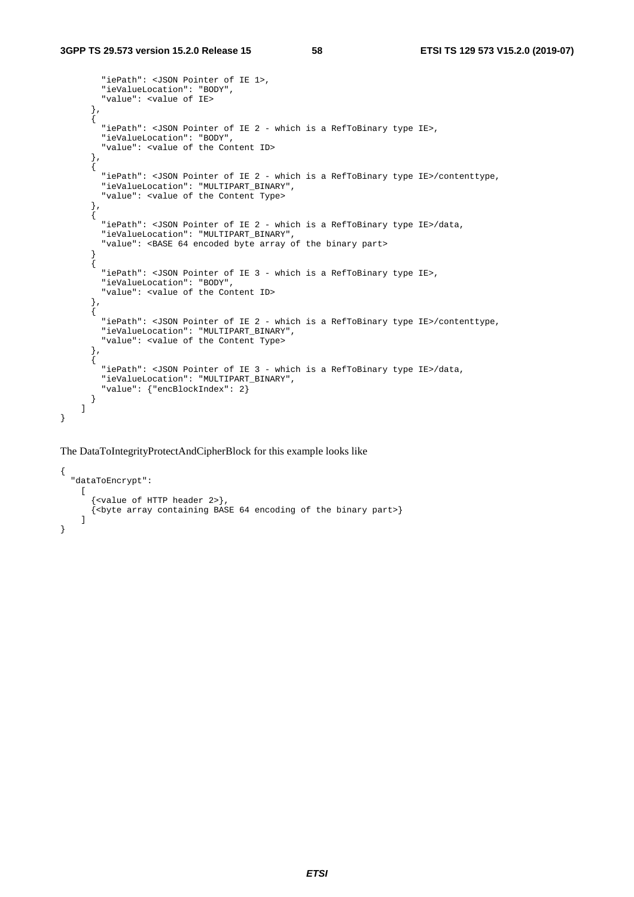```
        "iePath": <JSON Pointer of IE 1>,
        "ieValueLocation": "BODY",
        "value": <value of IE>
      },
      {
        "iePath": <JSON Pointer of IE 2 - which is a RefToBinary type IE>,
        "ieValueLocation": "BODY",
        "value": <value of the Content ID>
      },
      {
        "iePath": <JSON Pointer of IE 2 - which is a RefToBinary type IE>/contenttype,
        "ieValueLocation": "MULTIPART_BINARY",
        "value": <value of the Content Type>
      },
      {
        "iePath": <JSON Pointer of IE 2 - which is a RefToBinary type IE>/data,
        "ieValueLocation": "MULTIPART_BINARY",
        "value": <BASE 64 encoded byte array of the binary part>
      }
      {
        "iePath": <JSON Pointer of IE 3 - which is a RefToBinary type IE>,
        "ieValueLocation": "BODY",
        "value": <value of the Content ID>
      },
      {
        "iePath": <JSON Pointer of IE 2 - which is a RefToBinary type IE>/contenttype,
        "ieValueLocation": "MULTIPART_BINARY",
        "value": <value of the Content Type>
      },
      {
        "iePath": <JSON Pointer of IE 3 - which is a RefToBinary type IE>/data,
        "ieValueLocation": "MULTIPART_BINARY",
        "value": {"encBlockIndex": 2}
      }
    ]
}
```

The DataToIntegrityProtectAndCipherBlock for this example looks like

```
{
  "dataToEncrypt":
    [
      {<value of HTTP header 2>},
      {<byte array containing BASE 64 encoding of the binary part>}
    ]
}
```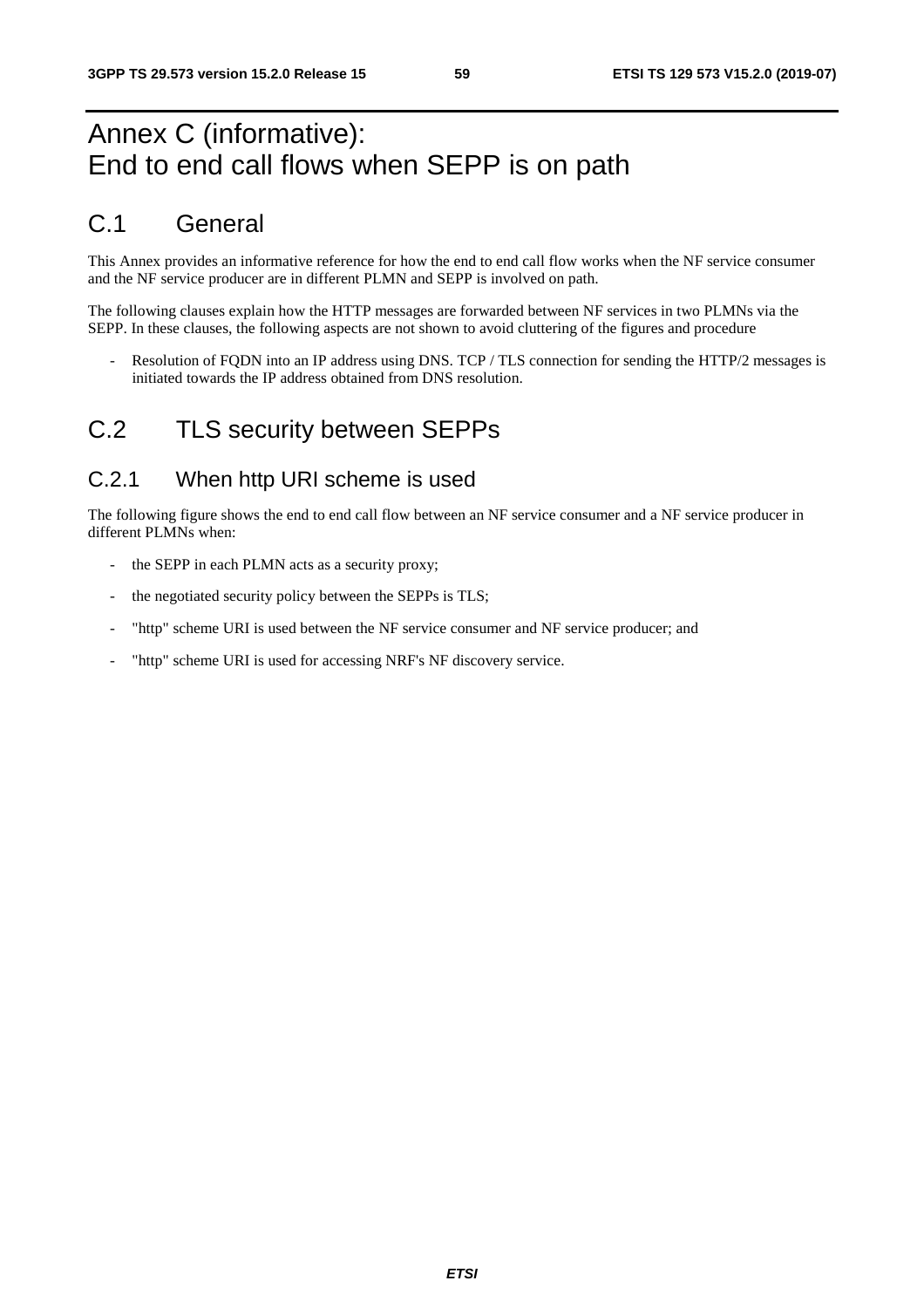# Annex C (informative): End to end call flows when SEPP is on path

## C.1 General

This Annex provides an informative reference for how the end to end call flow works when the NF service consumer and the NF service producer are in different PLMN and SEPP is involved on path.

The following clauses explain how the HTTP messages are forwarded between NF services in two PLMNs via the SEPP. In these clauses, the following aspects are not shown to avoid cluttering of the figures and procedure

- Resolution of FQDN into an IP address using DNS. TCP / TLS connection for sending the HTTP/2 messages is initiated towards the IP address obtained from DNS resolution.

## C.2 TLS security between SEPPs

### C.2.1 When http URI scheme is used

The following figure shows the end to end call flow between an NF service consumer and a NF service producer in different PLMNs when:

- the SEPP in each PLMN acts as a security proxy;
- the negotiated security policy between the SEPPs is TLS;
- "http" scheme URI is used between the NF service consumer and NF service producer; and
- "http" scheme URI is used for accessing NRF's NF discovery service.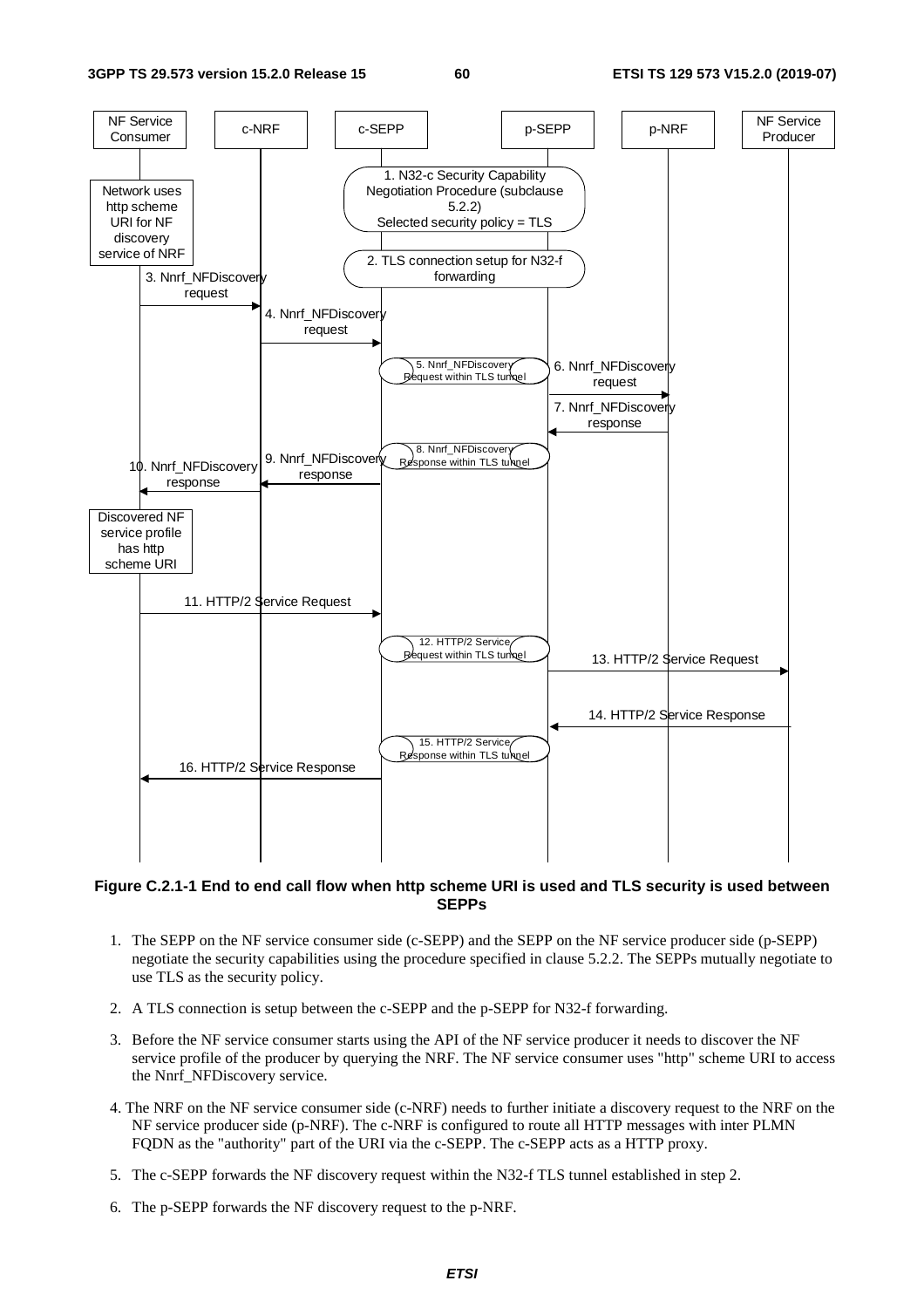NF Service Consumer

c-NRF

c-SEPP

p-SEPP

p-NRF

NF Service Producer

1. N32-c Security Capability Negotiation Procedure (subclause 5.2.2)
Selected security policy = TLS

Network uses http scheme URI for NF discovery service of NRF

2. TLS connection setup for N32-f forwarding

3. Nnrf_NFDiscovery request

4. Nnrf_NFDiscovery request

5. Nnrf_NFDiscovery Request within TLS tunnel

6. Nnrf_NFDiscovery request

7. Nnrf_NFDiscovery response

8. Nnrf_NFDiscovery Response within TLS tunnel

9. Nnrf_NFDiscovery response

10. Nnrf_NFDiscovery response

Discovered NF service profile has http scheme URI

11. HTTP/2 Service Request

12. HTTP/2 Service Request within TLS tunnel

13. HTTP/2 Service Request

14. HTTP/2 Service Response

15. HTTP/2 Service Response within TLS tunnel

16. HTTP/2 Service Response

**Figure C.2.1-1 End to end call flow when http scheme URI is used and TLS security is used between SEPPs**

1. The SEPP on the NF service consumer side (c-SEPP) and the SEPP on the NF service producer side (p-SEPP) negotiate the security capabilities using the procedure specified in clause 5.2.2. The SEPPs mutually negotiate to use TLS as the security policy.

2. A TLS connection is setup between the c-SEPP and the p-SEPP for N32-f forwarding.

3. Before the NF service consumer starts using the API of the NF service producer it needs to discover the NF service profile of the producer by querying the NRF. The NF service consumer uses "http" scheme URI to access the Nnrf_NFDiscovery service.

4. The NRF on the NF service consumer side (c-NRF) needs to further initiate a discovery request to the NRF on the NF service producer side (p-NRF). The c-NRF is configured to route all HTTP messages with inter PLMN FQDN as the "authority" part of the URI via the c-SEPP. The c-SEPP acts as a HTTP proxy.

5. The c-SEPP forwards the NF discovery request within the N32-f TLS tunnel established in step 2.

6. The p-SEPP forwards the NF discovery request to the p-NRF.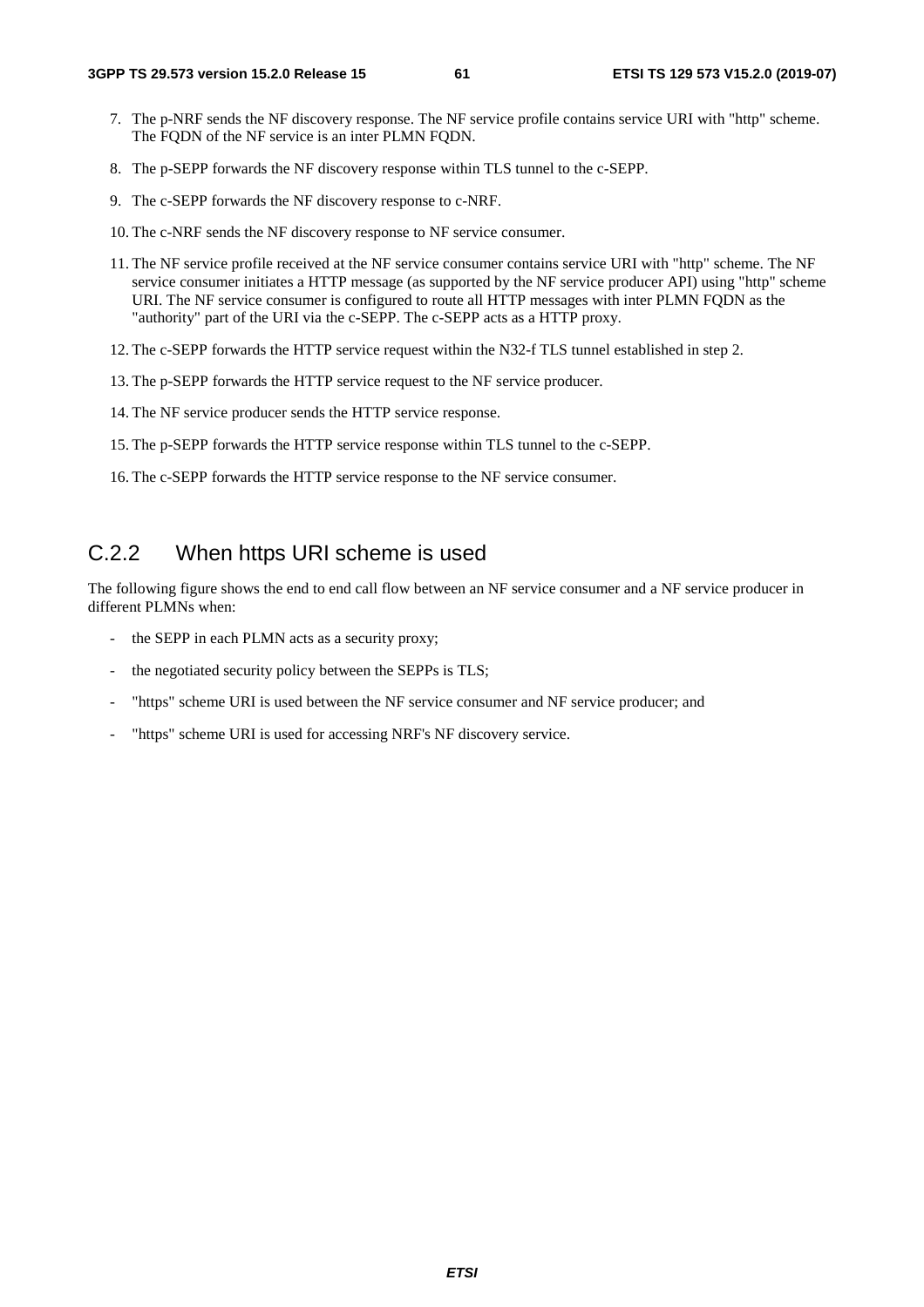7. The p-NRF sends the NF discovery response. The NF service profile contains service URI with "http" scheme. The FQDN of the NF service is an inter PLMN FQDN.

8. The p-SEPP forwards the NF discovery response within TLS tunnel to the c-SEPP.

9. The c-SEPP forwards the NF discovery response to c-NRF.

10. The c-NRF sends the NF discovery response to NF service consumer.

11. The NF service profile received at the NF service consumer contains service URI with "http" scheme. The NF service consumer initiates a HTTP message (as supported by the NF service producer API) using "http" scheme URI. The NF service consumer is configured to route all HTTP messages with inter PLMN FQDN as the "authority" part of the URI via the c-SEPP. The c-SEPP acts as a HTTP proxy.

12. The c-SEPP forwards the HTTP service request within the N32-f TLS tunnel established in step 2.

13. The p-SEPP forwards the HTTP service request to the NF service producer.

14. The NF service producer sends the HTTP service response.

15. The p-SEPP forwards the HTTP service response within TLS tunnel to the c-SEPP.

16. The c-SEPP forwards the HTTP service response to the NF service consumer.

## C.2.2 When https URI scheme is used

The following figure shows the end to end call flow between an NF service consumer and a NF service producer in different PLMNs when:

- the SEPP in each PLMN acts as a security proxy;
- the negotiated security policy between the SEPPs is TLS;
- "https" scheme URI is used between the NF service consumer and NF service producer; and
- "https" scheme URI is used for accessing NRF's NF discovery service.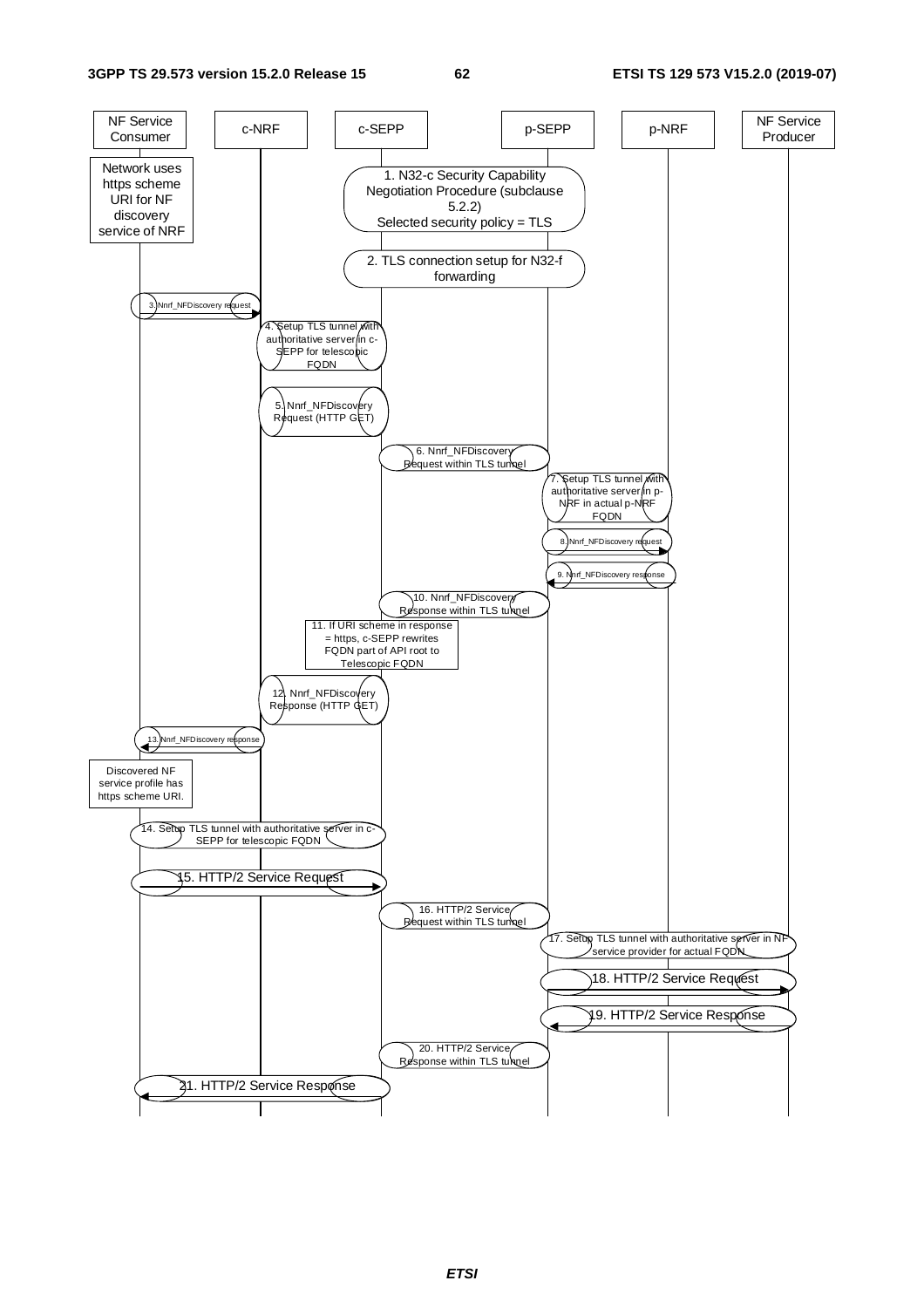NF Service Consumer

c-NRF

c-SEPP

p-SEPP

p-NRF

NF Service Producer

Network uses https scheme URI for NF discovery service of NRF

1. N32-c Security Capability Negotiation Procedure (subclause 5.2.2)
Selected security policy = TLS

2. TLS connection setup for N32-f forwarding

3. Nnrf_NFDiscovery request

4. Setup TLS tunnel with authoritative server in c-SEPP for telescopic FQDN

5. Nnrf_NFDiscovery Request (HTTP GET)

6. Nnrf_NFDiscovery Request within TLS tunnel

7. Setup TLS tunnel with authoritative server in p-NRF in actual p-NRF FQDN

8. Nnrf_NFDiscovery request

9. Nnrf_NFDiscovery response

10. Nnrf_NFDiscovery Response within TLS tunnel

11. If URI scheme in response = https, c-SEPP rewrites FQDN part of API root to Telescopic FQDN

12. Nnrf_NFDiscovery Response (HTTP GET)

13. Nnrf_NFDiscovery response

Discovered NF service profile has https scheme URI.

14. Setup TLS tunnel with authoritative server in c-SEPP for telescopic FQDN

15. HTTP/2 Service Request

16. HTTP/2 Service Request within TLS tunnel

17. Setup TLS tunnel with authoritative server in NF service provider for actual FQDN

18. HTTP/2 Service Request

19. HTTP/2 Service Response

20. HTTP/2 Service Response within TLS tunnel

21. HTTP/2 Service Response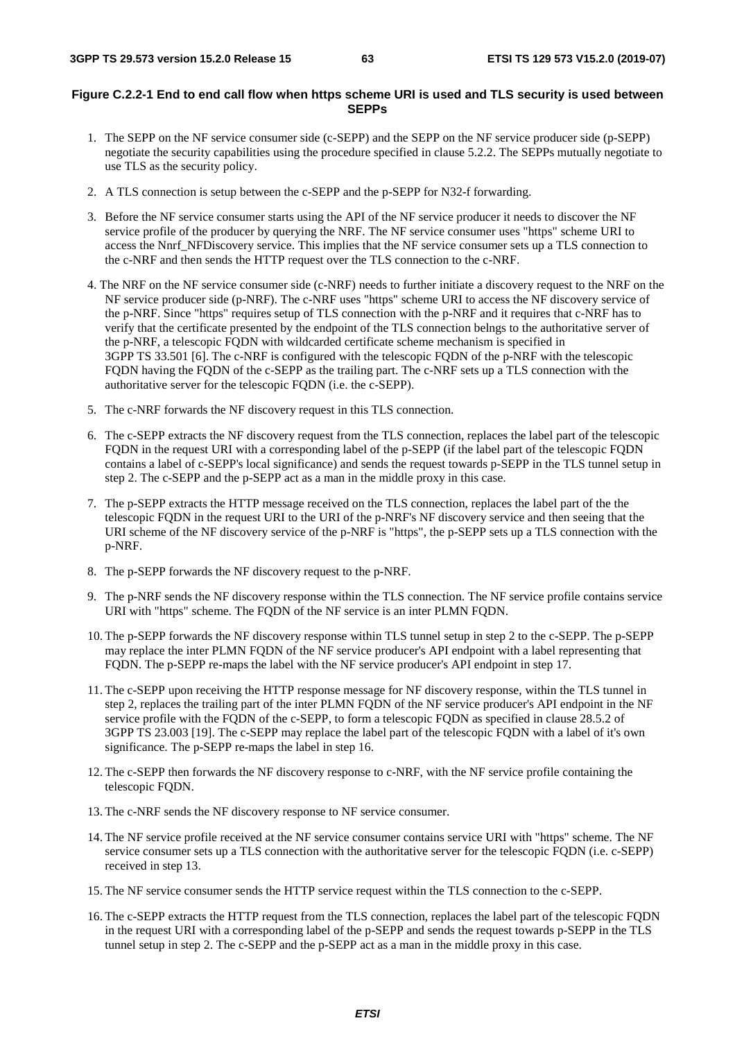**Figure C.2.2-1 End to end call flow when https scheme URI is used and TLS security is used between SEPPs**

1. The SEPP on the NF service consumer side (c-SEPP) and the SEPP on the NF service producer side (p-SEPP) negotiate the security capabilities using the procedure specified in clause 5.2.2. The SEPPs mutually negotiate to use TLS as the security policy.

2. A TLS connection is setup between the c-SEPP and the p-SEPP for N32-f forwarding.

3. Before the NF service consumer starts using the API of the NF service producer it needs to discover the NF service profile of the producer by querying the NRF. The NF service consumer uses "https" scheme URI to access the Nnrf_NFDiscovery service. This implies that the NF service consumer sets up a TLS connection to the c-NRF and then sends the HTTP request over the TLS connection to the c-NRF.

4. The NRF on the NF service consumer side (c-NRF) needs to further initiate a discovery request to the NRF on the NF service producer side (p-NRF). The c-NRF uses "https" scheme URI to access the NF discovery service of the p-NRF. Since "https" requires setup of TLS connection with the p-NRF and it requires that c-NRF has to verify that the certificate presented by the endpoint of the TLS connection belngs to the authoritative server of the p-NRF, a telescopic FQDN with wildcarded certificate scheme mechanism is specified in 3GPP TS 33.501 [6]. The c-NRF is configured with the telescopic FQDN of the p-NRF with the telescopic FQDN having the FQDN of the c-SEPP as the trailing part. The c-NRF sets up a TLS connection with the authoritative server for the telescopic FQDN (i.e. the c-SEPP).

5. The c-NRF forwards the NF discovery request in this TLS connection.

6. The c-SEPP extracts the NF discovery request from the TLS connection, replaces the label part of the telescopic FQDN in the request URI with a corresponding label of the p-SEPP (if the label part of the telescopic FQDN contains a label of c-SEPP's local significance) and sends the request towards p-SEPP in the TLS tunnel setup in step 2. The c-SEPP and the p-SEPP act as a man in the middle proxy in this case.

7. The p-SEPP extracts the HTTP message received on the TLS connection, replaces the label part of the the telescopic FQDN in the request URI to the URI of the p-NRF's NF discovery service and then seeing that the URI scheme of the NF discovery service of the p-NRF is "https", the p-SEPP sets up a TLS connection with the p-NRF.

8. The p-SEPP forwards the NF discovery request to the p-NRF.

9. The p-NRF sends the NF discovery response within the TLS connection. The NF service profile contains service URI with "https" scheme. The FQDN of the NF service is an inter PLMN FQDN.

10. The p-SEPP forwards the NF discovery response within TLS tunnel setup in step 2 to the c-SEPP. The p-SEPP may replace the inter PLMN FQDN of the NF service producer's API endpoint with a label representing that FQDN. The p-SEPP re-maps the label with the NF service producer's API endpoint in step 17.

11. The c-SEPP upon receiving the HTTP response message for NF discovery response, within the TLS tunnel in step 2, replaces the trailing part of the inter PLMN FQDN of the NF service producer's API endpoint in the NF service profile with the FQDN of the c-SEPP, to form a telescopic FQDN as specified in clause 28.5.2 of 3GPP TS 23.003 [19]. The c-SEPP may replace the label part of the telescopic FQDN with a label of it's own significance. The p-SEPP re-maps the label in step 16.

12. The c-SEPP then forwards the NF discovery response to c-NRF, with the NF service profile containing the telescopic FQDN.

13. The c-NRF sends the NF discovery response to NF service consumer.

14. The NF service profile received at the NF service consumer contains service URI with "https" scheme. The NF service consumer sets up a TLS connection with the authoritative server for the telescopic FQDN (i.e. c-SEPP) received in step 13.

15. The NF service consumer sends the HTTP service request within the TLS connection to the c-SEPP.

16. The c-SEPP extracts the HTTP request from the TLS connection, replaces the label part of the telescopic FQDN in the request URI with a corresponding label of the p-SEPP and sends the request towards p-SEPP in the TLS tunnel setup in step 2. The c-SEPP and the p-SEPP act as a man in the middle proxy in this case.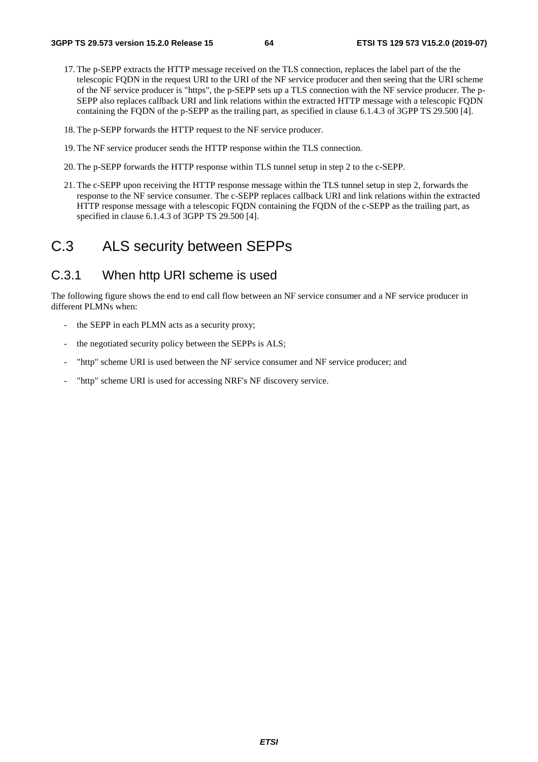17. The p-SEPP extracts the HTTP message received on the TLS connection, replaces the label part of the the telescopic FQDN in the request URI to the URI of the NF service producer and then seeing that the URI scheme of the NF service producer is "https", the p-SEPP sets up a TLS connection with the NF service producer. The p-SEPP also replaces callback URI and link relations within the extracted HTTP message with a telescopic FQDN containing the FQDN of the p-SEPP as the trailing part, as specified in clause 6.1.4.3 of 3GPP TS 29.500 [4].

18. The p-SEPP forwards the HTTP request to the NF service producer.

19. The NF service producer sends the HTTP response within the TLS connection.

20. The p-SEPP forwards the HTTP response within TLS tunnel setup in step 2 to the c-SEPP.

21. The c-SEPP upon receiving the HTTP response message within the TLS tunnel setup in step 2, forwards the response to the NF service consumer. The c-SEPP replaces callback URI and link relations within the extracted HTTP response message with a telescopic FQDN containing the FQDN of the c-SEPP as the trailing part, as specified in clause 6.1.4.3 of 3GPP TS 29.500 [4].

# C.3 ALS security between SEPPs

## C.3.1 When http URI scheme is used

The following figure shows the end to end call flow between an NF service consumer and a NF service producer in different PLMNs when:

- the SEPP in each PLMN acts as a security proxy;
- the negotiated security policy between the SEPPs is ALS;
- "http" scheme URI is used between the NF service consumer and NF service producer; and
- "http" scheme URI is used for accessing NRF's NF discovery service.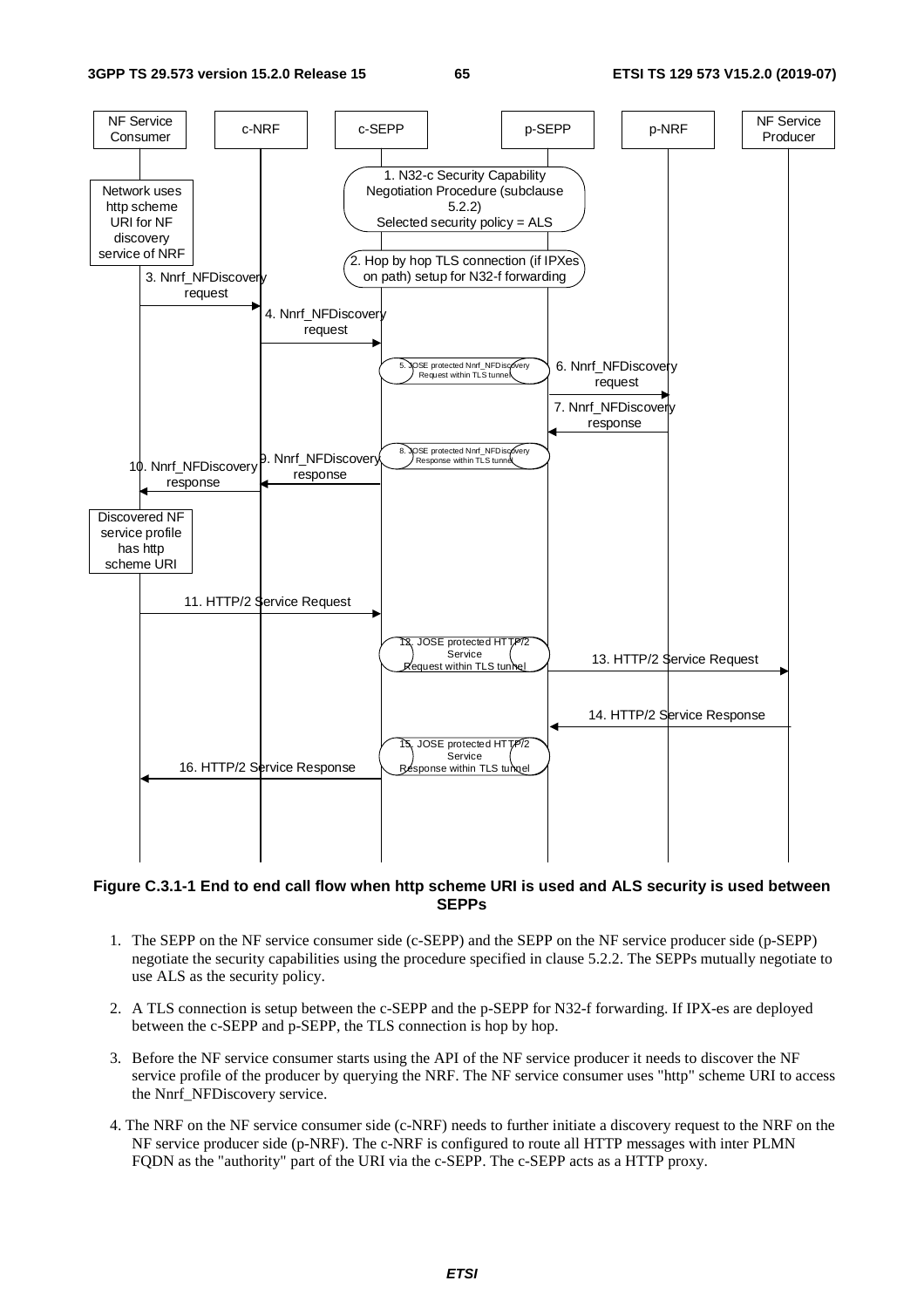NF Service Consumer

c-NRF

c-SEPP

p-SEPP

p-NRF

NF Service Producer

1. N32-c Security Capability Negotiation Procedure (subclause 5.2.2)
Selected security policy = ALS

Network uses http scheme URI for NF discovery service of NRF

2. Hop by hop TLS connection (if IPXes on path) setup for N32-f forwarding

3. Nnrf_NFDiscovery request

4. Nnrf_NFDiscovery request

5. JOSE protected Nnrf_NFDiscovery Request within TLS tunnel

6. Nnrf_NFDiscovery request

7. Nnrf_NFDiscovery response

8. JOSE protected Nnrf_NFDiscovery Response within TLS tunnel

9. Nnrf_NFDiscovery response

10. Nnrf_NFDiscovery response

Discovered NF service profile has http scheme URI

11. HTTP/2 Service Request

12. JOSE protected HTTP/2 Service Request within TLS tunnel

13. HTTP/2 Service Request

14. HTTP/2 Service Response

15. JOSE protected HTTP/2 Service Response within TLS tunnel

16. HTTP/2 Service Response

**Figure C.3.1-1 End to end call flow when http scheme URI is used and ALS security is used between SEPPs**

1. The SEPP on the NF service consumer side (c-SEPP) and the SEPP on the NF service producer side (p-SEPP) negotiate the security capabilities using the procedure specified in clause 5.2.2. The SEPPs mutually negotiate to use ALS as the security policy.

2. A TLS connection is setup between the c-SEPP and the p-SEPP for N32-f forwarding. If IPX-es are deployed between the c-SEPP and p-SEPP, the TLS connection is hop by hop.

3. Before the NF service consumer starts using the API of the NF service producer it needs to discover the NF service profile of the producer by querying the NRF. The NF service consumer uses "http" scheme URI to access the Nnrf_NFDiscovery service.

4. The NRF on the NF service consumer side (c-NRF) needs to further initiate a discovery request to the NRF on the NF service producer side (p-NRF). The c-NRF is configured to route all HTTP messages with inter PLMN FQDN as the "authority" part of the URI via the c-SEPP. The c-SEPP acts as a HTTP proxy.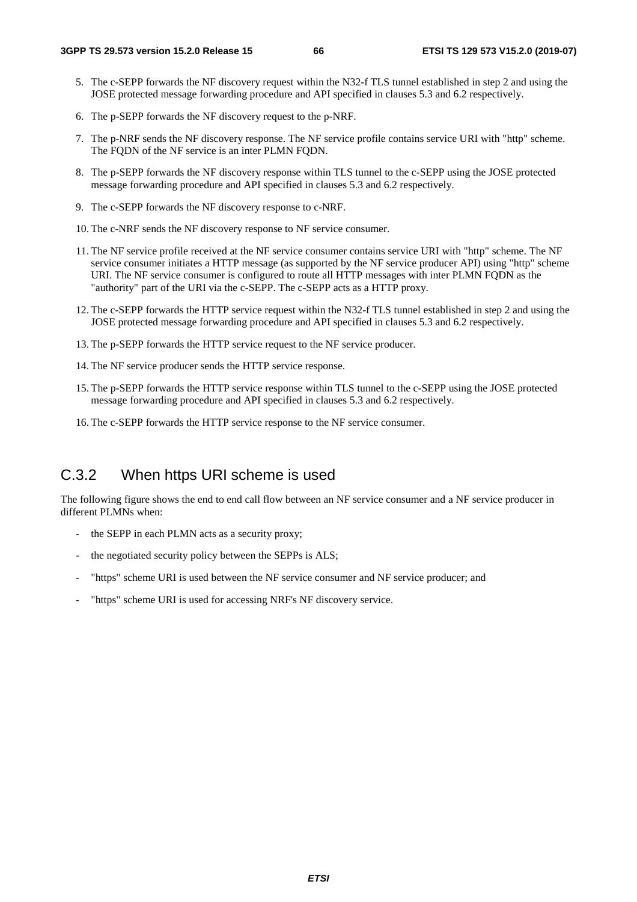5. The c-SEPP forwards the NF discovery request within the N32-f TLS tunnel established in step 2 and using the JOSE protected message forwarding procedure and API specified in clauses 5.3 and 6.2 respectively.

6. The p-SEPP forwards the NF discovery request to the p-NRF.

7. The p-NRF sends the NF discovery response. The NF service profile contains service URI with "http" scheme. The FQDN of the NF service is an inter PLMN FQDN.

8. The p-SEPP forwards the NF discovery response within TLS tunnel to the c-SEPP using the JOSE protected message forwarding procedure and API specified in clauses 5.3 and 6.2 respectively.

9. The c-SEPP forwards the NF discovery response to c-NRF.

10. The c-NRF sends the NF discovery response to NF service consumer.

11. The NF service profile received at the NF service consumer contains service URI with "http" scheme. The NF service consumer initiates a HTTP message (as supported by the NF service producer API) using "http" scheme URI. The NF service consumer is configured to route all HTTP messages with inter PLMN FQDN as the "authority" part of the URI via the c-SEPP. The c-SEPP acts as a HTTP proxy.

12. The c-SEPP forwards the HTTP service request within the N32-f TLS tunnel established in step 2 and using the JOSE protected message forwarding procedure and API specified in clauses 5.3 and 6.2 respectively.

13. The p-SEPP forwards the HTTP service request to the NF service producer.

14. The NF service producer sends the HTTP service response.

15. The p-SEPP forwards the HTTP service response within TLS tunnel to the c-SEPP using the JOSE protected message forwarding procedure and API specified in clauses 5.3 and 6.2 respectively.

16. The c-SEPP forwards the HTTP service response to the NF service consumer.

## C.3.2 When https URI scheme is used

The following figure shows the end to end call flow between an NF service consumer and a NF service producer in different PLMNs when:

- the SEPP in each PLMN acts as a security proxy;
- the negotiated security policy between the SEPPs is ALS;
- "https" scheme URI is used between the NF service consumer and NF service producer; and
- "https" scheme URI is used for accessing NRF's NF discovery service.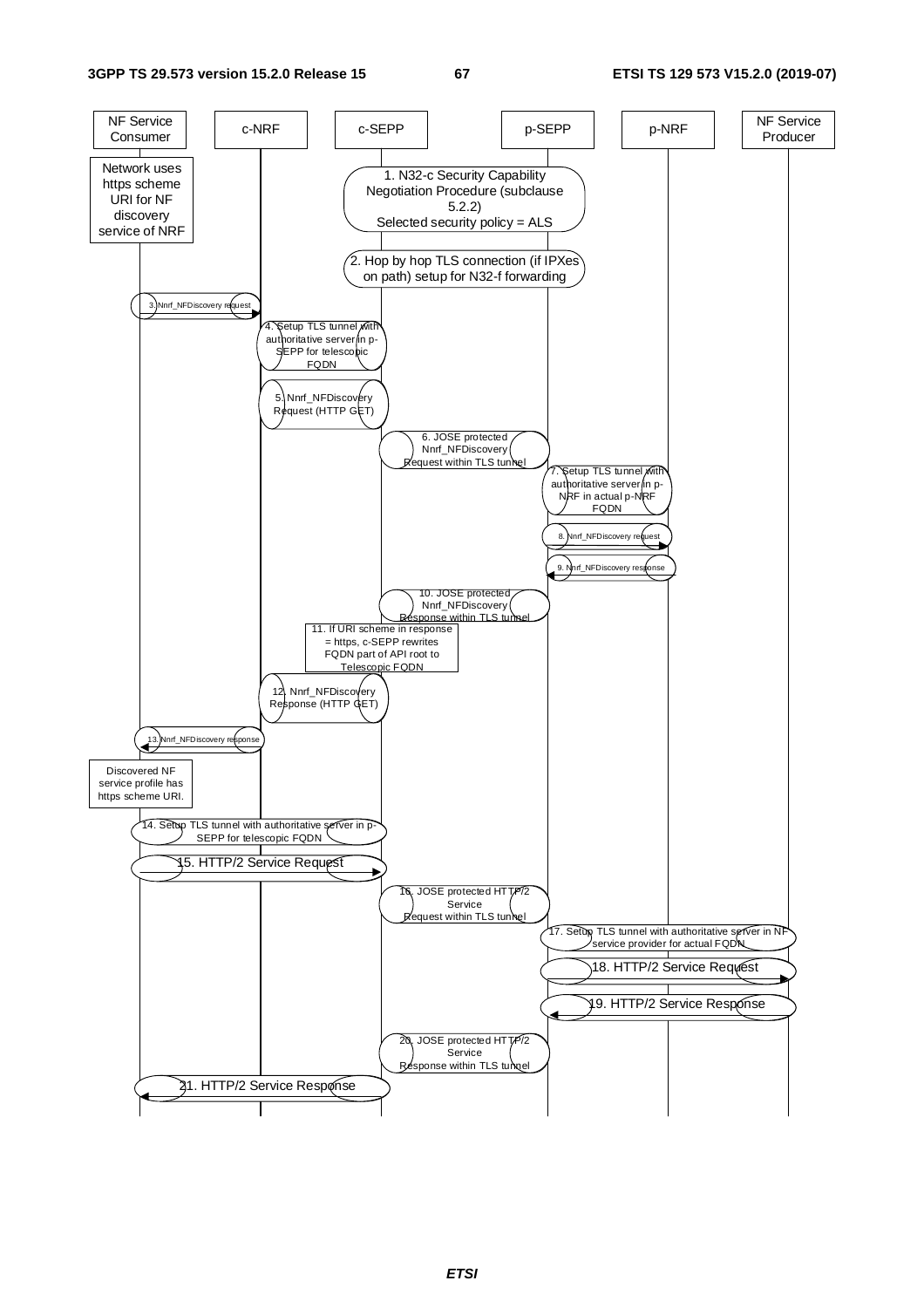NF Service Consumer

c-NRF

c-SEPP

p-SEPP

p-NRF

NF Service Producer

Network uses https scheme URI for NF discovery service of NRF

1. N32-c Security Capability Negotiation Procedure (subclause 5.2.2)
Selected security policy = ALS

2. Hop by hop TLS connection (if IPXes on path) setup for N32-f forwarding

3. Nnrf_NFDiscovery request

4. Setup TLS tunnel with authoritative server in p-SEPP for telescopic FQDN

5. Nnrf_NFDiscovery Request (HTTP GET)

6. JOSE protected Nnrf_NFDiscovery Request within TLS tunnel

7. Setup TLS tunnel with authoritative server in p-NRF in actual p-NRF FQDN

8. Nnrf_NFDiscovery request

9. Nnrf_NFDiscovery response

10. JOSE protected Nnrf_NFDiscovery Response within TLS tunnel

11. If URI scheme in response = https, c-SEPP rewrites FQDN part of API root to Telescopic FQDN

12. Nnrf_NFDiscovery Response (HTTP GET)

13. Nnrf_NFDiscovery response

Discovered NF service profile has https scheme URI.

14. Setup TLS tunnel with authoritative server in p-SEPP for telescopic FQDN

15. HTTP/2 Service Request

16. JOSE protected HTTP/2 Service Request within TLS tunnel

17. Setup TLS tunnel with authoritative server in NF service provider for actual FQDN

18. HTTP/2 Service Request

19. HTTP/2 Service Response

20. JOSE protected HTTP/2 Service Response within TLS tunnel

21. HTTP/2 Service Response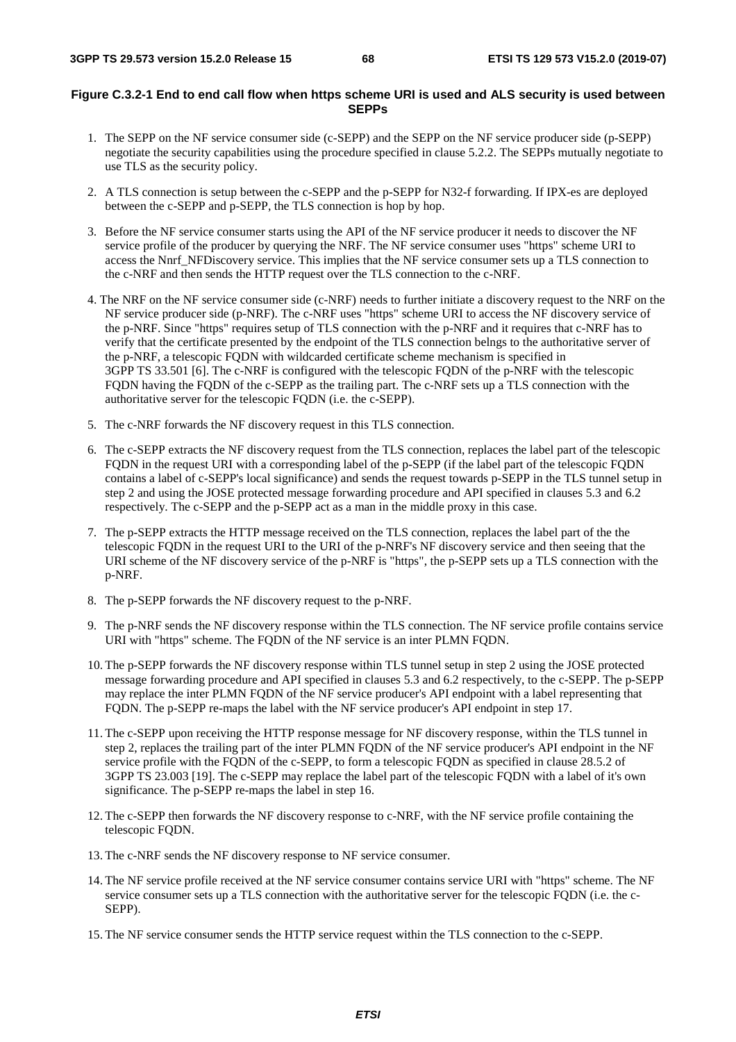**Figure C.3.2-1 End to end call flow when https scheme URI is used and ALS security is used between SEPPs**

1. The SEPP on the NF service consumer side (c-SEPP) and the SEPP on the NF service producer side (p-SEPP) negotiate the security capabilities using the procedure specified in clause 5.2.2. The SEPPs mutually negotiate to use TLS as the security policy.

2. A TLS connection is setup between the c-SEPP and the p-SEPP for N32-f forwarding. If IPX-es are deployed between the c-SEPP and p-SEPP, the TLS connection is hop by hop.

3. Before the NF service consumer starts using the API of the NF service producer it needs to discover the NF service profile of the producer by querying the NRF. The NF service consumer uses "https" scheme URI to access the Nnrf_NFDiscovery service. This implies that the NF service consumer sets up a TLS connection to the c-NRF and then sends the HTTP request over the TLS connection to the c-NRF.

4. The NRF on the NF service consumer side (c-NRF) needs to further initiate a discovery request to the NRF on the NF service producer side (p-NRF). The c-NRF uses "https" scheme URI to access the NF discovery service of the p-NRF. Since "https" requires setup of TLS connection with the p-NRF and it requires that c-NRF has to verify that the certificate presented by the endpoint of the TLS connection belngs to the authoritative server of the p-NRF, a telescopic FQDN with wildcarded certificate scheme mechanism is specified in 3GPP TS 33.501 [6]. The c-NRF is configured with the telescopic FQDN of the p-NRF with the telescopic FQDN having the FQDN of the c-SEPP as the trailing part. The c-NRF sets up a TLS connection with the authoritative server for the telescopic FQDN (i.e. the c-SEPP).

5. The c-NRF forwards the NF discovery request in this TLS connection.

6. The c-SEPP extracts the NF discovery request from the TLS connection, replaces the label part of the telescopic FQDN in the request URI with a corresponding label of the p-SEPP (if the label part of the telescopic FQDN contains a label of c-SEPP's local significance) and sends the request towards p-SEPP in the TLS tunnel setup in step 2 and using the JOSE protected message forwarding procedure and API specified in clauses 5.3 and 6.2 respectively. The c-SEPP and the p-SEPP act as a man in the middle proxy in this case.

7. The p-SEPP extracts the HTTP message received on the TLS connection, replaces the label part of the the telescopic FQDN in the request URI to the URI of the p-NRF's NF discovery service and then seeing that the URI scheme of the NF discovery service of the p-NRF is "https", the p-SEPP sets up a TLS connection with the p-NRF.

8. The p-SEPP forwards the NF discovery request to the p-NRF.

9. The p-NRF sends the NF discovery response within the TLS connection. The NF service profile contains service URI with "https" scheme. The FQDN of the NF service is an inter PLMN FQDN.

10. The p-SEPP forwards the NF discovery response within TLS tunnel setup in step 2 using the JOSE protected message forwarding procedure and API specified in clauses 5.3 and 6.2 respectively, to the c-SEPP. The p-SEPP may replace the inter PLMN FQDN of the NF service producer's API endpoint with a label representing that FQDN. The p-SEPP re-maps the label with the NF service producer's API endpoint in step 17.

11. The c-SEPP upon receiving the HTTP response message for NF discovery response, within the TLS tunnel in step 2, replaces the trailing part of the inter PLMN FQDN of the NF service producer's API endpoint in the NF service profile with the FQDN of the c-SEPP, to form a telescopic FQDN as specified in clause 28.5.2 of 3GPP TS 23.003 [19]. The c-SEPP may replace the label part of the telescopic FQDN with a label of it's own significance. The p-SEPP re-maps the label in step 16.

12. The c-SEPP then forwards the NF discovery response to c-NRF, with the NF service profile containing the telescopic FQDN.

13. The c-NRF sends the NF discovery response to NF service consumer.

14. The NF service profile received at the NF service consumer contains service URI with "https" scheme. The NF service consumer sets up a TLS connection with the authoritative server for the telescopic FQDN (i.e. the c-SEPP).

15. The NF service consumer sends the HTTP service request within the TLS connection to the c-SEPP.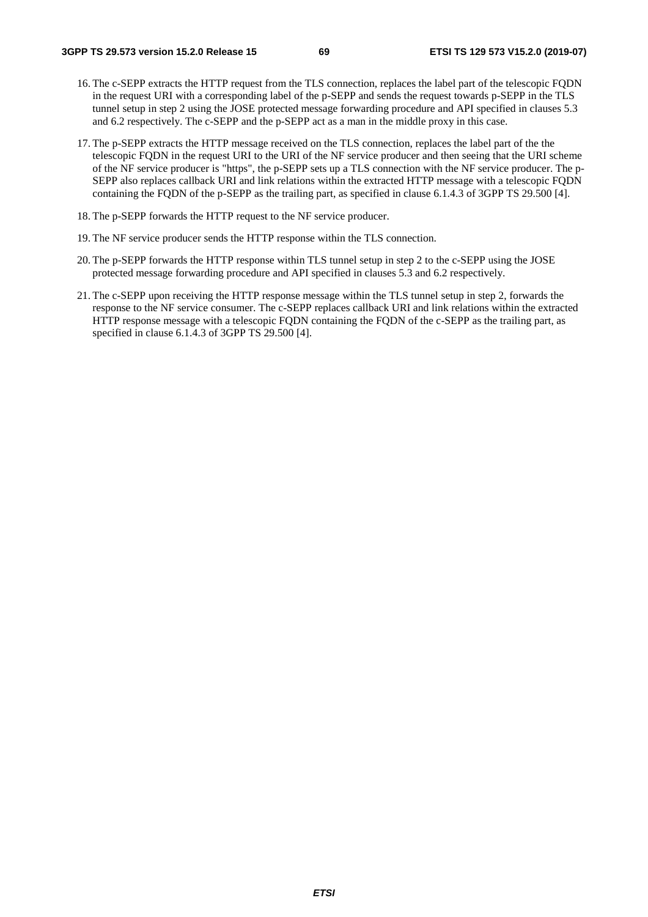16. The c-SEPP extracts the HTTP request from the TLS connection, replaces the label part of the telescopic FQDN in the request URI with a corresponding label of the p-SEPP and sends the request towards p-SEPP in the TLS tunnel setup in step 2 using the JOSE protected message forwarding procedure and API specified in clauses 5.3 and 6.2 respectively. The c-SEPP and the p-SEPP act as a man in the middle proxy in this case.

17. The p-SEPP extracts the HTTP message received on the TLS connection, replaces the label part of the the telescopic FQDN in the request URI to the URI of the NF service producer and then seeing that the URI scheme of the NF service producer is "https", the p-SEPP sets up a TLS connection with the NF service producer. The p-SEPP also replaces callback URI and link relations within the extracted HTTP message with a telescopic FQDN containing the FQDN of the p-SEPP as the trailing part, as specified in clause 6.1.4.3 of 3GPP TS 29.500 [4].

18. The p-SEPP forwards the HTTP request to the NF service producer.

19. The NF service producer sends the HTTP response within the TLS connection.

20. The p-SEPP forwards the HTTP response within TLS tunnel setup in step 2 to the c-SEPP using the JOSE protected message forwarding procedure and API specified in clauses 5.3 and 6.2 respectively.

21. The c-SEPP upon receiving the HTTP response message within the TLS tunnel setup in step 2, forwards the response to the NF service consumer. The c-SEPP replaces callback URI and link relations within the extracted HTTP response message with a telescopic FQDN containing the FQDN of the c-SEPP as the trailing part, as specified in clause 6.1.4.3 of 3GPP TS 29.500 [4].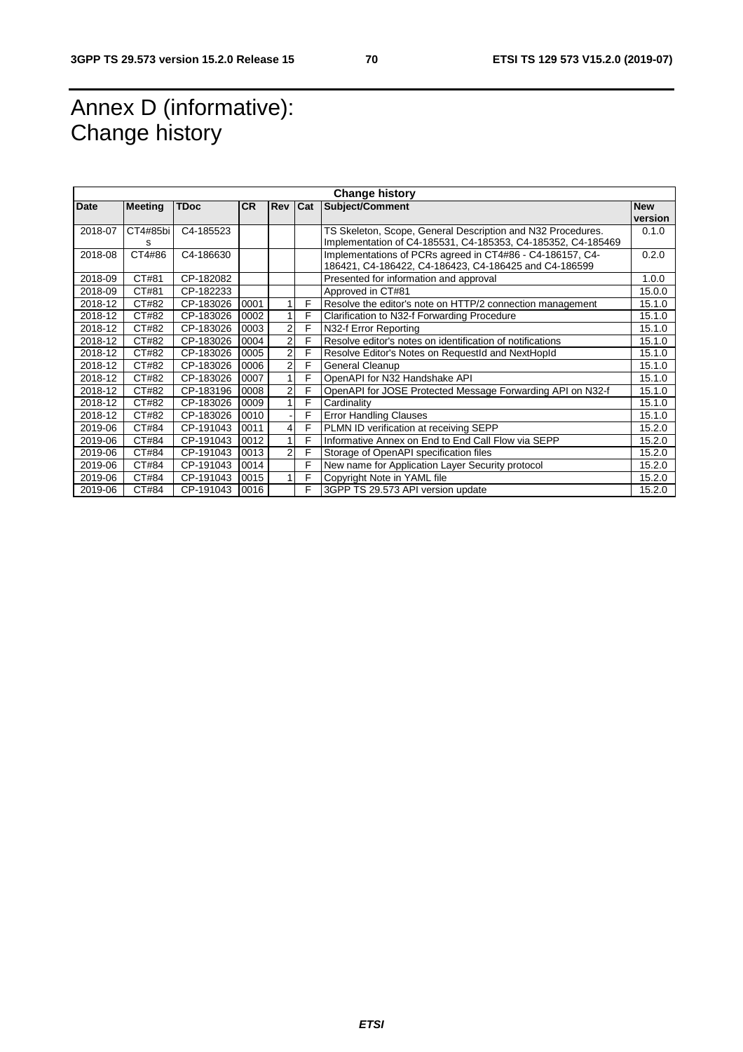# Annex D (informative): Change history

| Change history | | | | | | | |
|---|---|---|---|---|---|---|---|
| **Date** | **Meeting** | **TDoc** | **CR** | **Rev** | **Cat** | **Subject/Comment** | **New version** |
| 2018-07 | CT4#85bis | C4-185523 | | | | TS Skeleton, Scope, General Description and N32 Procedures. Implementation of C4-185531, C4-185353, C4-185352, C4-185469 | 0.1.0 |
| 2018-08 | CT4#86 | C4-186630 | | | | Implementations of PCRs agreed in CT4#86 - C4-186157, C4-186421, C4-186422, C4-186423, C4-186425 and C4-186599 | 0.2.0 |
| 2018-09 | CT#81 | CP-182082 | | | | Presented for information and approval | 1.0.0 |
| 2018-09 | CT#81 | CP-182233 | | | | Approved in CT#81 | 15.0.0 |
| 2018-12 | CT#82 | CP-183026 | 0001 | 1 | F | Resolve the editor's note on HTTP/2 connection management | 15.1.0 |
| 2018-12 | CT#82 | CP-183026 | 0002 | 1 | F | Clarification to N32-f Forwarding Procedure | 15.1.0 |
| 2018-12 | CT#82 | CP-183026 | 0003 | 2 | F | N32-f Error Reporting | 15.1.0 |
| 2018-12 | CT#82 | CP-183026 | 0004 | 2 | F | Resolve editor's notes on identification of notifications | 15.1.0 |
| 2018-12 | CT#82 | CP-183026 | 0005 | 2 | F | Resolve Editor's Notes on RequestId and NextHopId | 15.1.0 |
| 2018-12 | CT#82 | CP-183026 | 0006 | 2 | F | General Cleanup | 15.1.0 |
| 2018-12 | CT#82 | CP-183026 | 0007 | 1 | F | OpenAPI for N32 Handshake API | 15.1.0 |
| 2018-12 | CT#82 | CP-183196 | 0008 | 2 | F | OpenAPI for JOSE Protected Message Forwarding API on N32-f | 15.1.0 |
| 2018-12 | CT#82 | CP-183026 | 0009 | 1 | F | Cardinality | 15.1.0 |
| 2018-12 | CT#82 | CP-183026 | 0010 | - | F | Error Handling Clauses | 15.1.0 |
| 2019-06 | CT#84 | CP-191043 | 0011 | 4 | F | PLMN ID verification at receiving SEPP | 15.2.0 |
| 2019-06 | CT#84 | CP-191043 | 0012 | 1 | F | Informative Annex on End to End Call Flow via SEPP | 15.2.0 |
| 2019-06 | CT#84 | CP-191043 | 0013 | 2 | F | Storage of OpenAPI specification files | 15.2.0 |
| 2019-06 | CT#84 | CP-191043 | 0014 | | F | New name for Application Layer Security protocol | 15.2.0 |
| 2019-06 | CT#84 | CP-191043 | 0015 | 1 | F | Copyright Note in YAML file | 15.2.0 |
| 2019-06 | CT#84 | CP-191043 | 0016 | | F | 3GPP TS 29.573 API version update | 15.2.0 |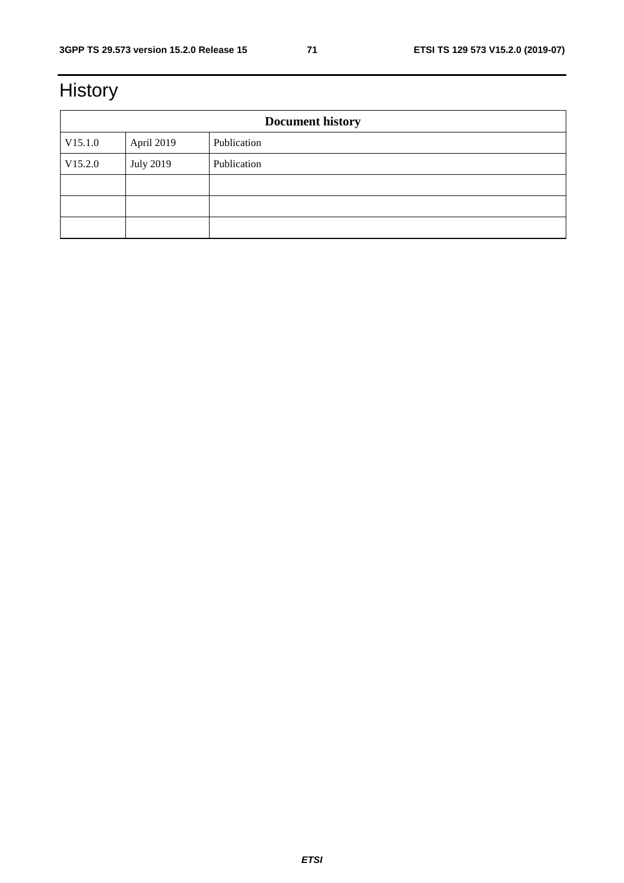# History

| Document history | | |
|---|---|---|
| V15.1.0 | April 2019 | Publication |
| V15.2.0 | July 2019 | Publication |
| | | |
| | | |
| | | |